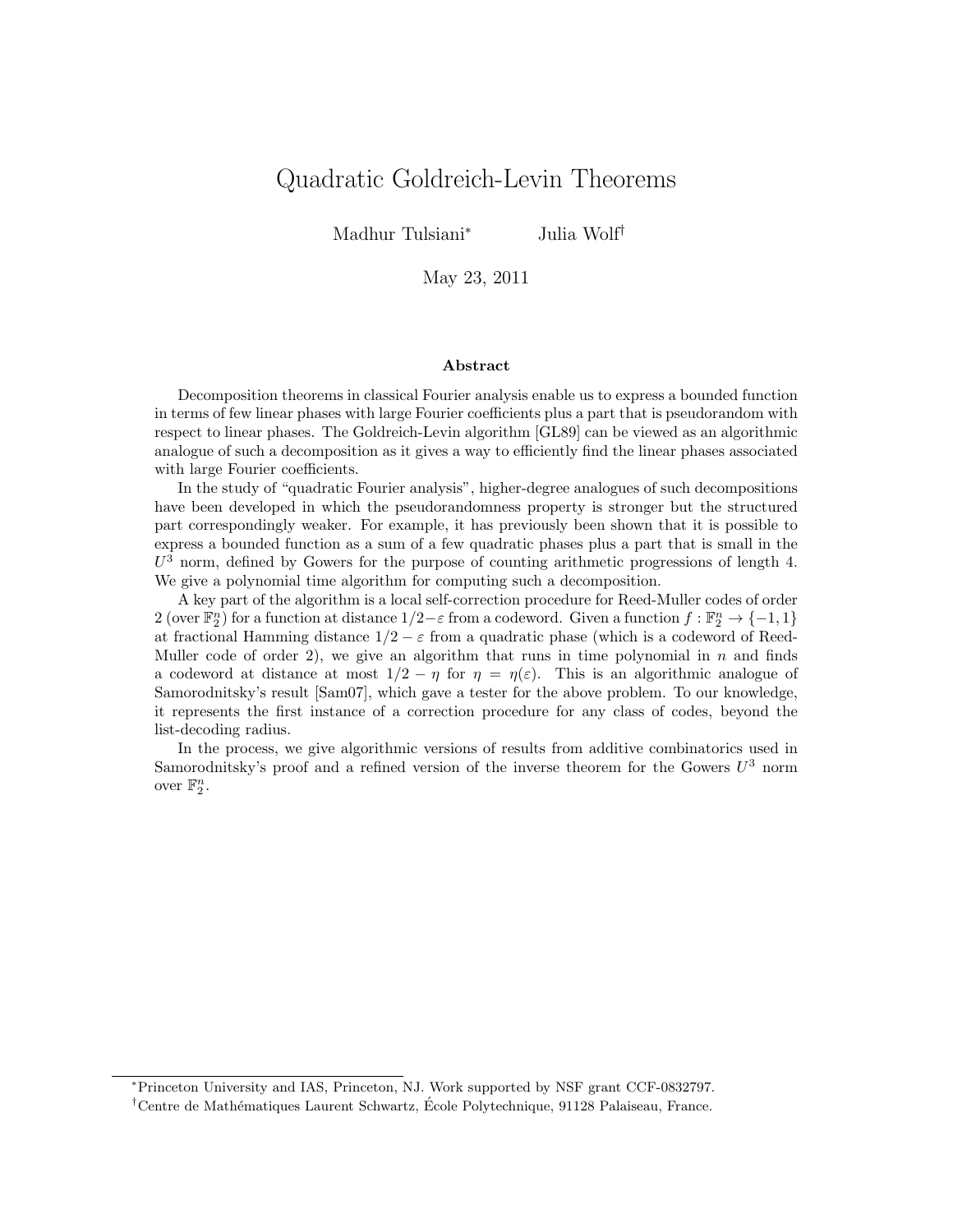# Quadratic Goldreich-Levin Theorems

Madhur Tulsiani[*] Julia Wolf[†]

May 23, 2011

## Abstract

Decomposition theorems in classical Fourier analysis enable us to express a bounded function in terms of few linear phases with large Fourier coefficients plus a part that is pseudorandom with respect to linear phases. The Goldreich-Levin algorithm [GL89] can be viewed as an algorithmic analogue of such a decomposition as it gives a way to efficiently find the linear phases associated with large Fourier coefficients.

In the study of "quadratic Fourier analysis", higher-degree analogues of such decompositions have been developed in which the pseudorandomness property is stronger but the structured part correspondingly weaker. For example, it has previously been shown that it is possible to express a bounded function as a sum of a few quadratic phases plus a part that is small in the $U^3$ norm, defined by Gowers for the purpose of counting arithmetic progressions of length 4. We give a polynomial time algorithm for computing such a decomposition.

A key part of the algorithm is a local self-correction procedure for Reed-Muller codes of order 2 (over $\mathbb{F}_2^n$) for a function at distance $1/2-\varepsilon$ from a codeword. Given a function $f : \mathbb{F}_2^n \to \{-1, 1\}$ at fractional Hamming distance $1/2 - \varepsilon$ from a quadratic phase (which is a codeword of Reed-Muller code of order 2), we give an algorithm that runs in time polynomial in $n$ and finds a codeword at distance at most $1/2 - \eta$ for $\eta = \eta(\varepsilon)$. This is an algorithmic analogue of Samorodnitsky's result [Sam07], which gave a tester for the above problem. To our knowledge, it represents the first instance of a correction procedure for any class of codes, beyond the list-decoding radius.

In the process, we give algorithmic versions of results from additive combinatorics used in Samorodnitsky's proof and a refined version of the inverse theorem for the Gowers $U^3$ norm over $\mathbb{F}_2^n$.

---

[*] Princeton University and IAS, Princeton, NJ. Work supported by NSF grant CCF-0832797.

[†] Centre de Mathématiques Laurent Schwartz, École Polytechnique, 91128 Palaiseau, France.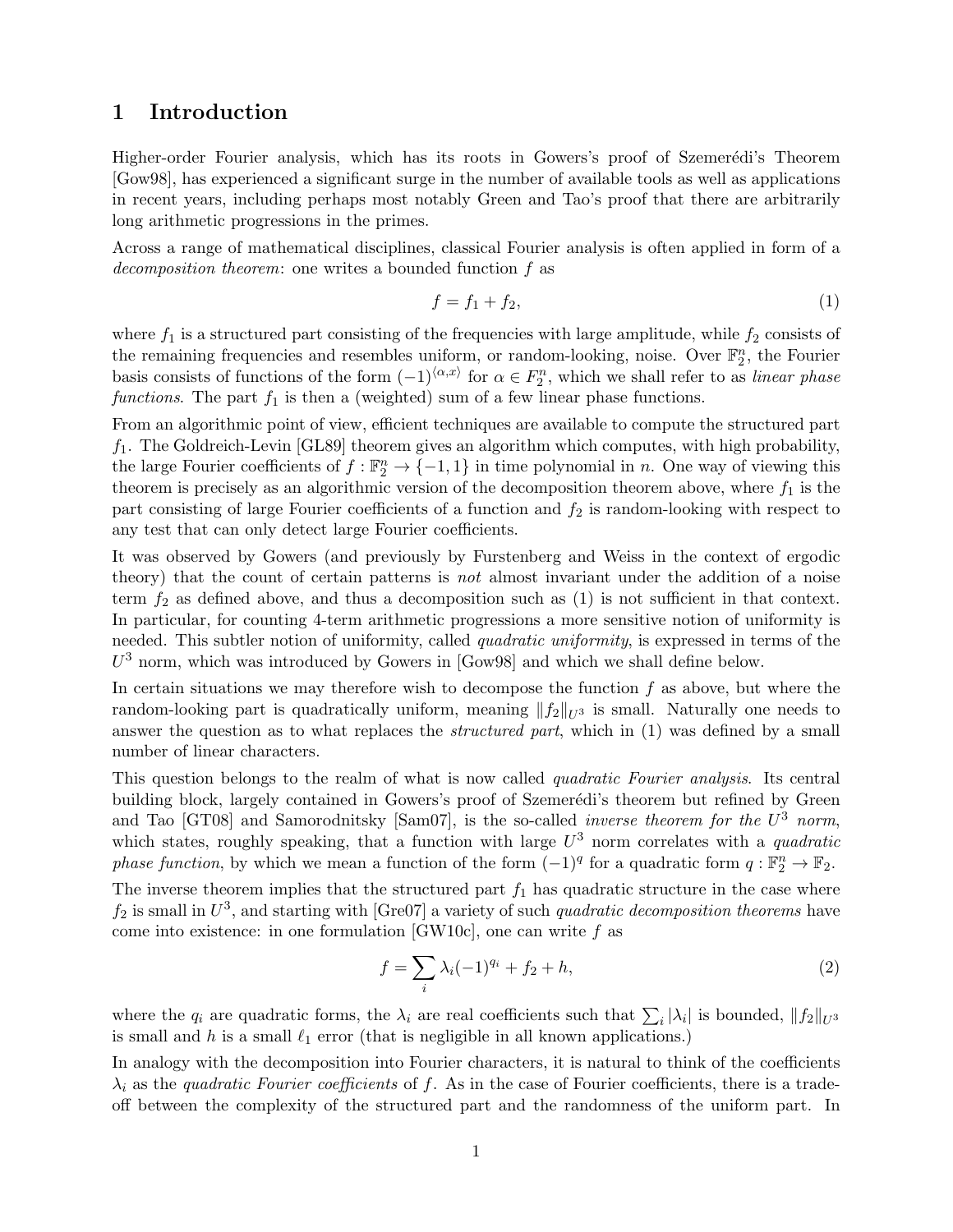# 1 Introduction

Higher-order Fourier analysis, which has its roots in Gowers's proof of Szemerédi's Theorem [Gow98], has experienced a significant surge in the number of available tools as well as applications in recent years, including perhaps most notably Green and Tao's proof that there are arbitrarily long arithmetic progressions in the primes.

Across a range of mathematical disciplines, classical Fourier analysis is often applied in form of a *decomposition theorem*: one writes a bounded function $f$ as

$$f = f_1 + f_2, \tag{1}$$

where $f_1$ is a structured part consisting of the frequencies with large amplitude, while $f_2$ consists of the remaining frequencies and resembles uniform, or random-looking, noise. Over $\mathbb{F}_2^n$, the Fourier basis consists of functions of the form $(-1)^{\langle \alpha, x\rangle}$ for $\alpha \in F_2^n$, which we shall refer to as *linear phase functions*. The part $f_1$ is then a (weighted) sum of a few linear phase functions.

From an algorithmic point of view, efficient techniques are available to compute the structured part $f_1$. The Goldreich-Levin [GL89] theorem gives an algorithm which computes, with high probability, the large Fourier coefficients of $f : \mathbb{F}_2^n \to \{-1, 1\}$ in time polynomial in $n$. One way of viewing this theorem is precisely as an algorithmic version of the decomposition theorem above, where $f_1$ is the part consisting of large Fourier coefficients of a function and $f_2$ is random-looking with respect to any test that can only detect large Fourier coefficients.

It was observed by Gowers (and previously by Furstenberg and Weiss in the context of ergodic theory) that the count of certain patterns is *not* almost invariant under the addition of a noise term $f_2$ as defined above, and thus a decomposition such as (1) is not sufficient in that context. In particular, for counting 4-term arithmetic progressions a more sensitive notion of uniformity is needed. This subtler notion of uniformity, called *quadratic uniformity*, is expressed in terms of the $U^3$ norm, which was introduced by Gowers in [Gow98] and which we shall define below.

In certain situations we may therefore wish to decompose the function $f$ as above, but where the random-looking part is quadratically uniform, meaning $\|f_2\|_{U^3}$ is small. Naturally one needs to answer the question as to what replaces the *structured part*, which in (1) was defined by a small number of linear characters.

This question belongs to the realm of what is now called *quadratic Fourier analysis*. Its central building block, largely contained in Gowers's proof of Szemerédi's theorem but refined by Green and Tao [GT08] and Samorodnitsky [Sam07], is the so-called *inverse theorem for the $U^3$ norm*, which states, roughly speaking, that a function with large $U^3$ norm correlates with a *quadratic phase function*, by which we mean a function of the form $(-1)^q$ for a quadratic form $q : \mathbb{F}_2^n \to \mathbb{F}_2$.

The inverse theorem implies that the structured part $f_1$ has quadratic structure in the case where $f_2$ is small in $U^3$, and starting with [Gre07] a variety of such *quadratic decomposition theorems* have come into existence: in one formulation [GW10c], one can write $f$ as

$$f = \sum_i \lambda_i (-1)^{q_i} + f_2 + h, \tag{2}$$

where the $q_i$ are quadratic forms, the $\lambda_i$ are real coefficients such that $\sum_i |\lambda_i|$ is bounded, $\|f_2\|_{U^3}$ is small and $h$ is a small $\ell_1$ error (that is negligible in all known applications.)

In analogy with the decomposition into Fourier characters, it is natural to think of the coefficients $\lambda_i$ as the *quadratic Fourier coefficients* of $f$. As in the case of Fourier coefficients, there is a trade-off between the complexity of the structured part and the randomness of the uniform part. In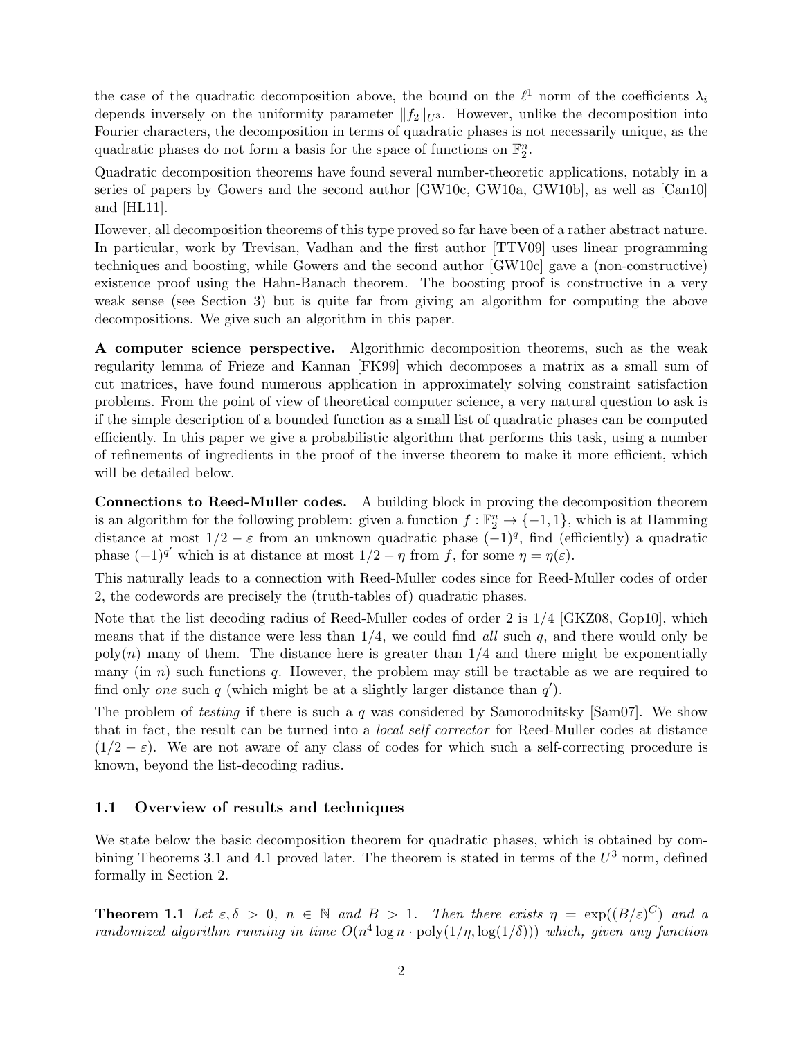the case of the quadratic decomposition above, the bound on the $\ell^1$ norm of the coefficients $\lambda_i$ depends inversely on the uniformity parameter $\|f_2\|_{U^3}$. However, unlike the decomposition into Fourier characters, the decomposition in terms of quadratic phases is not necessarily unique, as the quadratic phases do not form a basis for the space of functions on $\mathbb{F}_2^n$.

Quadratic decomposition theorems have found several number-theoretic applications, notably in a series of papers by Gowers and the second author [GW10c, GW10a, GW10b], as well as [Can10] and [HL11].

However, all decomposition theorems of this type proved so far have been of a rather abstract nature. In particular, work by Trevisan, Vadhan and the first author [TTV09] uses linear programming techniques and boosting, while Gowers and the second author [GW10c] gave a (non-constructive) existence proof using the Hahn-Banach theorem. The boosting proof is constructive in a very weak sense (see Section 3) but is quite far from giving an algorithm for computing the above decompositions. We give such an algorithm in this paper.

**A computer science perspective.** Algorithmic decomposition theorems, such as the weak regularity lemma of Frieze and Kannan [FK99] which decomposes a matrix as a small sum of cut matrices, have found numerous application in approximately solving constraint satisfaction problems. From the point of view of theoretical computer science, a very natural question to ask is if the simple description of a bounded function as a small list of quadratic phases can be computed efficiently. In this paper we give a probabilistic algorithm that performs this task, using a number of refinements of ingredients in the proof of the inverse theorem to make it more efficient, which will be detailed below.

**Connections to Reed-Muller codes.** A building block in proving the decomposition theorem is an algorithm for the following problem: given a function $f : \mathbb{F}_2^n \to \{-1, 1\}$, which is at Hamming distance at most $1/2 - \varepsilon$ from an unknown quadratic phase $(-1)^q$, find (efficiently) a quadratic phase $(-1)^{q'}$ which is at distance at most $1/2 - \eta$ from $f$, for some $\eta = \eta(\varepsilon)$.

This naturally leads to a connection with Reed-Muller codes since for Reed-Muller codes of order 2, the codewords are precisely the (truth-tables of) quadratic phases.

Note that the list decoding radius of Reed-Muller codes of order 2 is $1/4$ [GKZ08, Gop10], which means that if the distance were less than $1/4$, we could find *all* such $q$, and there would only be $\text{poly}(n)$ many of them. The distance here is greater than $1/4$ and there might be exponentially many (in $n$) such functions $q$. However, the problem may still be tractable as we are required to find only *one* such $q$ (which might be at a slightly larger distance than $q'$).

The problem of *testing* if there is such a $q$ was considered by Samorodnitsky [Sam07]. We show that in fact, the result can be turned into a *local self corrector* for Reed-Muller codes at distance $(1/2 - \varepsilon)$. We are not aware of any class of codes for which such a self-correcting procedure is known, beyond the list-decoding radius.

## 1.1 Overview of results and techniques

We state below the basic decomposition theorem for quadratic phases, which is obtained by combining Theorems 3.1 and 4.1 proved later. The theorem is stated in terms of the $U^3$ norm, defined formally in Section 2.

**Theorem 1.1** *Let $\varepsilon, \delta > 0$, $n \in \mathbb{N}$ and $B > 1$. Then there exists $\eta = \exp((B/\varepsilon)^C)$ and a randomized algorithm running in time $O(n^4 \log n \cdot \text{poly}(1/\eta, \log(1/\delta)))$ which, given any function*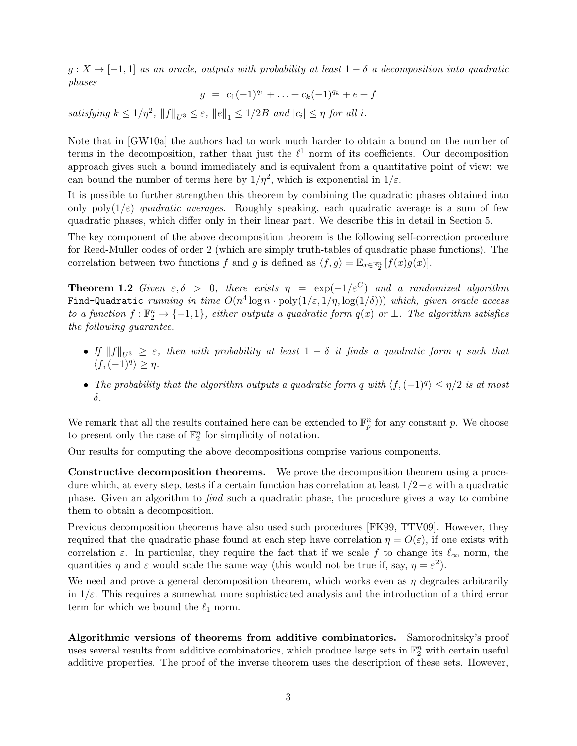*$g : X \to [-1, 1]$ as an oracle, outputs with probability at least $1 - \delta$ a decomposition into quadratic phases*

$$g \;=\; c_1(-1)^{q_1} + \ldots + c_k(-1)^{q_k} + e + f$$

*satisfying $k \leq 1/\eta^2$, $\|f\|_{U^3} \leq \varepsilon$, $\|e\|_1 \leq 1/2B$ and $|c_i| \leq \eta$ for all $i$.*

Note that in [GW10a] the authors had to work much harder to obtain a bound on the number of terms in the decomposition, rather than just the $\ell^1$ norm of its coefficients. Our decomposition approach gives such a bound immediately and is equivalent from a quantitative point of view: we can bound the number of terms here by $1/\eta^2$, which is exponential in $1/\varepsilon$.

It is possible to further strengthen this theorem by combining the quadratic phases obtained into only $\text{poly}(1/\varepsilon)$ *quadratic averages*. Roughly speaking, each quadratic average is a sum of few quadratic phases, which differ only in their linear part. We describe this in detail in Section 5.

The key component of the above decomposition theorem is the following self-correction procedure for Reed-Muller codes of order 2 (which are simply truth-tables of quadratic phase functions). The correlation between two functions $f$ and $g$ is defined as $\langle f, g\rangle = \mathbb{E}_{x \in \mathbb{F}_2^n}[f(x)g(x)]$.

**Theorem 1.2** *Given $\varepsilon, \delta > 0$, there exists $\eta = \exp(-1/\varepsilon^C)$ and a randomized algorithm* `Find-Quadratic` *running in time $O(n^4 \log n \cdot \text{poly}(1/\varepsilon, 1/\eta, \log(1/\delta)))$ which, given oracle access to a function $f : \mathbb{F}_2^n \to \{-1, 1\}$, either outputs a quadratic form $q(x)$ or $\perp$. The algorithm satisfies the following guarantee.*

- *If $\|f\|_{U^3} \geq \varepsilon$, then with probability at least $1 - \delta$ it finds a quadratic form $q$ such that $\langle f, (-1)^q\rangle \geq \eta$.*
- *The probability that the algorithm outputs a quadratic form $q$ with $\langle f, (-1)^q\rangle \leq \eta/2$ is at most $\delta$.*

We remark that all the results contained here can be extended to $\mathbb{F}_p^n$ for any constant $p$. We choose to present only the case of $\mathbb{F}_2^n$ for simplicity of notation.

Our results for computing the above decompositions comprise various components.

**Constructive decomposition theorems.** We prove the decomposition theorem using a procedure which, at every step, tests if a certain function has correlation at least $1/2 - \varepsilon$ with a quadratic phase. Given an algorithm to *find* such a quadratic phase, the procedure gives a way to combine them to obtain a decomposition.

Previous decomposition theorems have also used such procedures [FK99, TTV09]. However, they required that the quadratic phase found at each step have correlation $\eta = O(\varepsilon)$, if one exists with correlation $\varepsilon$. In particular, they require the fact that if we scale $f$ to change its $\ell_\infty$ norm, the quantities $\eta$ and $\varepsilon$ would scale the same way (this would not be true if, say, $\eta = \varepsilon^2$).

We need and prove a general decomposition theorem, which works even as $\eta$ degrades arbitrarily in $1/\varepsilon$. This requires a somewhat more sophisticated analysis and the introduction of a third error term for which we bound the $\ell_1$ norm.

**Algorithmic versions of theorems from additive combinatorics.** Samorodnitsky's proof uses several results from additive combinatorics, which produce large sets in $\mathbb{F}_2^n$ with certain useful additive properties. The proof of the inverse theorem uses the description of these sets. However,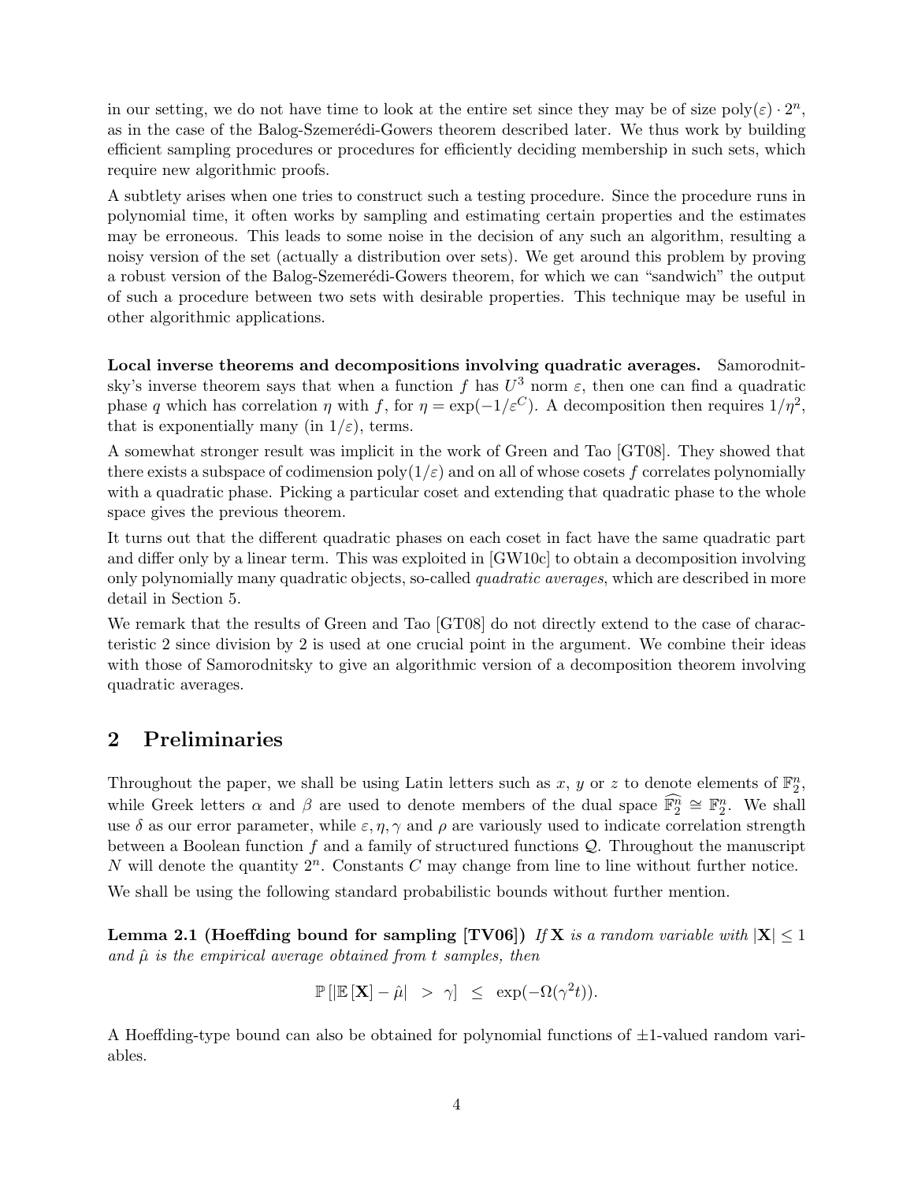in our setting, we do not have time to look at the entire set since they may be of size $\mathrm{poly}(\varepsilon) \cdot 2^n$, as in the case of the Balog-Szemerédi-Gowers theorem described later. We thus work by building efficient sampling procedures or procedures for efficiently deciding membership in such sets, which require new algorithmic proofs.

A subtlety arises when one tries to construct such a testing procedure. Since the procedure runs in polynomial time, it often works by sampling and estimating certain properties and the estimates may be erroneous. This leads to some noise in the decision of any such an algorithm, resulting a noisy version of the set (actually a distribution over sets). We get around this problem by proving a robust version of the Balog-Szemerédi-Gowers theorem, for which we can "sandwich" the output of such a procedure between two sets with desirable properties. This technique may be useful in other algorithmic applications.

**Local inverse theorems and decompositions involving quadratic averages.** Samorodnitsky's inverse theorem says that when a function $f$ has $U^3$ norm $\varepsilon$, then one can find a quadratic phase $q$ which has correlation $\eta$ with $f$, for $\eta = \exp(-1/\varepsilon^C)$. A decomposition then requires $1/\eta^2$, that is exponentially many (in $1/\varepsilon$), terms.

A somewhat stronger result was implicit in the work of Green and Tao [GT08]. They showed that there exists a subspace of codimension $\mathrm{poly}(1/\varepsilon)$ and on all of whose cosets $f$ correlates polynomially with a quadratic phase. Picking a particular coset and extending that quadratic phase to the whole space gives the previous theorem.

It turns out that the different quadratic phases on each coset in fact have the same quadratic part and differ only by a linear term. This was exploited in [GW10c] to obtain a decomposition involving only polynomially many quadratic objects, so-called *quadratic averages*, which are described in more detail in Section 5.

We remark that the results of Green and Tao [GT08] do not directly extend to the case of characteristic 2 since division by 2 is used at one crucial point in the argument. We combine their ideas with those of Samorodnitsky to give an algorithmic version of a decomposition theorem involving quadratic averages.

## 2 Preliminaries

Throughout the paper, we shall be using Latin letters such as $x$, $y$ or $z$ to denote elements of $\mathbb{F}_2^n$, while Greek letters $\alpha$ and $\beta$ are used to denote members of the dual space $\widehat{\mathbb{F}_2^n} \cong \mathbb{F}_2^n$. We shall use $\delta$ as our error parameter, while $\varepsilon, \eta, \gamma$ and $\rho$ are variously used to indicate correlation strength between a Boolean function $f$ and a family of structured functions $\mathcal{Q}$. Throughout the manuscript $N$ will denote the quantity $2^n$. Constants $C$ may change from line to line without further notice.

We shall be using the following standard probabilistic bounds without further mention.

**Lemma 2.1 (Hoeffding bound for sampling [TV06])** *If* $\mathbf{X}$ *is a random variable with* $|\mathbf{X}| \leq 1$ *and* $\hat{\mu}$ *is the empirical average obtained from* $t$ *samples, then*

$$\mathbb{P}\left[|\mathbb{E}\left[\mathbf{X}\right] - \hat{\mu}| \;>\; \gamma\right] \;\leq\; \exp(-\Omega(\gamma^2 t)).$$

A Hoeffding-type bound can also be obtained for polynomial functions of $\pm 1$-valued random variables.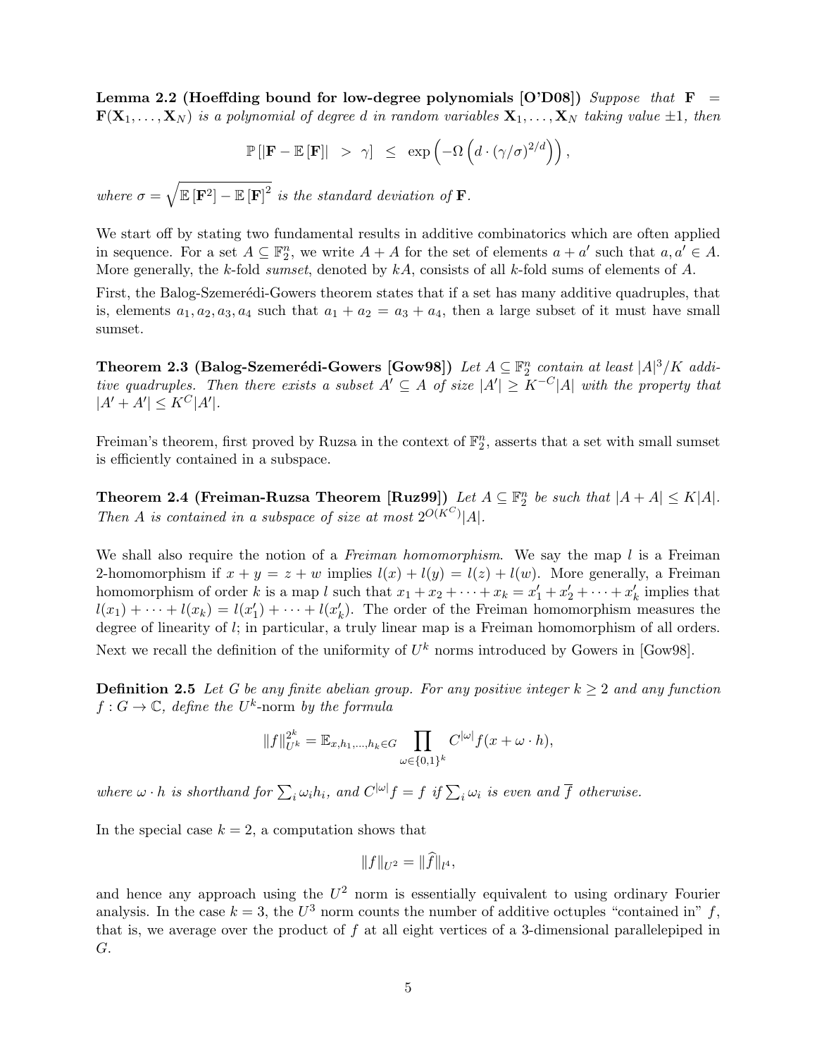**Lemma 2.2 (Hoeffding bound for low-degree polynomials [O'D08])** *Suppose that* $\mathbf{F} = \mathbf{F}(\mathbf{X}_1, \ldots, \mathbf{X}_N)$ *is a polynomial of degree* $d$ *in random variables* $\mathbf{X}_1, \ldots, \mathbf{X}_N$ *taking value* $\pm 1$*, then*

$$\mathbb{P}\left[|\mathbf{F} - \mathbb{E}[\mathbf{F}]| \;>\; \gamma\right] \;\leq\; \exp\left(-\Omega\left(d \cdot (\gamma/\sigma)^{2/d}\right)\right),$$

*where* $\sigma = \sqrt{\mathbb{E}[\mathbf{F}^2] - \mathbb{E}[\mathbf{F}]^2}$ *is the standard deviation of* $\mathbf{F}$.

We start off by stating two fundamental results in additive combinatorics which are often applied in sequence. For a set $A \subseteq \mathbb{F}_2^n$, we write $A + A$ for the set of elements $a + a'$ such that $a, a' \in A$. More generally, the $k$-fold *sumset*, denoted by $kA$, consists of all $k$-fold sums of elements of $A$.

First, the Balog-Szemerédi-Gowers theorem states that if a set has many additive quadruples, that is, elements $a_1, a_2, a_3, a_4$ such that $a_1 + a_2 = a_3 + a_4$, then a large subset of it must have small sumset.

**Theorem 2.3 (Balog-Szemerédi-Gowers [Gow98])** *Let* $A \subseteq \mathbb{F}_2^n$ *contain at least* $|A|^3/K$ *additive quadruples. Then there exists a subset* $A' \subseteq A$ *of size* $|A'| \geq K^{-C}|A|$ *with the property that* $|A' + A'| \leq K^C|A'|$.

Freiman's theorem, first proved by Ruzsa in the context of $\mathbb{F}_2^n$, asserts that a set with small sumset is efficiently contained in a subspace.

**Theorem 2.4 (Freiman-Ruzsa Theorem [Ruz99])** *Let* $A \subseteq \mathbb{F}_2^n$ *be such that* $|A + A| \leq K|A|$. *Then* $A$ *is contained in a subspace of size at most* $2^{O(K^C)}|A|$.

We shall also require the notion of a *Freiman homomorphism*. We say the map $l$ is a Freiman 2-homomorphism if $x + y = z + w$ implies $l(x) + l(y) = l(z) + l(w)$. More generally, a Freiman homomorphism of order $k$ is a map $l$ such that $x_1 + x_2 + \cdots + x_k = x_1' + x_2' + \cdots + x_k'$ implies that $l(x_1) + \cdots + l(x_k) = l(x_1') + \cdots + l(x_k')$. The order of the Freiman homomorphism measures the degree of linearity of $l$; in particular, a truly linear map is a Freiman homomorphism of all orders.

Next we recall the definition of the uniformity of $U^k$ norms introduced by Gowers in [Gow98].

**Definition 2.5** *Let* $G$ *be any finite abelian group. For any positive integer* $k \geq 2$ *and any function* $f : G \to \mathbb{C}$*, define the* $U^k$-norm *by the formula*

$$\|f\|_{U^k}^{2^k} = \mathbb{E}_{x, h_1, \ldots, h_k \in G} \prod_{\omega \in \{0,1\}^k} C^{|\omega|} f(x + \omega \cdot h),$$

*where* $\omega \cdot h$ *is shorthand for* $\sum_i \omega_i h_i$*, and* $C^{|\omega|}f = f$ *if* $\sum_i \omega_i$ *is even and* $\overline{f}$ *otherwise.*

In the special case $k = 2$, a computation shows that

$$\|f\|_{U^2} = \|\widehat{f}\|_{l^4},$$

and hence any approach using the $U^2$ norm is essentially equivalent to using ordinary Fourier analysis. In the case $k = 3$, the $U^3$ norm counts the number of additive octuples "contained in" $f$, that is, we average over the product of $f$ at all eight vertices of a 3-dimensional parallelepiped in $G$.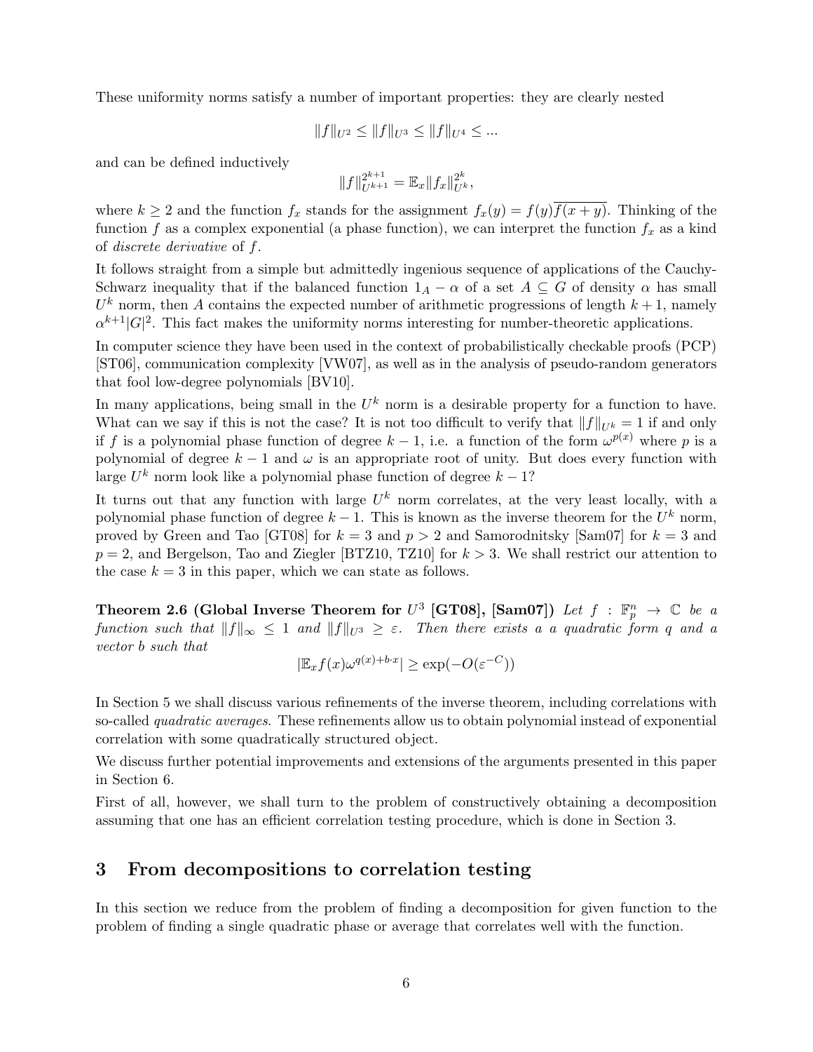These uniformity norms satisfy a number of important properties: they are clearly nested

$$\|f\|_{U^2} \leq \|f\|_{U^3} \leq \|f\|_{U^4} \leq ...$$

and can be defined inductively

$$\|f\|_{U^{k+1}}^{2^{k+1}} = \mathbb{E}_x \|f_x\|_{U^k}^{2^k},$$

where $k \geq 2$ and the function $f_x$ stands for the assignment $f_x(y) = f(y)\overline{f(x+y)}$. Thinking of the function $f$ as a complex exponential (a phase function), we can interpret the function $f_x$ as a kind of *discrete derivative* of $f$.

It follows straight from a simple but admittedly ingenious sequence of applications of the Cauchy-Schwarz inequality that if the balanced function $1_A - \alpha$ of a set $A \subseteq G$ of density $\alpha$ has small $U^k$ norm, then $A$ contains the expected number of arithmetic progressions of length $k+1$, namely $\alpha^{k+1}|G|^2$. This fact makes the uniformity norms interesting for number-theoretic applications.

In computer science they have been used in the context of probabilistically checkable proofs (PCP) [ST06], communication complexity [VW07], as well as in the analysis of pseudo-random generators that fool low-degree polynomials [BV10].

In many applications, being small in the $U^k$ norm is a desirable property for a function to have. What can we say if this is not the case? It is not too difficult to verify that $\|f\|_{U^k} = 1$ if and only if $f$ is a polynomial phase function of degree $k-1$, i.e. a function of the form $\omega^{p(x)}$ where $p$ is a polynomial of degree $k-1$ and $\omega$ is an appropriate root of unity. But does every function with large $U^k$ norm look like a polynomial phase function of degree $k-1$?

It turns out that any function with large $U^k$ norm correlates, at the very least locally, with a polynomial phase function of degree $k-1$. This is known as the inverse theorem for the $U^k$ norm, proved by Green and Tao [GT08] for $k=3$ and $p>2$ and Samorodnitsky [Sam07] for $k=3$ and $p=2$, and Bergelson, Tao and Ziegler [BTZ10, TZ10] for $k>3$. We shall restrict our attention to the case $k=3$ in this paper, which we can state as follows.

**Theorem 2.6 (Global Inverse Theorem for $U^3$ [GT08], [Sam07])** *Let $f : \mathbb{F}_p^n \to \mathbb{C}$ be a function such that $\|f\|_\infty \leq 1$ and $\|f\|_{U^3} \geq \varepsilon$. Then there exists a a quadratic form $q$ and a vector $b$ such that*

$$|\mathbb{E}_x f(x)\omega^{q(x)+b\cdot x}| \geq \exp(-O(\varepsilon^{-C}))$$

In Section 5 we shall discuss various refinements of the inverse theorem, including correlations with so-called *quadratic averages*. These refinements allow us to obtain polynomial instead of exponential correlation with some quadratically structured object.

We discuss further potential improvements and extensions of the arguments presented in this paper in Section 6.

First of all, however, we shall turn to the problem of constructively obtaining a decomposition assuming that one has an efficient correlation testing procedure, which is done in Section 3.

## 3 From decompositions to correlation testing

In this section we reduce from the problem of finding a decomposition for given function to the problem of finding a single quadratic phase or average that correlates well with the function.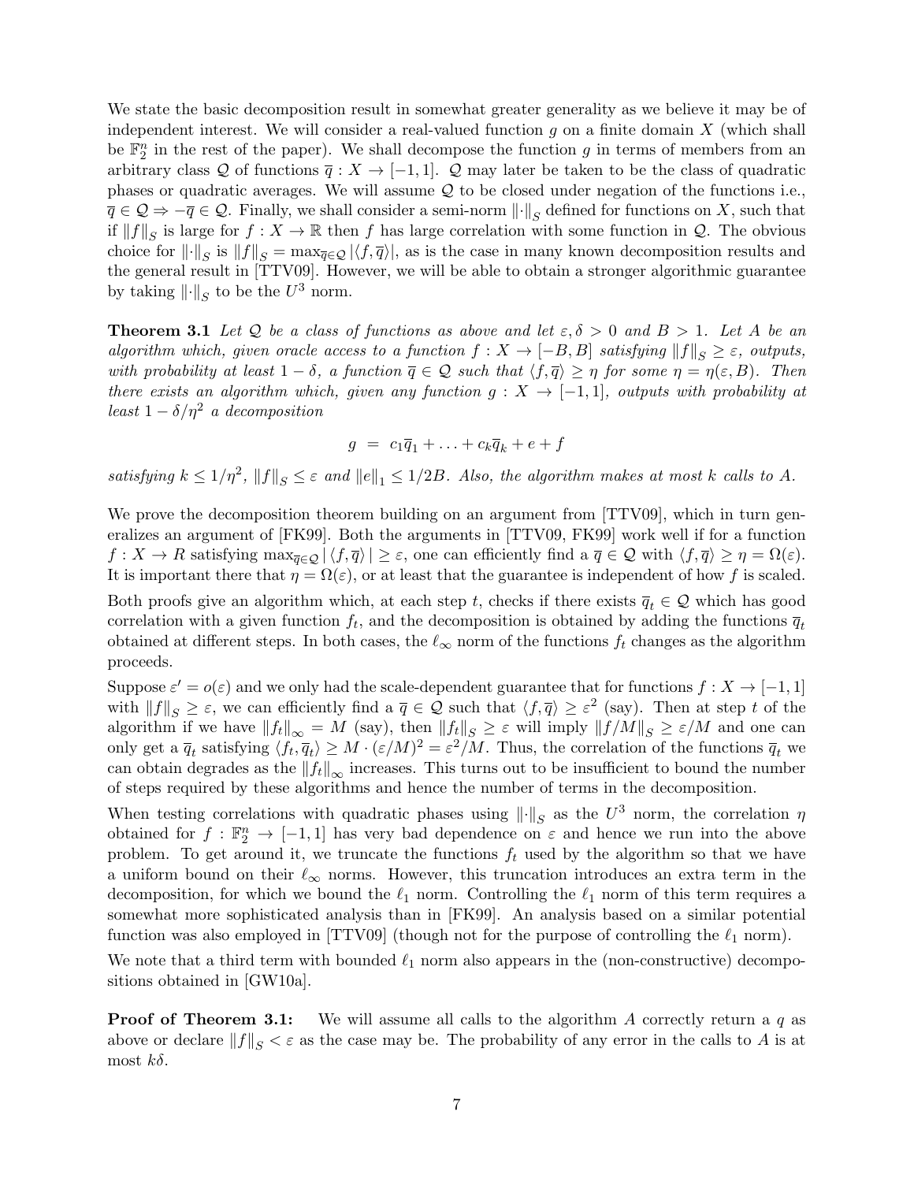We state the basic decomposition result in somewhat greater generality as we believe it may be of independent interest. We will consider a real-valued function $g$ on a finite domain $X$ (which shall be $\mathbb{F}_2^n$ in the rest of the paper). We shall decompose the function $g$ in terms of members from an arbitrary class $\mathcal{Q}$ of functions $\overline{q} : X \to [-1, 1]$. $\mathcal{Q}$ may later be taken to be the class of quadratic phases or quadratic averages. We will assume $\mathcal{Q}$ to be closed under negation of the functions i.e., $\overline{q} \in \mathcal{Q} \Rightarrow -\overline{q} \in \mathcal{Q}$. Finally, we shall consider a semi-norm $\|\cdot\|_S$ defined for functions on $X$, such that if $\|f\|_S$ is large for $f : X \to \mathbb{R}$ then $f$ has large correlation with some function in $\mathcal{Q}$. The obvious choice for $\|\cdot\|_S$ is $\|f\|_S = \max_{\overline{q} \in \mathcal{Q}} |\langle f, \overline{q} \rangle|$, as is the case in many known decomposition results and the general result in [TTV09]. However, we will be able to obtain a stronger algorithmic guarantee by taking $\|\cdot\|_S$ to be the $U^3$ norm.

**Theorem 3.1** *Let $\mathcal{Q}$ be a class of functions as above and let $\varepsilon, \delta > 0$ and $B > 1$. Let $A$ be an algorithm which, given oracle access to a function $f : X \to [-B, B]$ satisfying $\|f\|_S \geq \varepsilon$, outputs, with probability at least $1 - \delta$, a function $\overline{q} \in \mathcal{Q}$ such that $\langle f, \overline{q} \rangle \geq \eta$ for some $\eta = \eta(\varepsilon, B)$. Then there exists an algorithm which, given any function $g : X \to [-1, 1]$, outputs with probability at least $1 - \delta/\eta^2$ a decomposition*

$$g \;=\; c_1\overline{q}_1 + \ldots + c_k\overline{q}_k + e + f$$

*satisfying $k \leq 1/\eta^2$, $\|f\|_S \leq \varepsilon$ and $\|e\|_1 \leq 1/2B$. Also, the algorithm makes at most $k$ calls to $A$.*

We prove the decomposition theorem building on an argument from [TTV09], which in turn generalizes an argument of [FK99]. Both the arguments in [TTV09, FK99] work well if for a function $f : X \to R$ satisfying $\max_{\overline{q} \in \mathcal{Q}} |\langle f, \overline{q} \rangle| \geq \varepsilon$, one can efficiently find a $\overline{q} \in \mathcal{Q}$ with $\langle f, \overline{q} \rangle \geq \eta = \Omega(\varepsilon)$. It is important there that $\eta = \Omega(\varepsilon)$, or at least that the guarantee is independent of how $f$ is scaled. Both proofs give an algorithm which, at each step $t$, checks if there exists $\overline{q}_t \in \mathcal{Q}$ which has good correlation with a given function $f_t$, and the decomposition is obtained by adding the functions $\overline{q}_t$ obtained at different steps. In both cases, the $\ell_\infty$ norm of the functions $f_t$ changes as the algorithm proceeds.

Suppose $\varepsilon' = o(\varepsilon)$ and we only had the scale-dependent guarantee that for functions $f : X \to [-1, 1]$ with $\|f\|_S \geq \varepsilon$, we can efficiently find a $\overline{q} \in \mathcal{Q}$ such that $\langle f, \overline{q} \rangle \geq \varepsilon^2$ (say). Then at step $t$ of the algorithm if we have $\|f_t\|_\infty = M$ (say), then $\|f_t\|_S \geq \varepsilon$ will imply $\|f/M\|_S \geq \varepsilon/M$ and one can only get a $\overline{q}_t$ satisfying $\langle f_t, \overline{q}_t \rangle \geq M \cdot (\varepsilon/M)^2 = \varepsilon^2/M$. Thus, the correlation of the functions $\overline{q}_t$ we can obtain degrades as the $\|f_t\|_\infty$ increases. This turns out to be insufficient to bound the number of steps required by these algorithms and hence the number of terms in the decomposition.

When testing correlations with quadratic phases using $\|\cdot\|_S$ as the $U^3$ norm, the correlation $\eta$ obtained for $f : \mathbb{F}_2^n \to [-1, 1]$ has very bad dependence on $\varepsilon$ and hence we run into the above problem. To get around it, we truncate the functions $f_t$ used by the algorithm so that we have a uniform bound on their $\ell_\infty$ norms. However, this truncation introduces an extra term in the decomposition, for which we bound the $\ell_1$ norm. Controlling the $\ell_1$ norm of this term requires a somewhat more sophisticated analysis than in [FK99]. An analysis based on a similar potential function was also employed in [TTV09] (though not for the purpose of controlling the $\ell_1$ norm).

We note that a third term with bounded $\ell_1$ norm also appears in the (non-constructive) decompositions obtained in [GW10a].

**Proof of Theorem 3.1:** We will assume all calls to the algorithm $A$ correctly return a $q$ as above or declare $\|f\|_S < \varepsilon$ as the case may be. The probability of any error in the calls to $A$ is at most $k\delta$.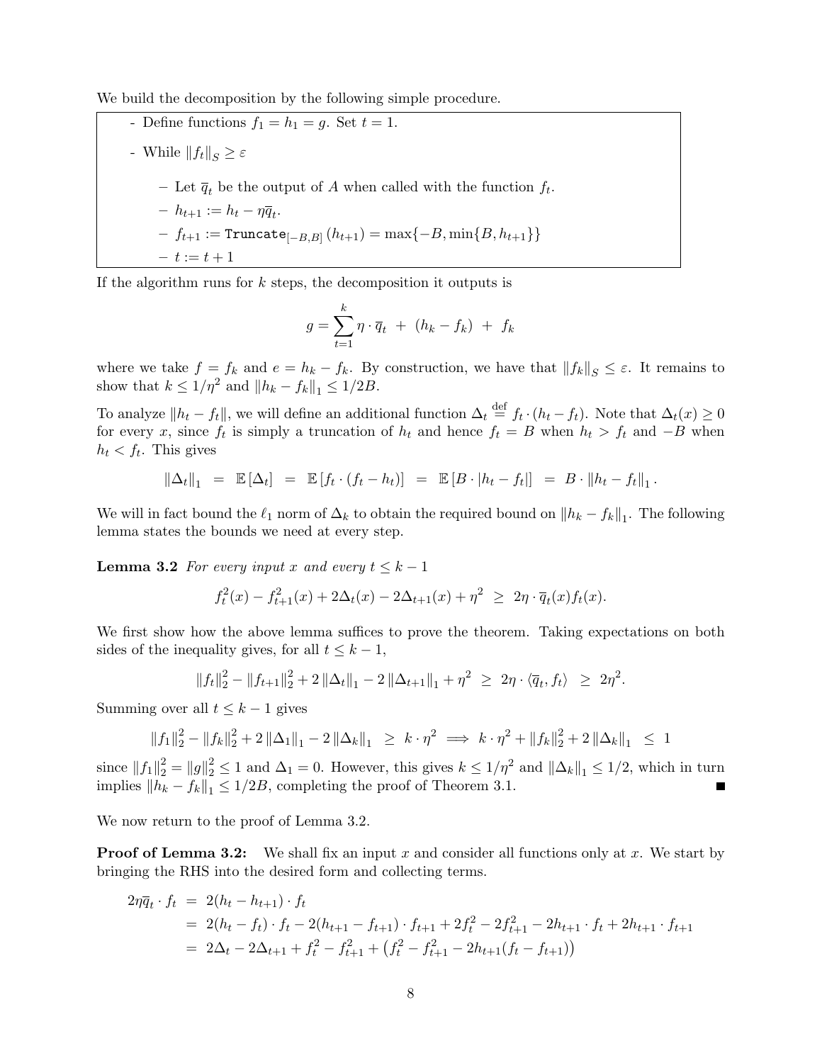We build the decomposition by the following simple procedure.

- Define functions $f_1 = h_1 = g$. Set $t = 1$.
- While $\|f_t\|_S \geq \varepsilon$
  - Let $\overline{q}_t$ be the output of $A$ when called with the function $f_t$.
  - $h_{t+1} := h_t - \eta \overline{q}_t$.
  - $f_{t+1} := \texttt{Truncate}_{[-B,B]}(h_{t+1}) = \max\{-B, \min\{B, h_{t+1}\}\}$
  - $t := t + 1$

If the algorithm runs for $k$ steps, the decomposition it outputs is

$$g = \sum_{t=1}^{k} \eta \cdot \overline{q}_t \; + \; (h_k - f_k) \; + \; f_k$$

where we take $f = f_k$ and $e = h_k - f_k$. By construction, we have that $\|f_k\|_S \leq \varepsilon$. It remains to show that $k \leq 1/\eta^2$ and $\|h_k - f_k\|_1 \leq 1/2B$.

To analyze $\|h_t - f_t\|$, we will define an additional function $\Delta_t \stackrel{\text{def}}{=} f_t \cdot (h_t - f_t)$. Note that $\Delta_t(x) \geq 0$ for every $x$, since $f_t$ is simply a truncation of $h_t$ and hence $f_t = B$ when $h_t > f_t$ and $-B$ when $h_t < f_t$. This gives

$$\|\Delta_t\|_1 \;=\; \mathbb{E}[\Delta_t] \;=\; \mathbb{E}[f_t \cdot (f_t - h_t)] \;=\; \mathbb{E}[B \cdot |h_t - f_t|] \;=\; B \cdot \|h_t - f_t\|_1 .$$

We will in fact bound the $\ell_1$ norm of $\Delta_k$ to obtain the required bound on $\|h_k - f_k\|_1$. The following lemma states the bounds we need at every step.

**Lemma 3.2** *For every input $x$ and every $t \leq k - 1$*

$$f_t^2(x) - f_{t+1}^2(x) + 2\Delta_t(x) - 2\Delta_{t+1}(x) + \eta^2 \;\geq\; 2\eta \cdot \overline{q}_t(x) f_t(x).$$

We first show how the above lemma suffices to prove the theorem. Taking expectations on both sides of the inequality gives, for all $t \leq k - 1$,

$$\|f_t\|_2^2 - \|f_{t+1}\|_2^2 + 2\|\Delta_t\|_1 - 2\|\Delta_{t+1}\|_1 + \eta^2 \;\geq\; 2\eta \cdot \langle \overline{q}_t, f_t \rangle \;\geq\; 2\eta^2.$$

Summing over all $t \leq k - 1$ gives

$$\|f_1\|_2^2 - \|f_k\|_2^2 + 2\|\Delta_1\|_1 - 2\|\Delta_k\|_1 \;\geq\; k \cdot \eta^2 \implies k \cdot \eta^2 + \|f_k\|_2^2 + 2\|\Delta_k\|_1 \;\leq\; 1$$

since $\|f_1\|_2^2 = \|g\|_2^2 \leq 1$ and $\Delta_1 = 0$. However, this gives $k \leq 1/\eta^2$ and $\|\Delta_k\|_1 \leq 1/2$, which in turn implies $\|h_k - f_k\|_1 \leq 1/2B$, completing the proof of Theorem 3.1. ∎

We now return to the proof of Lemma 3.2.

**Proof of Lemma 3.2:** We shall fix an input $x$ and consider all functions only at $x$. We start by bringing the RHS into the desired form and collecting terms.

$$\begin{aligned}
2\eta \overline{q}_t \cdot f_t \;&=\; 2(h_t - h_{t+1}) \cdot f_t \\
&=\; 2(h_t - f_t) \cdot f_t - 2(h_{t+1} - f_{t+1}) \cdot f_{t+1} + 2f_t^2 - 2f_{t+1}^2 - 2h_{t+1} \cdot f_t + 2h_{t+1} \cdot f_{t+1} \\
&=\; 2\Delta_t - 2\Delta_{t+1} + f_t^2 - f_{t+1}^2 + \left(f_t^2 - f_{t+1}^2 - 2h_{t+1}(f_t - f_{t+1})\right)
\end{aligned}$$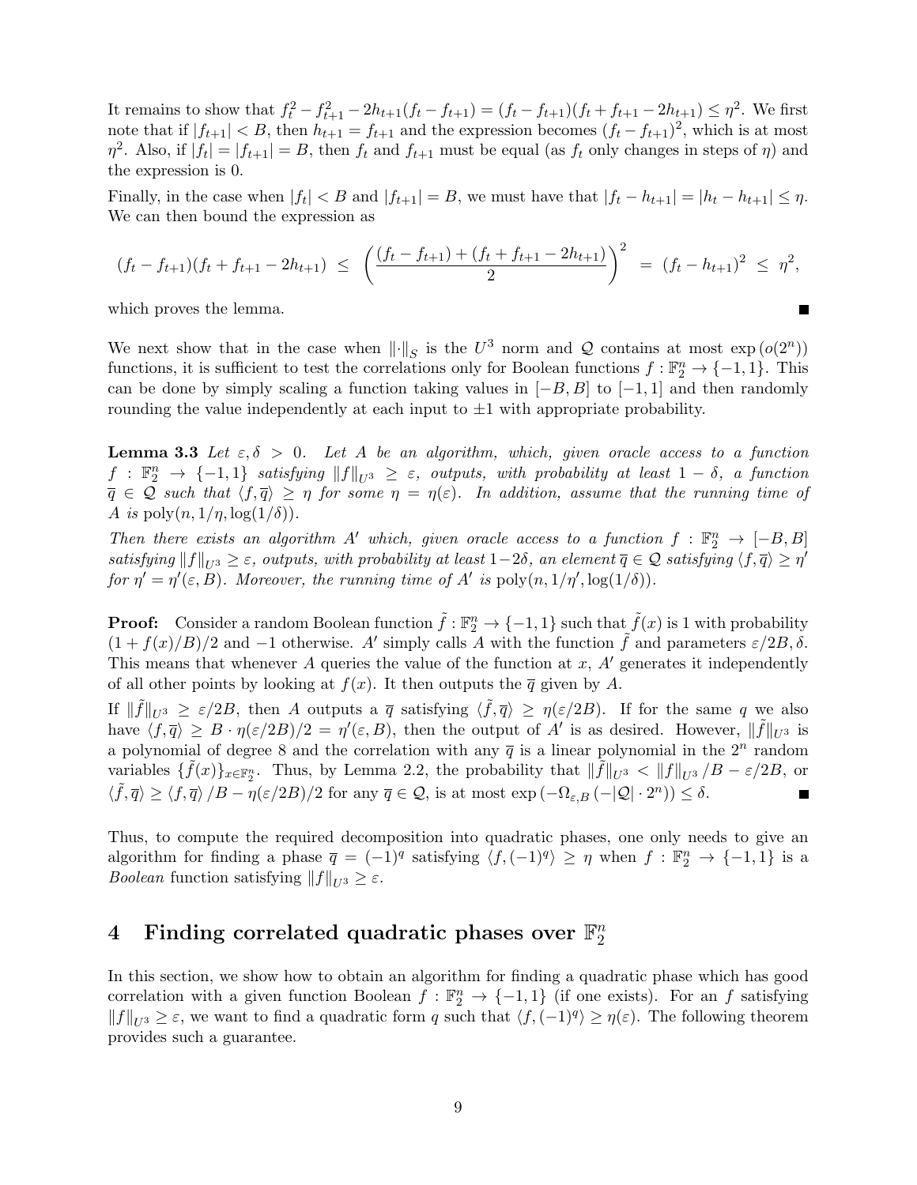It remains to show that $f_t^2 - f_{t+1}^2 - 2h_{t+1}(f_t - f_{t+1}) = (f_t - f_{t+1})(f_t + f_{t+1} - 2h_{t+1}) \leq \eta^2$. We first note that if $|f_{t+1}| < B$, then $h_{t+1} = f_{t+1}$ and the expression becomes $(f_t - f_{t+1})^2$, which is at most $\eta^2$. Also, if $|f_t| = |f_{t+1}| = B$, then $f_t$ and $f_{t+1}$ must be equal (as $f_t$ only changes in steps of $\eta$) and the expression is 0.

Finally, in the case when $|f_t| < B$ and $|f_{t+1}| = B$, we must have that $|f_t - h_{t+1}| = |h_t - h_{t+1}| \leq \eta$. We can then bound the expression as

$$(f_t - f_{t+1})(f_t + f_{t+1} - 2h_{t+1}) \leq \left(\frac{(f_t - f_{t+1}) + (f_t + f_{t+1} - 2h_{t+1})}{2}\right)^2 = (f_t - h_{t+1})^2 \leq \eta^2,$$

which proves the lemma. ■

We next show that in the case when $\|\cdot\|_S$ is the $U^3$ norm and $\mathcal{Q}$ contains at most $\exp(o(2^n))$ functions, it is sufficient to test the correlations only for Boolean functions $f : \mathbb{F}_2^n \to \{-1, 1\}$. This can be done by simply scaling a function taking values in $[-B, B]$ to $[-1, 1]$ and then randomly rounding the value independently at each input to $\pm 1$ with appropriate probability.

**Lemma 3.3** *Let $\varepsilon, \delta > 0$. Let $A$ be an algorithm, which, given oracle access to a function $f : \mathbb{F}_2^n \to \{-1, 1\}$ satisfying $\|f\|_{U^3} \geq \varepsilon$, outputs, with probability at least $1 - \delta$, a function $\overline{q} \in \mathcal{Q}$ such that $\langle f, \overline{q}\rangle \geq \eta$ for some $\eta = \eta(\varepsilon)$. In addition, assume that the running time of $A$ is $\mathrm{poly}(n, 1/\eta, \log(1/\delta))$.*

*Then there exists an algorithm $A'$ which, given oracle access to a function $f : \mathbb{F}_2^n \to [-B, B]$ satisfying $\|f\|_{U^3} \geq \varepsilon$, outputs, with probability at least $1 - 2\delta$, an element $\overline{q} \in \mathcal{Q}$ satisfying $\langle f, \overline{q}\rangle \geq \eta'$ for $\eta' = \eta'(\varepsilon, B)$. Moreover, the running time of $A'$ is $\mathrm{poly}(n, 1/\eta', \log(1/\delta))$.*

**Proof:** Consider a random Boolean function $\tilde{f} : \mathbb{F}_2^n \to \{-1, 1\}$ such that $\tilde{f}(x)$ is 1 with probability $(1 + f(x)/B)/2$ and $-1$ otherwise. $A'$ simply calls $A$ with the function $\tilde{f}$ and parameters $\varepsilon/2B, \delta$. This means that whenever $A$ queries the value of the function at $x$, $A'$ generates it independently of all other points by looking at $f(x)$. It then outputs the $\overline{q}$ given by $A$.

If $\|\tilde{f}\|_{U^3} \geq \varepsilon/2B$, then $A$ outputs a $\overline{q}$ satisfying $\langle \tilde{f}, \overline{q}\rangle \geq \eta(\varepsilon/2B)$. If for the same $q$ we also have $\langle f, \overline{q}\rangle \geq B \cdot \eta(\varepsilon/2B)/2 = \eta'(\varepsilon, B)$, then the output of $A'$ is as desired. However, $\|\tilde{f}\|_{U^3}$ is a polynomial of degree 8 and the correlation with any $\overline{q}$ is a linear polynomial in the $2^n$ random variables $\{\tilde{f}(x)\}_{x \in \mathbb{F}_2^n}$. Thus, by Lemma 2.2, the probability that $\|\tilde{f}\|_{U^3} < \|f\|_{U^3}/B - \varepsilon/2B$, or $\langle \tilde{f}, \overline{q}\rangle \geq \langle f, \overline{q}\rangle/B - \eta(\varepsilon/2B)/2$ for any $\overline{q} \in \mathcal{Q}$, is at most $\exp(-\Omega_{\varepsilon,B}(-|\mathcal{Q}| \cdot 2^n)) \leq \delta$. ■

Thus, to compute the required decomposition into quadratic phases, one only needs to give an algorithm for finding a phase $\overline{q} = (-1)^q$ satisfying $\langle f, (-1)^q\rangle \geq \eta$ when $f : \mathbb{F}_2^n \to \{-1, 1\}$ is a *Boolean* function satisfying $\|f\|_{U^3} \geq \varepsilon$.

# 4 Finding correlated quadratic phases over $\mathbb{F}_2^n$

In this section, we show how to obtain an algorithm for finding a quadratic phase which has good correlation with a given function Boolean $f : \mathbb{F}_2^n \to \{-1, 1\}$ (if one exists). For an $f$ satisfying $\|f\|_{U^3} \geq \varepsilon$, we want to find a quadratic form $q$ such that $\langle f, (-1)^q\rangle \geq \eta(\varepsilon)$. The following theorem provides such a guarantee.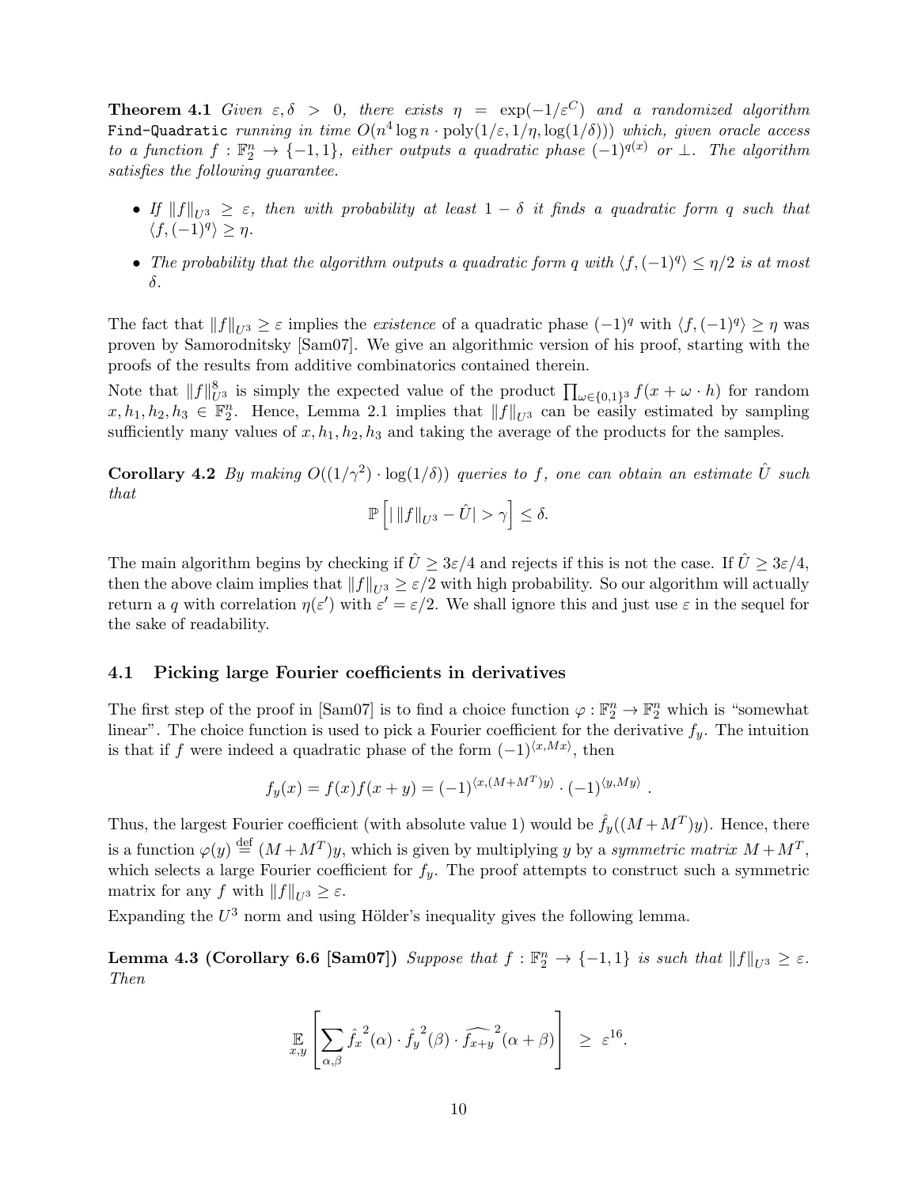**Theorem 4.1** *Given $\varepsilon, \delta > 0$, there exists $\eta = \exp(-1/\varepsilon^C)$ and a randomized algorithm* `Find-Quadratic` *running in time $O(n^4 \log n \cdot \mathrm{poly}(1/\varepsilon, 1/\eta, \log(1/\delta)))$ which, given oracle access to a function $f : \mathbb{F}_2^n \to \{-1, 1\}$, either outputs a quadratic phase $(-1)^{q(x)}$ or $\perp$. The algorithm satisfies the following guarantee.*

- *If $\|f\|_{U^3} \geq \varepsilon$, then with probability at least $1 - \delta$ it finds a quadratic form $q$ such that $\langle f, (-1)^q \rangle \geq \eta$.*
- *The probability that the algorithm outputs a quadratic form $q$ with $\langle f, (-1)^q \rangle \leq \eta/2$ is at most $\delta$.*

The fact that $\|f\|_{U^3} \geq \varepsilon$ implies the *existence* of a quadratic phase $(-1)^q$ with $\langle f, (-1)^q \rangle \geq \eta$ was proven by Samorodnitsky [Sam07]. We give an algorithmic version of his proof, starting with the proofs of the results from additive combinatorics contained therein.

Note that $\|f\|_{U^3}^8$ is simply the expected value of the product $\prod_{\omega \in \{0,1\}^3} f(x + \omega \cdot h)$ for random $x, h_1, h_2, h_3 \in \mathbb{F}_2^n$. Hence, Lemma 2.1 implies that $\|f\|_{U^3}$ can be easily estimated by sampling sufficiently many values of $x, h_1, h_2, h_3$ and taking the average of the products for the samples.

**Corollary 4.2** *By making $O((1/\gamma^2) \cdot \log(1/\delta))$ queries to $f$, one can obtain an estimate $\hat{U}$ such that*

$$\mathbb{P}\left[ \left| \|f\|_{U^3} - \hat{U} \right| > \gamma \right] \leq \delta.$$

The main algorithm begins by checking if $\hat{U} \geq 3\varepsilon/4$ and rejects if this is not the case. If $\hat{U} \geq 3\varepsilon/4$, then the above claim implies that $\|f\|_{U^3} \geq \varepsilon/2$ with high probability. So our algorithm will actually return a $q$ with correlation $\eta(\varepsilon')$ with $\varepsilon' = \varepsilon/2$. We shall ignore this and just use $\varepsilon$ in the sequel for the sake of readability.

## 4.1 Picking large Fourier coefficients in derivatives

The first step of the proof in [Sam07] is to find a choice function $\varphi : \mathbb{F}_2^n \to \mathbb{F}_2^n$ which is "somewhat linear". The choice function is used to pick a Fourier coefficient for the derivative $f_y$. The intuition is that if $f$ were indeed a quadratic phase of the form $(-1)^{\langle x, Mx \rangle}$, then

$$f_y(x) = f(x)f(x+y) = (-1)^{\langle x, (M+M^T)y \rangle} \cdot (-1)^{\langle y, My \rangle}.$$

Thus, the largest Fourier coefficient (with absolute value 1) would be $\hat{f}_y((M + M^T)y)$. Hence, there is a function $\varphi(y) \stackrel{\text{def}}{=} (M + M^T)y$, which is given by multiplying $y$ by a *symmetric matrix* $M + M^T$, which selects a large Fourier coefficient for $f_y$. The proof attempts to construct such a symmetric matrix for any $f$ with $\|f\|_{U^3} \geq \varepsilon$.

Expanding the $U^3$ norm and using Hölder's inequality gives the following lemma.

**Lemma 4.3 (Corollary 6.6 [Sam07])** *Suppose that $f : \mathbb{F}_2^n \to \{-1, 1\}$ is such that $\|f\|_{U^3} \geq \varepsilon$. Then*

$$\mathop{\mathbb{E}}_{x,y} \left[ \sum_{\alpha, \beta} \hat{f}_x^{\,2}(\alpha) \cdot \hat{f}_y^{\,2}(\beta) \cdot \widehat{f_{x+y}}^{\,2}(\alpha + \beta) \right] \;\geq\; \varepsilon^{16}.$$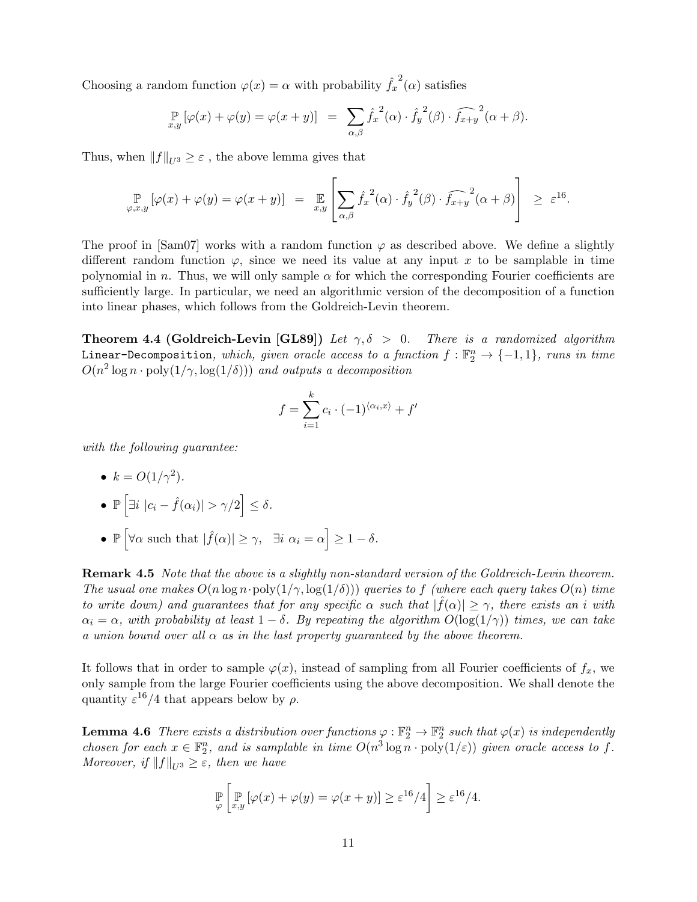Choosing a random function $\varphi(x) = \alpha$ with probability $\hat{f}_x^{\,2}(\alpha)$ satisfies

$$\mathop{\mathbb{P}}_{x,y}\left[\varphi(x) + \varphi(y) = \varphi(x+y)\right] \;=\; \sum_{\alpha,\beta} \hat{f}_x^{\,2}(\alpha) \cdot \hat{f}_y^{\,2}(\beta) \cdot \widehat{f_{x+y}}^{\,2}(\alpha+\beta).$$

Thus, when $\|f\|_{U^3} \geq \varepsilon$ , the above lemma gives that

$$\mathop{\mathbb{P}}_{\varphi,x,y}\left[\varphi(x) + \varphi(y) = \varphi(x+y)\right] \;=\; \mathop{\mathbb{E}}_{x,y}\left[\sum_{\alpha,\beta} \hat{f}_x^{\,2}(\alpha) \cdot \hat{f}_y^{\,2}(\beta) \cdot \widehat{f_{x+y}}^{\,2}(\alpha+\beta)\right] \;\geq\; \varepsilon^{16}.$$

The proof in [Sam07] works with a random function $\varphi$ as described above. We define a slightly different random function $\varphi$, since we need its value at any input $x$ to be samplable in time polynomial in $n$. Thus, we will only sample $\alpha$ for which the corresponding Fourier coefficients are sufficiently large. In particular, we need an algorithmic version of the decomposition of a function into linear phases, which follows from the Goldreich-Levin theorem.

**Theorem 4.4 (Goldreich-Levin [GL89])** *Let $\gamma, \delta > 0$. There is a randomized algorithm* `Linear-Decomposition`*, which, given oracle access to a function $f : \mathbb{F}_2^n \to \{-1, 1\}$, runs in time $O(n^2 \log n \cdot \mathrm{poly}(1/\gamma, \log(1/\delta)))$ and outputs a decomposition*

$$f = \sum_{i=1}^{k} c_i \cdot (-1)^{\langle \alpha_i, x\rangle} + f'$$

*with the following guarantee:*

- $k = O(1/\gamma^2)$.
- $\mathbb{P}\left[\exists i \; |c_i - \hat{f}(\alpha_i)| > \gamma/2\right] \leq \delta$.
- $\mathbb{P}\left[\forall \alpha \text{ such that } |\hat{f}(\alpha)| \geq \gamma, \;\; \exists i \; \alpha_i = \alpha\right] \geq 1 - \delta$.

**Remark 4.5** *Note that the above is a slightly non-standard version of the Goldreich-Levin theorem. The usual one makes $O(n \log n \cdot \mathrm{poly}(1/\gamma, \log(1/\delta)))$ queries to $f$ (where each query takes $O(n)$ time to write down) and guarantees that for any specific $\alpha$ such that $|\hat{f}(\alpha)| \geq \gamma$, there exists an $i$ with $\alpha_i = \alpha$, with probability at least $1 - \delta$. By repeating the algorithm $O(\log(1/\gamma))$ times, we can take a union bound over all $\alpha$ as in the last property guaranteed by the above theorem.*

It follows that in order to sample $\varphi(x)$, instead of sampling from all Fourier coefficients of $f_x$, we only sample from the large Fourier coefficients using the above decomposition. We shall denote the quantity $\varepsilon^{16}/4$ that appears below by $\rho$.

**Lemma 4.6** *There exists a distribution over functions $\varphi : \mathbb{F}_2^n \to \mathbb{F}_2^n$ such that $\varphi(x)$ is independently chosen for each $x \in \mathbb{F}_2^n$, and is samplable in time $O(n^3 \log n \cdot \mathrm{poly}(1/\varepsilon))$ given oracle access to $f$. Moreover, if $\|f\|_{U^3} \geq \varepsilon$, then we have*

$$\mathop{\mathbb{P}}_{\varphi}\left[\mathop{\mathbb{P}}_{x,y}\left[\varphi(x) + \varphi(y) = \varphi(x+y)\right] \geq \varepsilon^{16}/4\right] \geq \varepsilon^{16}/4.$$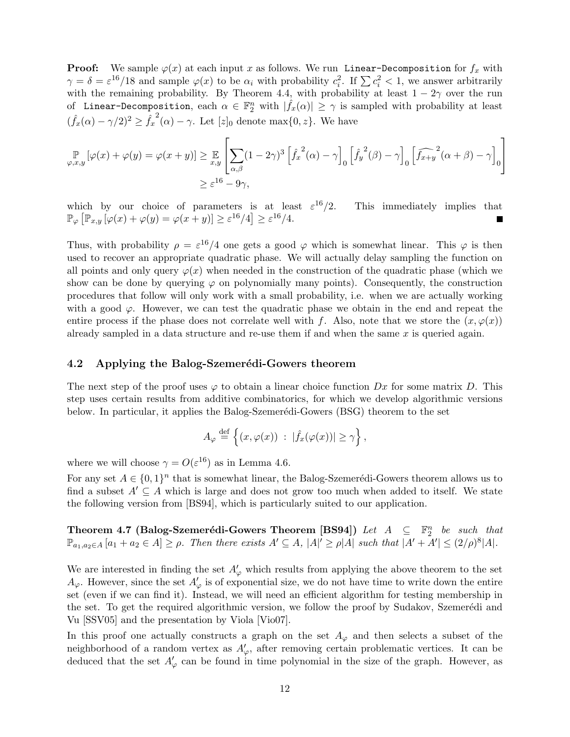**Proof:** We sample $\varphi(x)$ at each input $x$ as follows. We run `Linear-Decomposition` for $f_x$ with $\gamma = \delta = \varepsilon^{16}/18$ and sample $\varphi(x)$ to be $\alpha_i$ with probability $c_i^2$. If $\sum c_i^2 < 1$, we answer arbitrarily with the remaining probability. By Theorem 4.4, with probability at least $1 - 2\gamma$ over the run of `Linear-Decomposition`, each $\alpha \in \mathbb{F}_2^n$ with $|\hat{f}_x(\alpha)| \geq \gamma$ is sampled with probability at least $(\hat{f}_x(\alpha) - \gamma/2)^2 \geq \hat{f}_x^{\,2}(\alpha) - \gamma$. Let $[z]_0$ denote $\max\{0, z\}$. We have

$$\mathop{\mathbb{P}}_{\varphi,x,y}[\varphi(x) + \varphi(y) = \varphi(x+y)] \geq \mathop{\mathbb{E}}_{x,y}\left[\sum_{\alpha,\beta}(1-2\gamma)^3\left[\hat{f}_x^{\,2}(\alpha) - \gamma\right]_0\left[\hat{f}_y^{\,2}(\beta) - \gamma\right]_0\left[\widehat{f_{x+y}}^{\,2}(\alpha+\beta) - \gamma\right]_0\right]$$
$$\geq \varepsilon^{16} - 9\gamma,$$

which by our choice of parameters is at least $\varepsilon^{16}/2$. This immediately implies that $\mathbb{P}_{\varphi}\left[\mathbb{P}_{x,y}[\varphi(x) + \varphi(y) = \varphi(x+y)] \geq \varepsilon^{16}/4\right] \geq \varepsilon^{16}/4$. ∎

Thus, with probability $\rho = \varepsilon^{16}/4$ one gets a good $\varphi$ which is somewhat linear. This $\varphi$ is then used to recover an appropriate quadratic phase. We will actually delay sampling the function on all points and only query $\varphi(x)$ when needed in the construction of the quadratic phase (which we show can be done by querying $\varphi$ on polynomially many points). Consequently, the construction procedures that follow will only work with a small probability, i.e. when we are actually working with a good $\varphi$. However, we can test the quadratic phase we obtain in the end and repeat the entire process if the phase does not correlate well with $f$. Also, note that we store the $(x, \varphi(x))$ already sampled in a data structure and re-use them if and when the same $x$ is queried again.

## 4.2 Applying the Balog-Szemerédi-Gowers theorem

The next step of the proof uses $\varphi$ to obtain a linear choice function $Dx$ for some matrix $D$. This step uses certain results from additive combinatorics, for which we develop algorithmic versions below. In particular, it applies the Balog-Szemerédi-Gowers (BSG) theorem to the set

$$A_{\varphi} \stackrel{\text{def}}{=} \left\{(x, \varphi(x)) \;:\; |\hat{f}_x(\varphi(x))| \geq \gamma\right\},$$

where we will choose $\gamma = O(\varepsilon^{16})$ as in Lemma 4.6.

For any set $A \in \{0,1\}^n$ that is somewhat linear, the Balog-Szemerédi-Gowers theorem allows us to find a subset $A' \subseteq A$ which is large and does not grow too much when added to itself. We state the following version from [BS94], which is particularly suited to our application.

**Theorem 4.7 (Balog-Szemerédi-Gowers Theorem [BS94])** *Let $A \subseteq \mathbb{F}_2^n$ be such that $\mathbb{P}_{a_1,a_2 \in A}[a_1 + a_2 \in A] \geq \rho$. Then there exists $A' \subseteq A$, $|A|' \geq \rho|A|$ such that $|A' + A'| \leq (2/\rho)^8|A|$.*

We are interested in finding the set $A'_{\varphi}$ which results from applying the above theorem to the set $A_{\varphi}$. However, since the set $A'_{\varphi}$ is of exponential size, we do not have time to write down the entire set (even if we can find it). Instead, we will need an efficient algorithm for testing membership in the set. To get the required algorithmic version, we follow the proof by Sudakov, Szemerédi and Vu [SSV05] and the presentation by Viola [Vio07].

In this proof one actually constructs a graph on the set $A_{\varphi}$ and then selects a subset of the neighborhood of a random vertex as $A'_{\varphi}$, after removing certain problematic vertices. It can be deduced that the set $A'_{\varphi}$ can be found in time polynomial in the size of the graph. However, as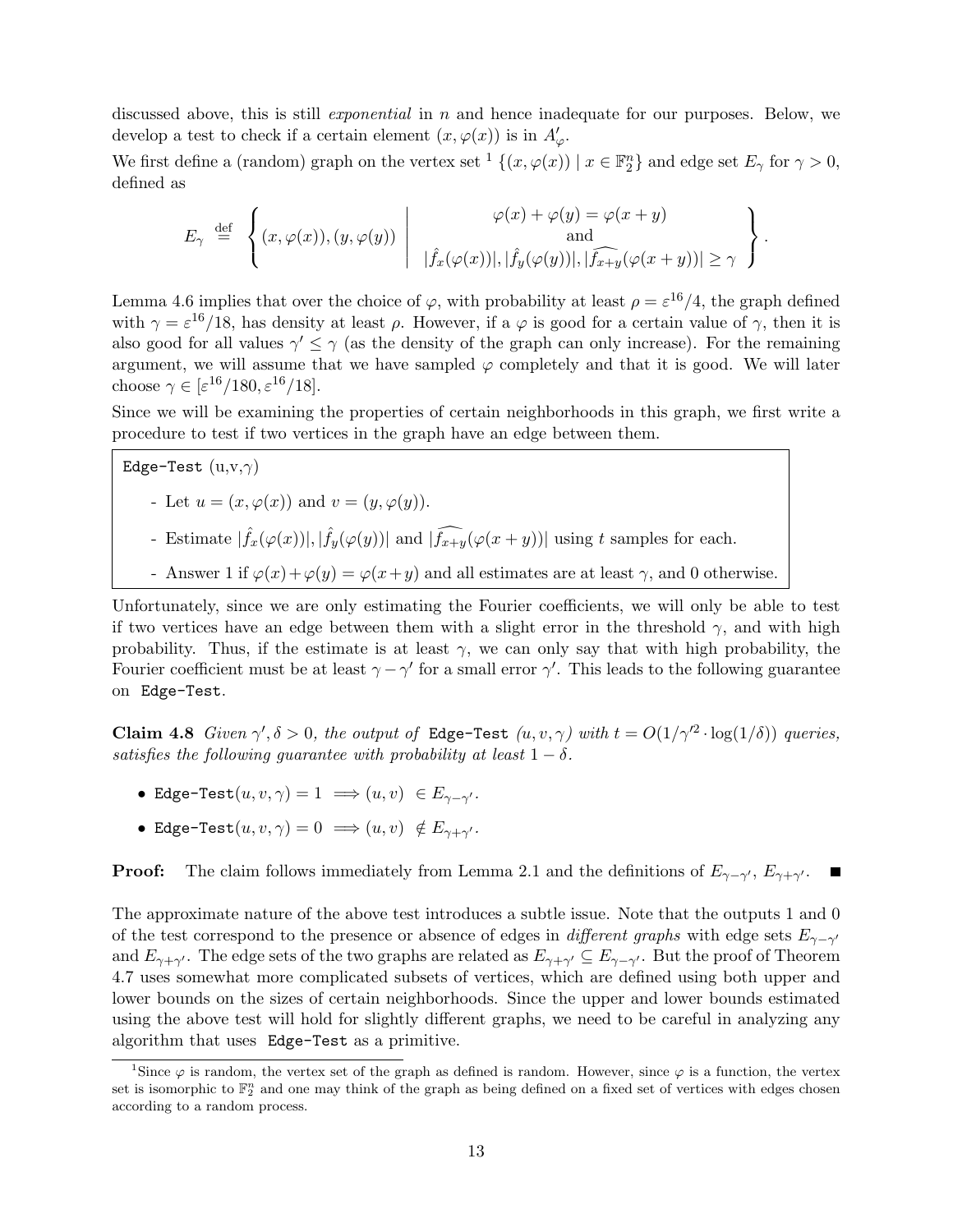discussed above, this is still *exponential* in $n$ and hence inadequate for our purposes. Below, we develop a test to check if a certain element $(x, \varphi(x))$ is in $A'_\varphi$.

We first define a (random) graph on the vertex set [1] $\{(x, \varphi(x)) \mid x \in \mathbb{F}_2^n\}$ and edge set $E_\gamma$ for $\gamma > 0$, defined as

$$E_\gamma \stackrel{\text{def}}{=} \left\{ (x, \varphi(x)), (y, \varphi(y)) \;\middle|\; \begin{array}{c} \varphi(x) + \varphi(y) = \varphi(x+y) \\ \text{and} \\ |\hat{f}_x(\varphi(x))|, |\hat{f}_y(\varphi(y))|, |\widehat{f_{x+y}}(\varphi(x+y))| \geq \gamma \end{array} \right\}.$$

Lemma 4.6 implies that over the choice of $\varphi$, with probability at least $\rho = \varepsilon^{16}/4$, the graph defined with $\gamma = \varepsilon^{16}/18$, has density at least $\rho$. However, if a $\varphi$ is good for a certain value of $\gamma$, then it is also good for all values $\gamma' \leq \gamma$ (as the density of the graph can only increase). For the remaining argument, we will assume that we have sampled $\varphi$ completely and that it is good. We will later choose $\gamma \in [\varepsilon^{16}/180, \varepsilon^{16}/18]$.

Since we will be examining the properties of certain neighborhoods in this graph, we first write a procedure to test if two vertices in the graph have an edge between them.

```
Edge-Test (u,v,γ)
```

- Let $u = (x, \varphi(x))$ and $v = (y, \varphi(y))$.
- Estimate $|\hat{f}_x(\varphi(x))|, |\hat{f}_y(\varphi(y))|$ and $|\widehat{f_{x+y}}(\varphi(x+y))|$ using $t$ samples for each.
- Answer 1 if $\varphi(x)+\varphi(y) = \varphi(x+y)$ and all estimates are at least $\gamma$, and 0 otherwise.

Unfortunately, since we are only estimating the Fourier coefficients, we will only be able to test if two vertices have an edge between them with a slight error in the threshold $\gamma$, and with high probability. Thus, if the estimate is at least $\gamma$, we can only say that with high probability, the Fourier coefficient must be at least $\gamma - \gamma'$ for a small error $\gamma'$. This leads to the following guarantee on `Edge-Test`.

**Claim 4.8** *Given $\gamma', \delta > 0$, the output of* `Edge-Test` *$(u, v, \gamma)$ with $t = O(1/\gamma'^2 \cdot \log(1/\delta))$ queries, satisfies the following guarantee with probability at least $1 - \delta$.*

- `Edge-Test`$(u, v, \gamma) = 1 \implies (u, v) \in E_{\gamma - \gamma'}$.
- `Edge-Test`$(u, v, \gamma) = 0 \implies (u, v) \notin E_{\gamma + \gamma'}$.

**Proof:** The claim follows immediately from Lemma 2.1 and the definitions of $E_{\gamma-\gamma'}$, $E_{\gamma+\gamma'}$. ■

The approximate nature of the above test introduces a subtle issue. Note that the outputs 1 and 0 of the test correspond to the presence or absence of edges in *different graphs* with edge sets $E_{\gamma-\gamma'}$ and $E_{\gamma+\gamma'}$. The edge sets of the two graphs are related as $E_{\gamma+\gamma'} \subseteq E_{\gamma-\gamma'}$. But the proof of Theorem 4.7 uses somewhat more complicated subsets of vertices, which are defined using both upper and lower bounds on the sizes of certain neighborhoods. Since the upper and lower bounds estimated using the above test will hold for slightly different graphs, we need to be careful in analyzing any algorithm that uses `Edge-Test` as a primitive.

[1] Since $\varphi$ is random, the vertex set of the graph as defined is random. However, since $\varphi$ is a function, the vertex set is isomorphic to $\mathbb{F}_2^n$ and one may think of the graph as being defined on a fixed set of vertices with edges chosen according to a random process.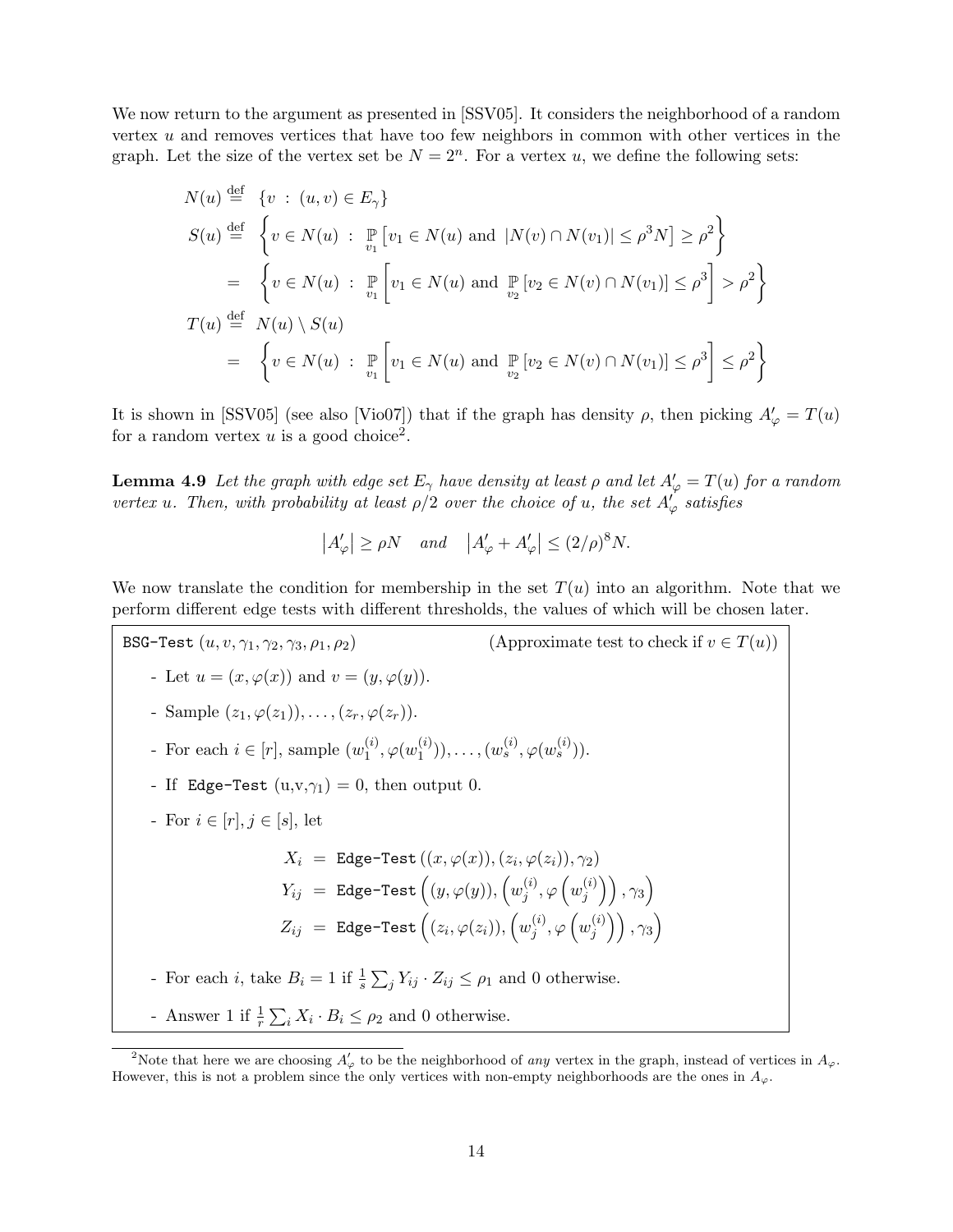We now return to the argument as presented in [SSV05]. It considers the neighborhood of a random vertex $u$ and removes vertices that have too few neighbors in common with other vertices in the graph. Let the size of the vertex set be $N = 2^n$. For a vertex $u$, we define the following sets:

$$
\begin{aligned}
N(u) &\stackrel{\text{def}}{=} \{v \ : \ (u,v) \in E_\gamma\} \\
S(u) &\stackrel{\text{def}}{=} \left\{ v \in N(u) \ : \ \mathop{\mathbb{P}}_{v_1}\left[v_1 \in N(u) \text{ and } |N(v) \cap N(v_1)| \leq \rho^3 N\right] \geq \rho^2 \right\} \\
&= \left\{ v \in N(u) \ : \ \mathop{\mathbb{P}}_{v_1}\left[v_1 \in N(u) \text{ and } \mathop{\mathbb{P}}_{v_2}\left[v_2 \in N(v) \cap N(v_1)\right] \leq \rho^3 \right] > \rho^2 \right\} \\
T(u) &\stackrel{\text{def}}{=} N(u) \setminus S(u) \\
&= \left\{ v \in N(u) \ : \ \mathop{\mathbb{P}}_{v_1}\left[v_1 \in N(u) \text{ and } \mathop{\mathbb{P}}_{v_2}\left[v_2 \in N(v) \cap N(v_1)\right] \leq \rho^3 \right] \leq \rho^2 \right\}
\end{aligned}
$$

It is shown in [SSV05] (see also [Vio07]) that if the graph has density $\rho$, then picking $A'_\varphi = T(u)$ for a random vertex $u$ is a good choice[2].

**Lemma 4.9** *Let the graph with edge set $E_\gamma$ have density at least $\rho$ and let $A'_\varphi = T(u)$ for a random vertex $u$. Then, with probability at least $\rho/2$ over the choice of $u$, the set $A'_\varphi$ satisfies*

$$\left|A'_\varphi\right| \geq \rho N \quad \text{and} \quad \left|A'_\varphi + A'_\varphi\right| \leq (2/\rho)^8 N.$$

We now translate the condition for membership in the set $T(u)$ into an algorithm. Note that we perform different edge tests with different thresholds, the values of which will be chosen later.

---

`BSG-Test` $(u, v, \gamma_1, \gamma_2, \gamma_3, \rho_1, \rho_2)$ (Approximate test to check if $v \in T(u)$)

- Let $u = (x, \varphi(x))$ and $v = (y, \varphi(y))$.
- Sample $(z_1, \varphi(z_1)), \ldots, (z_r, \varphi(z_r))$.
- For each $i \in [r]$, sample $(w_1^{(i)}, \varphi(w_1^{(i)})), \ldots, (w_s^{(i)}, \varphi(w_s^{(i)}))$.
- If `Edge-Test` $(u, v, \gamma_1) = 0$, then output 0.
- For $i \in [r], j \in [s]$, let

$$
\begin{aligned}
X_i &= \texttt{Edge-Test}\left((x, \varphi(x)), (z_i, \varphi(z_i)), \gamma_2\right) \\
Y_{ij} &= \texttt{Edge-Test}\left((y, \varphi(y)), \left(w_j^{(i)}, \varphi\left(w_j^{(i)}\right)\right), \gamma_3\right) \\
Z_{ij} &= \texttt{Edge-Test}\left((z_i, \varphi(z_i)), \left(w_j^{(i)}, \varphi\left(w_j^{(i)}\right)\right), \gamma_3\right)
\end{aligned}
$$

- For each $i$, take $B_i = 1$ if $\frac{1}{s}\sum_j Y_{ij} \cdot Z_{ij} \leq \rho_1$ and 0 otherwise.
- Answer 1 if $\frac{1}{r}\sum_i X_i \cdot B_i \leq \rho_2$ and 0 otherwise.

---

[2] Note that here we are choosing $A'_\varphi$ to be the neighborhood of *any* vertex in the graph, instead of vertices in $A_\varphi$. However, this is not a problem since the only vertices with non-empty neighborhoods are the ones in $A_\varphi$.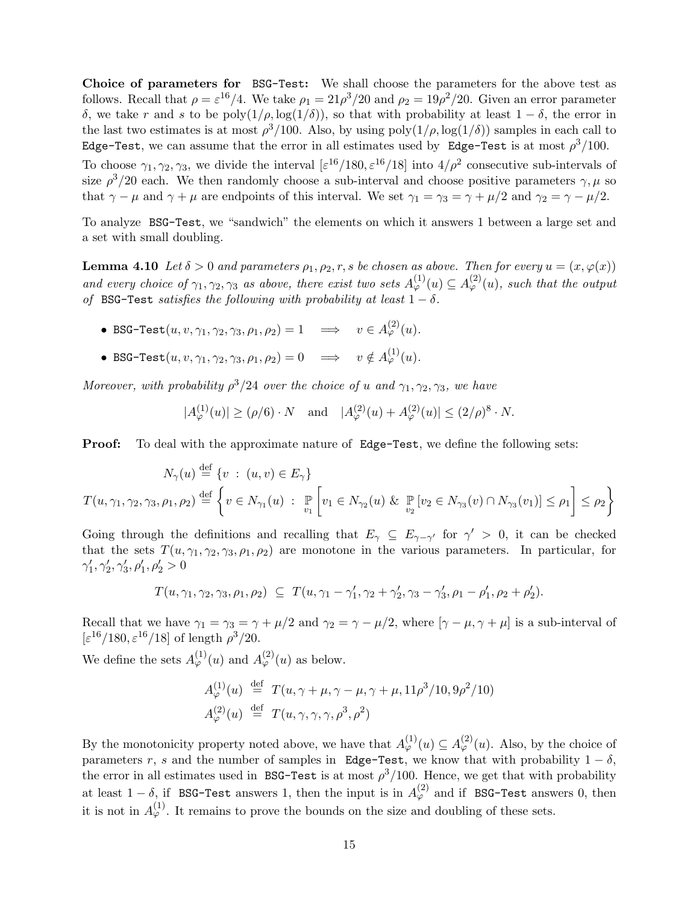**Choice of parameters for `BSG-Test`:** We shall choose the parameters for the above test as follows. Recall that $\rho = \varepsilon^{16}/4$. We take $\rho_1 = 21\rho^3/20$ and $\rho_2 = 19\rho^2/20$. Given an error parameter $\delta$, we take $r$ and $s$ to be $\mathrm{poly}(1/\rho, \log(1/\delta))$, so that with probability at least $1-\delta$, the error in the last two estimates is at most $\rho^3/100$. Also, by using $\mathrm{poly}(1/\rho, \log(1/\delta))$ samples in each call to `Edge-Test`, we can assume that the error in all estimates used by `Edge-Test` is at most $\rho^3/100$.

To choose $\gamma_1, \gamma_2, \gamma_3$, we divide the interval $[\varepsilon^{16}/180, \varepsilon^{16}/18]$ into $4/\rho^2$ consecutive sub-intervals of size $\rho^3/20$ each. We then randomly choose a sub-interval and choose positive parameters $\gamma, \mu$ so that $\gamma - \mu$ and $\gamma + \mu$ are endpoints of this interval. We set $\gamma_1 = \gamma_3 = \gamma + \mu/2$ and $\gamma_2 = \gamma - \mu/2$.

To analyze `BSG-Test`, we "sandwich" the elements on which it answers 1 between a large set and a set with small doubling.

**Lemma 4.10** *Let $\delta > 0$ and parameters $\rho_1, \rho_2, r, s$ be chosen as above. Then for every $u = (x, \varphi(x))$ and every choice of $\gamma_1, \gamma_2, \gamma_3$ as above, there exist two sets $A_\varphi^{(1)}(u) \subseteq A_\varphi^{(2)}(u)$, such that the output of `BSG-Test` satisfies the following with probability at least $1-\delta$.*

- $\texttt{BSG-Test}(u, v, \gamma_1, \gamma_2, \gamma_3, \rho_1, \rho_2) = 1 \implies v \in A_\varphi^{(2)}(u)$.
- $\texttt{BSG-Test}(u, v, \gamma_1, \gamma_2, \gamma_3, \rho_1, \rho_2) = 0 \implies v \notin A_\varphi^{(1)}(u)$.

*Moreover, with probability $\rho^3/24$ over the choice of $u$ and $\gamma_1, \gamma_2, \gamma_3$, we have*

$$|A_\varphi^{(1)}(u)| \geq (\rho/6) \cdot N \quad \text{and} \quad |A_\varphi^{(2)}(u) + A_\varphi^{(2)}(u)| \leq (2/\rho)^8 \cdot N.$$

**Proof:** To deal with the approximate nature of `Edge-Test`, we define the following sets:

$$N_\gamma(u) \stackrel{\text{def}}{=} \{v \,:\, (u,v) \in E_\gamma\}$$

$$T(u, \gamma_1, \gamma_2, \gamma_3, \rho_1, \rho_2) \stackrel{\text{def}}{=} \left\{ v \in N_{\gamma_1}(u) \,:\, \mathop{\mathbb{P}}_{v_1}\left[ v_1 \in N_{\gamma_2}(u) \;\&\; \mathop{\mathbb{P}}_{v_2}\left[v_2 \in N_{\gamma_3}(v) \cap N_{\gamma_3}(v_1)\right] \leq \rho_1 \right] \leq \rho_2 \right\}$$

Going through the definitions and recalling that $E_\gamma \subseteq E_{\gamma - \gamma'}$ for $\gamma' > 0$, it can be checked that the sets $T(u, \gamma_1, \gamma_2, \gamma_3, \rho_1, \rho_2)$ are monotone in the various parameters. In particular, for $\gamma_1', \gamma_2', \gamma_3', \rho_1', \rho_2' > 0$

$$T(u, \gamma_1, \gamma_2, \gamma_3, \rho_1, \rho_2) \subseteq T(u, \gamma_1 - \gamma_1', \gamma_2 + \gamma_2', \gamma_3 - \gamma_3', \rho_1 - \rho_1', \rho_2 + \rho_2').$$

Recall that we have $\gamma_1 = \gamma_3 = \gamma + \mu/2$ and $\gamma_2 = \gamma - \mu/2$, where $[\gamma - \mu, \gamma + \mu]$ is a sub-interval of $[\varepsilon^{16}/180, \varepsilon^{16}/18]$ of length $\rho^3/20$.

We define the sets $A_\varphi^{(1)}(u)$ and $A_\varphi^{(2)}(u)$ as below.

$$A_\varphi^{(1)}(u) \stackrel{\text{def}}{=} T(u, \gamma + \mu, \gamma - \mu, \gamma + \mu, 11\rho^3/10, 9\rho^2/10)$$
$$A_\varphi^{(2)}(u) \stackrel{\text{def}}{=} T(u, \gamma, \gamma, \gamma, \rho^3, \rho^2)$$

By the monotonicity property noted above, we have that $A_\varphi^{(1)}(u) \subseteq A_\varphi^{(2)}(u)$. Also, by the choice of parameters $r$, $s$ and the number of samples in `Edge-Test`, we know that with probability $1-\delta$, the error in all estimates used in `BSG-Test` is at most $\rho^3/100$. Hence, we get that with probability at least $1-\delta$, if `BSG-Test` answers 1, then the input is in $A_\varphi^{(2)}$ and if `BSG-Test` answers 0, then it is not in $A_\varphi^{(1)}$. It remains to prove the bounds on the size and doubling of these sets.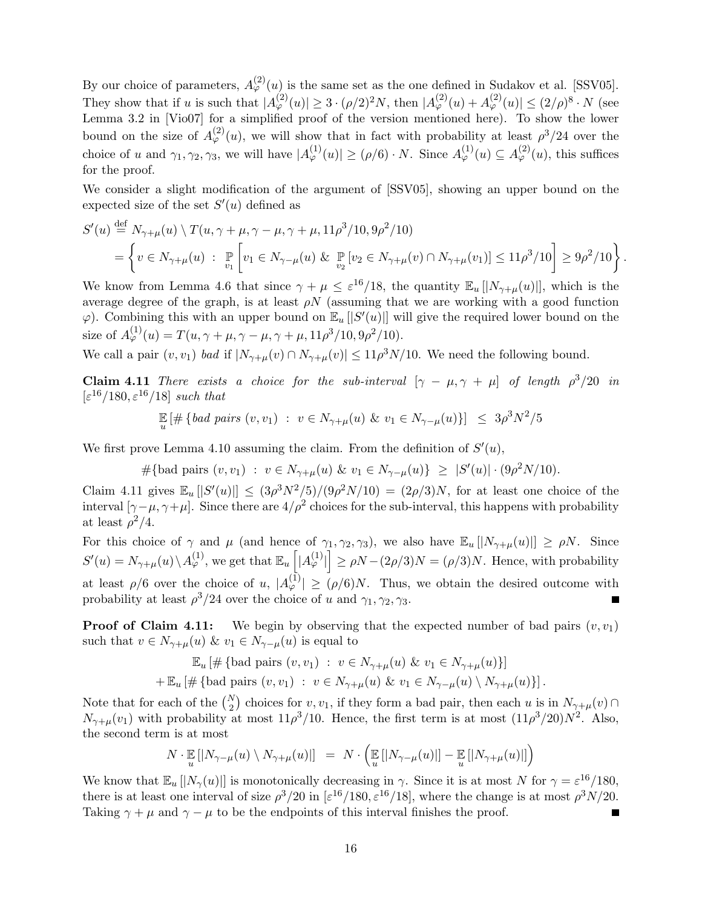By our choice of parameters, $A^{(2)}_\varphi(u)$ is the same set as the one defined in Sudakov et al. [SSV05]. They show that if $u$ is such that $|A^{(2)}_\varphi(u)| \geq 3 \cdot (\rho/2)^2 N$, then $|A^{(2)}_\varphi(u) + A^{(2)}_\varphi(u)| \leq (2/\rho)^8 \cdot N$ (see Lemma 3.2 in [Vio07] for a simplified proof of the version mentioned here). To show the lower bound on the size of $A^{(2)}_\varphi(u)$, we will show that in fact with probability at least $\rho^3/24$ over the choice of $u$ and $\gamma_1, \gamma_2, \gamma_3$, we will have $|A^{(1)}_\varphi(u)| \geq (\rho/6) \cdot N$. Since $A^{(1)}_\varphi(u) \subseteq A^{(2)}_\varphi(u)$, this suffices for the proof.

We consider a slight modification of the argument of [SSV05], showing an upper bound on the expected size of the set $S'(u)$ defined as

$$S'(u) \stackrel{\text{def}}{=} N_{\gamma+\mu}(u) \setminus T(u, \gamma+\mu, \gamma-\mu, \gamma+\mu, 11\rho^3/10, 9\rho^2/10)$$
$$= \left\{ v \in N_{\gamma+\mu}(u) \ : \ \mathop{\mathbb{P}}_{v_1}\left[ v_1 \in N_{\gamma-\mu}(u) \ \& \ \mathop{\mathbb{P}}_{v_2}\left[v_2 \in N_{\gamma+\mu}(v) \cap N_{\gamma+\mu}(v_1)\right] \leq 11\rho^3/10 \right] \geq 9\rho^2/10 \right\}.$$

We know from Lemma 4.6 that since $\gamma + \mu \leq \varepsilon^{16}/18$, the quantity $\mathbb{E}_u\left[|N_{\gamma+\mu}(u)|\right]$, which is the average degree of the graph, is at least $\rho N$ (assuming that we are working with a good function $\varphi$). Combining this with an upper bound on $\mathbb{E}_u\left[|S'(u)|\right]$ will give the required lower bound on the size of $A^{(1)}_\varphi(u) = T(u, \gamma+\mu, \gamma-\mu, \gamma+\mu, 11\rho^3/10, 9\rho^2/10)$.

We call a pair $(v, v_1)$ *bad* if $|N_{\gamma+\mu}(v) \cap N_{\gamma+\mu}(v)| \leq 11\rho^3 N/10$. We need the following bound.

**Claim 4.11** *There exists a choice for the sub-interval $[\gamma - \mu, \gamma + \mu]$ of length $\rho^3/20$ in $[\varepsilon^{16}/180, \varepsilon^{16}/18]$ such that*

$$\mathop{\mathbb{E}}_u\left[\# \left\{\text{bad pairs } (v, v_1) \ : \ v \in N_{\gamma+\mu}(u) \ \& \ v_1 \in N_{\gamma-\mu}(u)\right\}\right] \ \leq \ 3\rho^3 N^2/5$$

We first prove Lemma 4.10 assuming the claim. From the definition of $S'(u)$,

$$\#\{\text{bad pairs } (v, v_1) \ : \ v \in N_{\gamma+\mu}(u) \ \& \ v_1 \in N_{\gamma-\mu}(u)\} \ \geq \ |S'(u)| \cdot (9\rho^2 N/10).$$

Claim 4.11 gives $\mathbb{E}_u\left[|S'(u)|\right] \leq (3\rho^3 N^2/5)/(9\rho^2 N/10) = (2\rho/3)N$, for at least one choice of the interval $[\gamma-\mu, \gamma+\mu]$. Since there are $4/\rho^2$ choices for the sub-interval, this happens with probability at least $\rho^2/4$.

For this choice of $\gamma$ and $\mu$ (and hence of $\gamma_1, \gamma_2, \gamma_3$), we also have $\mathbb{E}_u\left[|N_{\gamma+\mu}(u)|\right] \geq \rho N$. Since $S'(u) = N_{\gamma+\mu}(u) \setminus A^{(1)}_\varphi$, we get that $\mathbb{E}_u\left[|A^{(1)}_\varphi|\right] \geq \rho N - (2\rho/3)N = (\rho/3)N$. Hence, with probability at least $\rho/6$ over the choice of $u$, $|A^{(1)}_\varphi| \geq (\rho/6)N$. Thus, we obtain the desired outcome with probability at least $\rho^3/24$ over the choice of $u$ and $\gamma_1, \gamma_2, \gamma_3$. ∎

**Proof of Claim 4.11:** We begin by observing that the expected number of bad pairs $(v, v_1)$ such that $v \in N_{\gamma+\mu}(u)$ & $v_1 \in N_{\gamma-\mu}(u)$ is equal to

$$\mathbb{E}_u\left[\# \left\{\text{bad pairs } (v, v_1) \ : \ v \in N_{\gamma+\mu}(u) \ \& \ v_1 \in N_{\gamma+\mu}(u)\right\}\right]$$
$$+ \, \mathbb{E}_u\left[\# \left\{\text{bad pairs } (v, v_1) \ : \ v \in N_{\gamma+\mu}(u) \ \& \ v_1 \in N_{\gamma-\mu}(u) \setminus N_{\gamma+\mu}(u)\right\}\right].$$

Note that for each of the $\binom{N}{2}$ choices for $v, v_1$, if they form a bad pair, then each $u$ is in $N_{\gamma+\mu}(v) \cap N_{\gamma+\mu}(v_1)$ with probability at most $11\rho^3/10$. Hence, the first term is at most $(11\rho^3/20)N^2$. Also, the second term is at most

$$N \cdot \mathop{\mathbb{E}}_u\left[|N_{\gamma-\mu}(u) \setminus N_{\gamma+\mu}(u)|\right] \ = \ N \cdot \left( \mathop{\mathbb{E}}_u\left[|N_{\gamma-\mu}(u)|\right] - \mathop{\mathbb{E}}_u\left[|N_{\gamma+\mu}(u)|\right] \right)$$

We know that $\mathbb{E}_u\left[|N_\gamma(u)|\right]$ is monotonically decreasing in $\gamma$. Since it is at most $N$ for $\gamma = \varepsilon^{16}/180$, there is at least one interval of size $\rho^3/20$ in $[\varepsilon^{16}/180, \varepsilon^{16}/18]$, where the change is at most $\rho^3 N/20$. Taking $\gamma + \mu$ and $\gamma - \mu$ to be the endpoints of this interval finishes the proof. ∎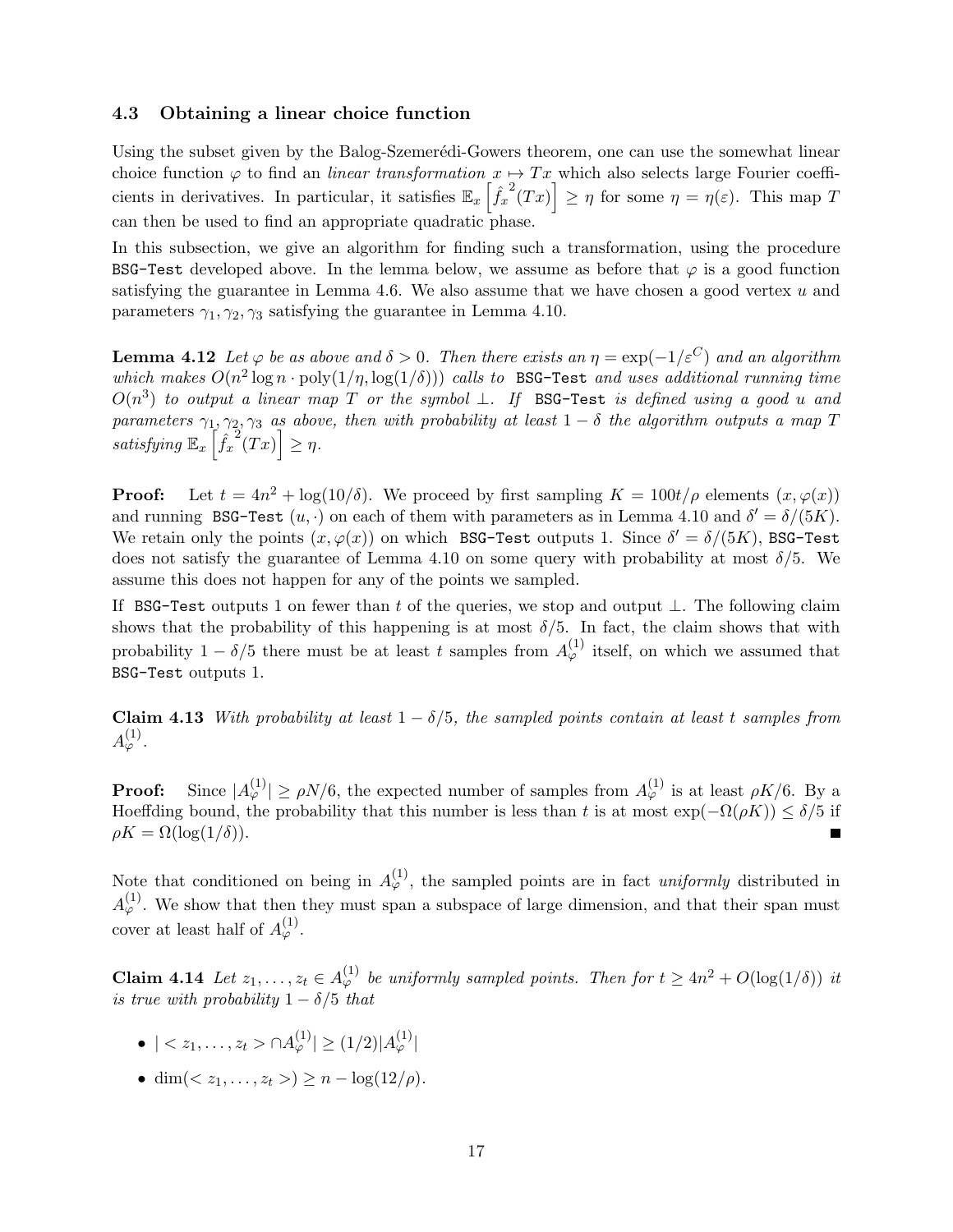### 4.3 Obtaining a linear choice function

Using the subset given by the Balog-Szemerédi-Gowers theorem, one can use the somewhat linear choice function $\varphi$ to find an *linear transformation* $x \mapsto Tx$ which also selects large Fourier coefficients in derivatives. In particular, it satisfies $\mathbb{E}_x\left[\hat{f_x}^2(Tx)\right] \geq \eta$ for some $\eta = \eta(\varepsilon)$. This map $T$ can then be used to find an appropriate quadratic phase.

In this subsection, we give an algorithm for finding such a transformation, using the procedure `BSG-Test` developed above. In the lemma below, we assume as before that $\varphi$ is a good function satisfying the guarantee in Lemma 4.6. We also assume that we have chosen a good vertex $u$ and parameters $\gamma_1, \gamma_2, \gamma_3$ satisfying the guarantee in Lemma 4.10.

**Lemma 4.12** *Let $\varphi$ be as above and $\delta > 0$. Then there exists an $\eta = \exp(-1/\varepsilon^C)$ and an algorithm which makes $O(n^2 \log n \cdot \mathrm{poly}(1/\eta, \log(1/\delta)))$ calls to* `BSG-Test` *and uses additional running time $O(n^3)$ to output a linear map $T$ or the symbol $\perp$. If* `BSG-Test` *is defined using a good $u$ and parameters $\gamma_1, \gamma_2, \gamma_3$ as above, then with probability at least $1 - \delta$ the algorithm outputs a map $T$ satisfying $\mathbb{E}_x\left[\hat{f_x}^2(Tx)\right] \geq \eta$.*

**Proof:** Let $t = 4n^2 + \log(10/\delta)$. We proceed by first sampling $K = 100t/\rho$ elements $(x, \varphi(x))$ and running `BSG-Test` $(u, \cdot)$ on each of them with parameters as in Lemma 4.10 and $\delta' = \delta/(5K)$. We retain only the points $(x, \varphi(x))$ on which `BSG-Test` outputs 1. Since $\delta' = \delta/(5K)$, `BSG-Test` does not satisfy the guarantee of Lemma 4.10 on some query with probability at most $\delta/5$. We assume this does not happen for any of the points we sampled.

If `BSG-Test` outputs 1 on fewer than $t$ of the queries, we stop and output $\perp$. The following claim shows that the probability of this happening is at most $\delta/5$. In fact, the claim shows that with probability $1 - \delta/5$ there must be at least $t$ samples from $A_\varphi^{(1)}$ itself, on which we assumed that `BSG-Test` outputs 1.

**Claim 4.13** *With probability at least $1 - \delta/5$, the sampled points contain at least $t$ samples from $A_\varphi^{(1)}$.*

**Proof:** Since $|A_\varphi^{(1)}| \geq \rho N/6$, the expected number of samples from $A_\varphi^{(1)}$ is at least $\rho K/6$. By a Hoeffding bound, the probability that this number is less than $t$ is at most $\exp(-\Omega(\rho K)) \leq \delta/5$ if $\rho K = \Omega(\log(1/\delta))$. ∎

Note that conditioned on being in $A_\varphi^{(1)}$, the sampled points are in fact *uniformly* distributed in $A_\varphi^{(1)}$. We show that then they must span a subspace of large dimension, and that their span must cover at least half of $A_\varphi^{(1)}$.

**Claim 4.14** *Let $z_1, \ldots, z_t \in A_\varphi^{(1)}$ be uniformly sampled points. Then for $t \geq 4n^2 + O(\log(1/\delta))$ it is true with probability $1 - \delta/5$ that*

- $| < z_1, \ldots, z_t > \cap A_\varphi^{(1)}| \geq (1/2)|A_\varphi^{(1)}|$
- $\dim(< z_1, \ldots, z_t >) \geq n - \log(12/\rho)$.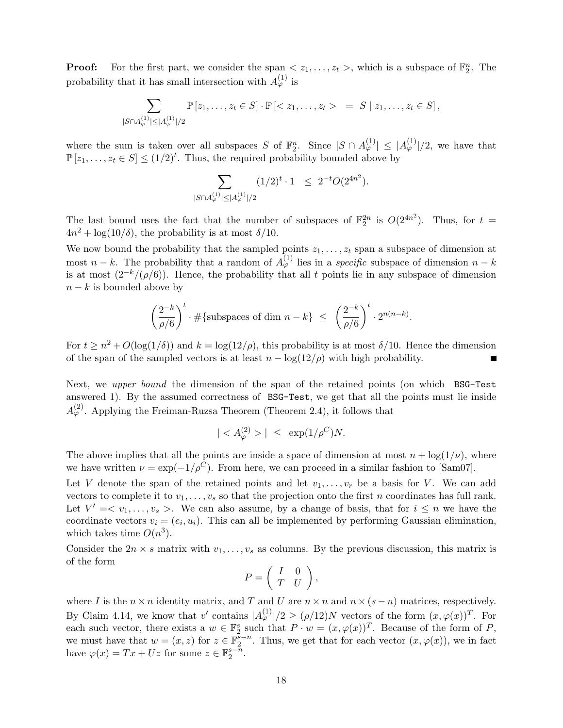**Proof:** For the first part, we consider the span $< z_1, \ldots, z_t >$, which is a subspace of $\mathbb{F}_2^n$. The probability that it has small intersection with $A_\varphi^{(1)}$ is

$$\sum_{|S \cap A_\varphi^{(1)}| \leq |A_\varphi^{(1)}|/2} \mathbb{P}\left[z_1, \ldots, z_t \in S\right] \cdot \mathbb{P}\left[< z_1, \ldots, z_t > \; = \; S \mid z_1, \ldots, z_t \in S\right],$$

where the sum is taken over all subspaces $S$ of $\mathbb{F}_2^n$. Since $|S \cap A_\varphi^{(1)}| \leq |A_\varphi^{(1)}|/2$, we have that $\mathbb{P}\left[z_1, \ldots, z_t \in S\right] \leq (1/2)^t$. Thus, the required probability bounded above by

$$\sum_{|S \cap A_\varphi^{(1)}| \leq |A_\varphi^{(1)}|/2} (1/2)^t \cdot 1 \;\; \leq \;\; 2^{-t} O(2^{4n^2}).$$

The last bound uses the fact that the number of subspaces of $\mathbb{F}_2^{2n}$ is $O(2^{4n^2})$. Thus, for $t = 4n^2 + \log(10/\delta)$, the probability is at most $\delta/10$.

We now bound the probability that the sampled points $z_1, \ldots, z_t$ span a subspace of dimension at most $n-k$. The probability that a random of $A_\varphi^{(1)}$ lies in a *specific* subspace of dimension $n-k$ is at most $(2^{-k}/(\rho/6))$. Hence, the probability that all $t$ points lie in any subspace of dimension $n-k$ is bounded above by

$$\left(\frac{2^{-k}}{\rho/6}\right)^t \cdot \#\{\text{subspaces of dim } n-k\} \;\leq\; \left(\frac{2^{-k}}{\rho/6}\right)^t \cdot 2^{n(n-k)}.$$

For $t \geq n^2 + O(\log(1/\delta))$ and $k = \log(12/\rho)$, this probability is at most $\delta/10$. Hence the dimension of the span of the sampled vectors is at least $n - \log(12/\rho)$ with high probability. ∎

Next, we *upper bound* the dimension of the span of the retained points (on which `BSG-Test` answered 1). By the assumed correctness of `BSG-Test`, we get that all the points must lie inside $A_\varphi^{(2)}$. Applying the Freiman-Ruzsa Theorem (Theorem 2.4), it follows that

$$|< A_\varphi^{(2)} >| \;\; \leq \;\; \exp(1/\rho^C) N.$$

The above implies that all the points are inside a space of dimension at most $n + \log(1/\nu)$, where we have written $\nu = \exp(-1/\rho^C)$. From here, we can proceed in a similar fashion to [Sam07].

Let $V$ denote the span of the retained points and let $v_1, \ldots, v_r$ be a basis for $V$. We can add vectors to complete it to $v_1, \ldots, v_s$ so that the projection onto the first $n$ coordinates has full rank. Let $V' =< v_1, \ldots, v_s >$. We can also assume, by a change of basis, that for $i \leq n$ we have the coordinate vectors $v_i = (e_i, u_i)$. This can all be implemented by performing Gaussian elimination, which takes time $O(n^3)$.

Consider the $2n \times s$ matrix with $v_1, \ldots, v_s$ as columns. By the previous discussion, this matrix is of the form

$$P = \begin{pmatrix} I & 0 \\ T & U \end{pmatrix},$$

where $I$ is the $n \times n$ identity matrix, and $T$ and $U$ are $n \times n$ and $n \times (s-n)$ matrices, respectively. By Claim 4.14, we know that $v'$ contains $|A_\varphi^{(1)}|/2 \geq (\rho/12)N$ vectors of the form $(x, \varphi(x))^T$. For each such vector, there exists a $w \in \mathbb{F}_2^s$ such that $P \cdot w = (x, \varphi(x))^T$. Because of the form of $P$, we must have that $w = (x, z)$ for $z \in \mathbb{F}_2^{s-n}$. Thus, we get that for each vector $(x, \varphi(x))$, we in fact have $\varphi(x) = Tx + Uz$ for some $z \in \mathbb{F}_2^{s-n}$.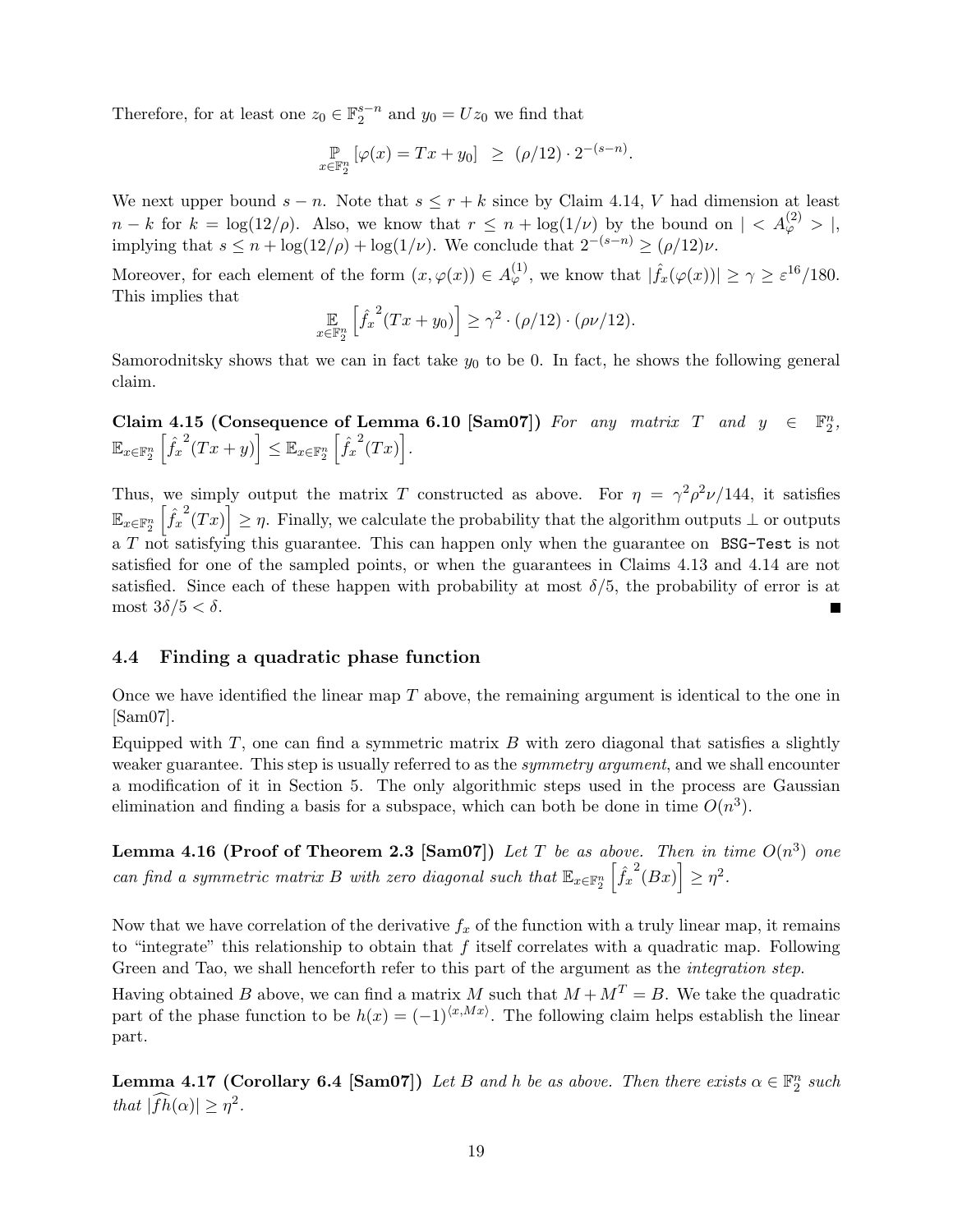Therefore, for at least one $z_0 \in \mathbb{F}_2^{s-n}$ and $y_0 = Uz_0$ we find that

$$\mathop{\mathbb{P}}_{x \in \mathbb{F}_2^n} [\varphi(x) = Tx + y_0] \ \geq \ (\rho/12) \cdot 2^{-(s-n)}.$$

We next upper bound $s - n$. Note that $s \leq r + k$ since by Claim 4.14, $V$ had dimension at least $n - k$ for $k = \log(12/\rho)$. Also, we know that $r \leq n + \log(1/\nu)$ by the bound on $| < A_\varphi^{(2)} > |$, implying that $s \leq n + \log(12/\rho) + \log(1/\nu)$. We conclude that $2^{-(s-n)} \geq (\rho/12)\nu$.

Moreover, for each element of the form $(x, \varphi(x)) \in A_\varphi^{(1)}$, we know that $|\hat{f}_x(\varphi(x))| \geq \gamma \geq \varepsilon^{16}/180$. This implies that

$$\mathop{\mathbb{E}}_{x \in \mathbb{F}_2^n} \left[ \hat{f}_x^{\,2}(Tx + y_0) \right] \geq \gamma^2 \cdot (\rho/12) \cdot (\rho\nu/12).$$

Samorodnitsky shows that we can in fact take $y_0$ to be 0. In fact, he shows the following general claim.

**Claim 4.15 (Consequence of Lemma 6.10 [Sam07])** *For any matrix $T$ and $y \in \mathbb{F}_2^n$, $\mathbb{E}_{x \in \mathbb{F}_2^n} \left[ \hat{f}_x^{\,2}(Tx + y) \right] \leq \mathbb{E}_{x \in \mathbb{F}_2^n} \left[ \hat{f}_x^{\,2}(Tx) \right]$.*

Thus, we simply output the matrix $T$ constructed as above. For $\eta = \gamma^2 \rho^2 \nu / 144$, it satisfies $\mathbb{E}_{x \in \mathbb{F}_2^n} \left[ \hat{f}_x^{\,2}(Tx) \right] \geq \eta$. Finally, we calculate the probability that the algorithm outputs $\perp$ or outputs a $T$ not satisfying this guarantee. This can happen only when the guarantee on `BSG-Test` is not satisfied for one of the sampled points, or when the guarantees in Claims 4.13 and 4.14 are not satisfied. Since each of these happen with probability at most $\delta/5$, the probability of error is at most $3\delta/5 < \delta$. ∎

### 4.4 Finding a quadratic phase function

Once we have identified the linear map $T$ above, the remaining argument is identical to the one in [Sam07].

Equipped with $T$, one can find a symmetric matrix $B$ with zero diagonal that satisfies a slightly weaker guarantee. This step is usually referred to as the *symmetry argument*, and we shall encounter a modification of it in Section 5. The only algorithmic steps used in the process are Gaussian elimination and finding a basis for a subspace, which can both be done in time $O(n^3)$.

**Lemma 4.16 (Proof of Theorem 2.3 [Sam07])** *Let $T$ be as above. Then in time $O(n^3)$ one can find a symmetric matrix $B$ with zero diagonal such that $\mathbb{E}_{x \in \mathbb{F}_2^n} \left[ \hat{f}_x^{\,2}(Bx) \right] \geq \eta^2$.*

Now that we have correlation of the derivative $f_x$ of the function with a truly linear map, it remains to "integrate" this relationship to obtain that $f$ itself correlates with a quadratic map. Following Green and Tao, we shall henceforth refer to this part of the argument as the *integration step*.

Having obtained $B$ above, we can find a matrix $M$ such that $M + M^T = B$. We take the quadratic part of the phase function to be $h(x) = (-1)^{\langle x, Mx \rangle}$. The following claim helps establish the linear part.

**Lemma 4.17 (Corollary 6.4 [Sam07])** *Let $B$ and $h$ be as above. Then there exists $\alpha \in \mathbb{F}_2^n$ such that $|\widehat{fh}(\alpha)| \geq \eta^2$.*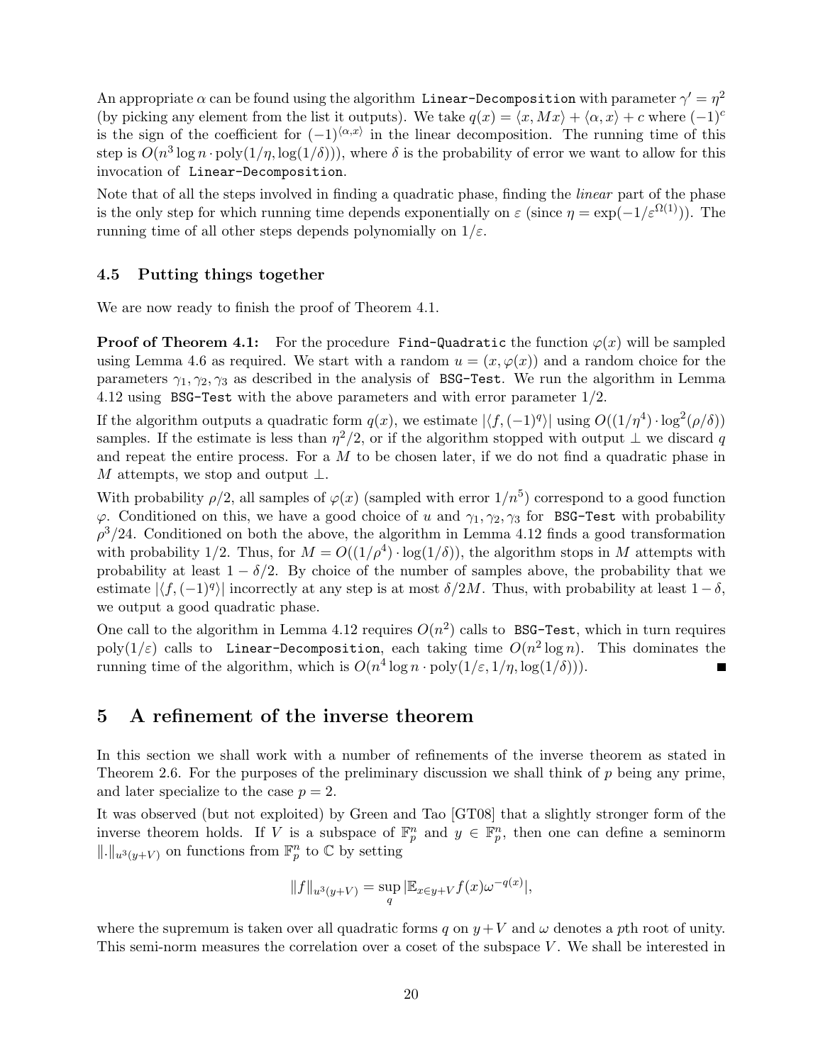An appropriate $\alpha$ can be found using the algorithm `Linear-Decomposition` with parameter $\gamma' = \eta^2$ (by picking any element from the list it outputs). We take $q(x) = \langle x, Mx\rangle + \langle \alpha, x\rangle + c$ where $(-1)^c$ is the sign of the coefficient for $(-1)^{\langle \alpha, x\rangle}$ in the linear decomposition. The running time of this step is $O(n^3 \log n \cdot \text{poly}(1/\eta, \log(1/\delta)))$, where $\delta$ is the probability of error we want to allow for this invocation of `Linear-Decomposition`.

Note that of all the steps involved in finding a quadratic phase, finding the *linear* part of the phase is the only step for which running time depends exponentially on $\varepsilon$ (since $\eta = \exp(-1/\varepsilon^{\Omega(1)})$). The running time of all other steps depends polynomially on $1/\varepsilon$.

### 4.5 Putting things together

We are now ready to finish the proof of Theorem 4.1.

**Proof of Theorem 4.1:** For the procedure `Find-Quadratic` the function $\varphi(x)$ will be sampled using Lemma 4.6 as required. We start with a random $u = (x, \varphi(x))$ and a random choice for the parameters $\gamma_1, \gamma_2, \gamma_3$ as described in the analysis of `BSG-Test`. We run the algorithm in Lemma 4.12 using `BSG-Test` with the above parameters and with error parameter $1/2$.

If the algorithm outputs a quadratic form $q(x)$, we estimate $|\langle f, (-1)^q\rangle|$ using $O((1/\eta^4)\cdot \log^2(\rho/\delta))$ samples. If the estimate is less than $\eta^2/2$, or if the algorithm stopped with output $\perp$ we discard $q$ and repeat the entire process. For a $M$ to be chosen later, if we do not find a quadratic phase in $M$ attempts, we stop and output $\perp$.

With probability $\rho/2$, all samples of $\varphi(x)$ (sampled with error $1/n^5$) correspond to a good function $\varphi$. Conditioned on this, we have a good choice of $u$ and $\gamma_1, \gamma_2, \gamma_3$ for `BSG-Test` with probability $\rho^3/24$. Conditioned on both the above, the algorithm in Lemma 4.12 finds a good transformation with probability $1/2$. Thus, for $M = O((1/\rho^4)\cdot \log(1/\delta))$, the algorithm stops in $M$ attempts with probability at least $1 - \delta/2$. By choice of the number of samples above, the probability that we estimate $|\langle f, (-1)^q\rangle|$ incorrectly at any step is at most $\delta/2M$. Thus, with probability at least $1-\delta$, we output a good quadratic phase.

One call to the algorithm in Lemma 4.12 requires $O(n^2)$ calls to `BSG-Test`, which in turn requires $\text{poly}(1/\varepsilon)$ calls to `Linear-Decomposition`, each taking time $O(n^2 \log n)$. This dominates the running time of the algorithm, which is $O(n^4 \log n \cdot \text{poly}(1/\varepsilon, 1/\eta, \log(1/\delta)))$. ∎

## 5 A refinement of the inverse theorem

In this section we shall work with a number of refinements of the inverse theorem as stated in Theorem 2.6. For the purposes of the preliminary discussion we shall think of $p$ being any prime, and later specialize to the case $p = 2$.

It was observed (but not exploited) by Green and Tao [GT08] that a slightly stronger form of the inverse theorem holds. If $V$ is a subspace of $\mathbb{F}_p^n$ and $y \in \mathbb{F}_p^n$, then one can define a seminorm $\|.\|_{u^3(y+V)}$ on functions from $\mathbb{F}_p^n$ to $\mathbb{C}$ by setting

$$\|f\|_{u^3(y+V)} = \sup_q |\mathbb{E}_{x\in y+V} f(x)\omega^{-q(x)}|,$$

where the supremum is taken over all quadratic forms $q$ on $y+V$ and $\omega$ denotes a $p$th root of unity. This semi-norm measures the correlation over a coset of the subspace $V$. We shall be interested in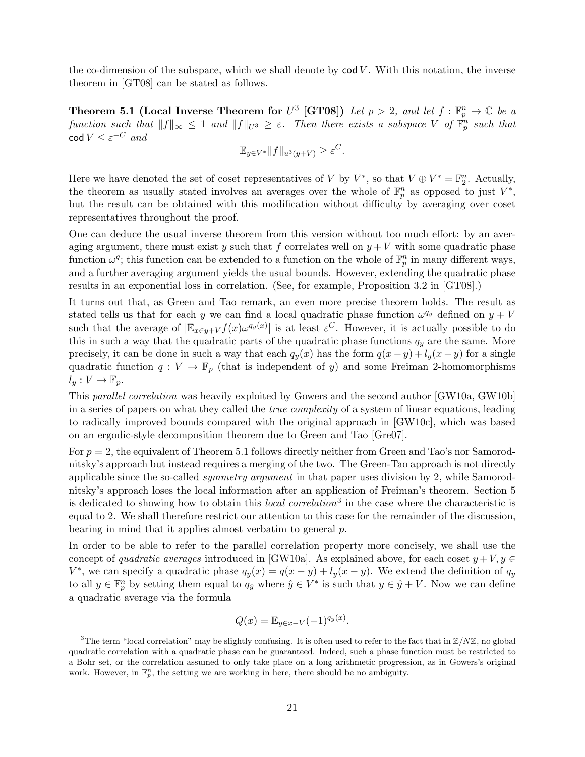the co-dimension of the subspace, which we shall denote by $\mathsf{cod}\, V$. With this notation, the inverse theorem in [GT08] can be stated as follows.

**Theorem 5.1 (Local Inverse Theorem for $U^3$ [GT08])** *Let $p > 2$, and let $f : \mathbb{F}_p^n \to \mathbb{C}$ be a function such that $\|f\|_\infty \leq 1$ and $\|f\|_{U^3} \geq \varepsilon$. Then there exists a subspace $V$ of $\mathbb{F}_p^n$ such that $\mathsf{cod}\, V \leq \varepsilon^{-C}$ and*

$$\mathbb{E}_{y \in V^*} \|f\|_{u^3(y+V)} \geq \varepsilon^C.$$

Here we have denoted the set of coset representatives of $V$ by $V^*$, so that $V \oplus V^* = \mathbb{F}_2^n$. Actually, the theorem as usually stated involves an averages over the whole of $\mathbb{F}_p^n$ as opposed to just $V^*$, but the result can be obtained with this modification without difficulty by averaging over coset representatives throughout the proof.

One can deduce the usual inverse theorem from this version without too much effort: by an averaging argument, there must exist $y$ such that $f$ correlates well on $y + V$ with some quadratic phase function $\omega^q$; this function can be extended to a function on the whole of $\mathbb{F}_p^n$ in many different ways, and a further averaging argument yields the usual bounds. However, extending the quadratic phase results in an exponential loss in correlation. (See, for example, Proposition 3.2 in [GT08].)

It turns out that, as Green and Tao remark, an even more precise theorem holds. The result as stated tells us that for each $y$ we can find a local quadratic phase function $\omega^{q_y}$ defined on $y + V$ such that the average of $|\mathbb{E}_{x \in y+V} f(x)\omega^{q_y(x)}|$ is at least $\varepsilon^C$. However, it is actually possible to do this in such a way that the quadratic parts of the quadratic phase functions $q_y$ are the same. More precisely, it can be done in such a way that each $q_y(x)$ has the form $q(x-y) + l_y(x-y)$ for a single quadratic function $q : V \to \mathbb{F}_p$ (that is independent of $y$) and some Freiman 2-homomorphisms $l_y : V \to \mathbb{F}_p$.

This *parallel correlation* was heavily exploited by Gowers and the second author [GW10a, GW10b] in a series of papers on what they called the *true complexity* of a system of linear equations, leading to radically improved bounds compared with the original approach in [GW10c], which was based on an ergodic-style decomposition theorem due to Green and Tao [Gre07].

For $p = 2$, the equivalent of Theorem 5.1 follows directly neither from Green and Tao's nor Samorodnitsky's approach but instead requires a merging of the two. The Green-Tao approach is not directly applicable since the so-called *symmetry argument* in that paper uses division by 2, while Samorodnitsky's approach loses the local information after an application of Freiman's theorem. Section 5 is dedicated to showing how to obtain this *local correlation*[3] in the case where the characteristic is equal to 2. We shall therefore restrict our attention to this case for the remainder of the discussion, bearing in mind that it applies almost verbatim to general $p$.

In order to be able to refer to the parallel correlation property more concisely, we shall use the concept of *quadratic averages* introduced in [GW10a]. As explained above, for each coset $y + V, y \in V^*$, we can specify a quadratic phase $q_y(x) = q(x-y) + l_y(x-y)$. We extend the definition of $q_y$ to all $y \in \mathbb{F}_p^n$ by setting them equal to $q_{\hat{y}}$ where $\hat{y} \in V^*$ is such that $y \in \hat{y} + V$. Now we can define a quadratic average via the formula

$$Q(x) = \mathbb{E}_{y \in x - V}(-1)^{q_y(x)}.$$

[3] The term "local correlation" may be slightly confusing. It is often used to refer to the fact that in $\mathbb{Z}/N\mathbb{Z}$, no global quadratic correlation with a quadratic phase can be guaranteed. Indeed, such a phase function must be restricted to a Bohr set, or the correlation assumed to only take place on a long arithmetic progression, as in Gowers's original work. However, in $\mathbb{F}_p^n$, the setting we are working in here, there should be no ambiguity.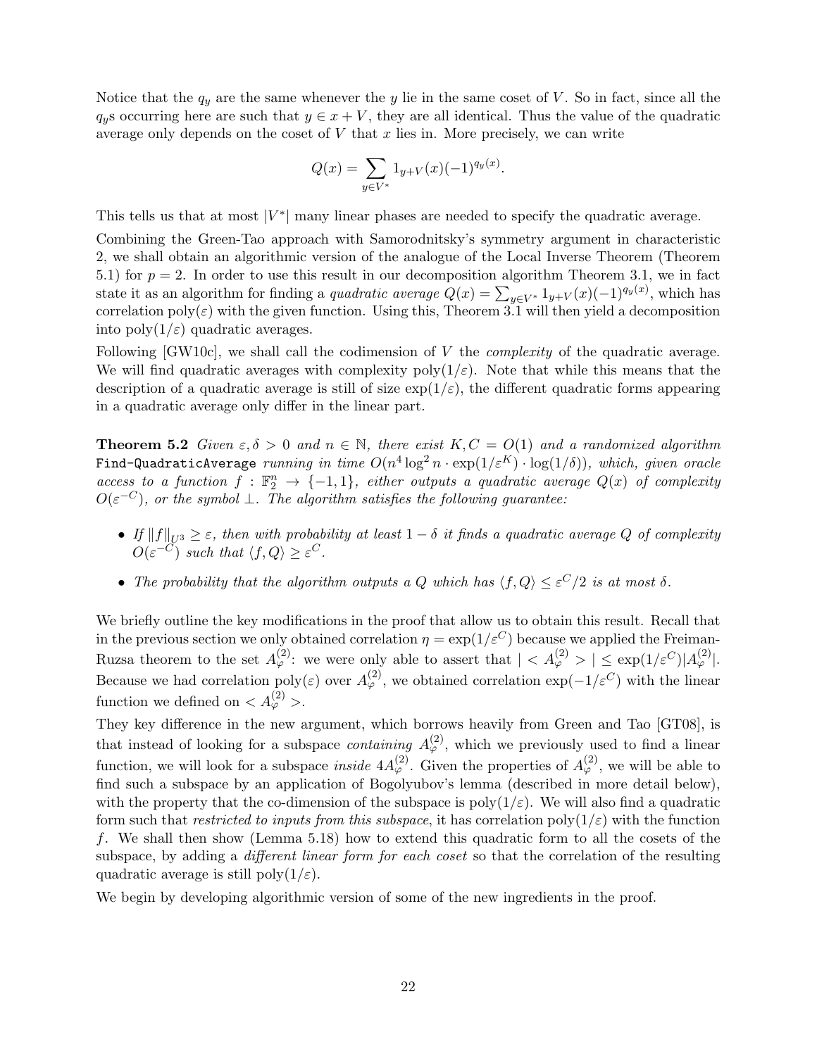Notice that the $q_y$ are the same whenever the $y$ lie in the same coset of $V$. So in fact, since all the $q_y$s occurring here are such that $y \in x + V$, they are all identical. Thus the value of the quadratic average only depends on the coset of $V$ that $x$ lies in. More precisely, we can write

$$Q(x) = \sum_{y \in V^*} 1_{y+V}(x)(-1)^{q_y(x)}.$$

This tells us that at most $|V^*|$ many linear phases are needed to specify the quadratic average.

Combining the Green-Tao approach with Samorodnitsky's symmetry argument in characteristic 2, we shall obtain an algorithmic version of the analogue of the Local Inverse Theorem (Theorem 5.1) for $p = 2$. In order to use this result in our decomposition algorithm Theorem 3.1, we in fact state it as an algorithm for finding a *quadratic average* $Q(x) = \sum_{y \in V^*} 1_{y+V}(x)(-1)^{q_y(x)}$, which has correlation $\mathrm{poly}(\varepsilon)$ with the given function. Using this, Theorem 3.1 will then yield a decomposition into $\mathrm{poly}(1/\varepsilon)$ quadratic averages.

Following [GW10c], we shall call the codimension of $V$ the *complexity* of the quadratic average. We will find quadratic averages with complexity $\mathrm{poly}(1/\varepsilon)$. Note that while this means that the description of a quadratic average is still of size $\exp(1/\varepsilon)$, the different quadratic forms appearing in a quadratic average only differ in the linear part.

**Theorem 5.2** *Given $\varepsilon, \delta > 0$ and $n \in \mathbb{N}$, there exist $K, C = O(1)$ and a randomized algorithm* `Find-QuadraticAverage` *running in time $O(n^4 \log^2 n \cdot \exp(1/\varepsilon^K) \cdot \log(1/\delta))$, which, given oracle access to a function $f : \mathbb{F}_2^n \to \{-1, 1\}$, either outputs a quadratic average $Q(x)$ of complexity $O(\varepsilon^{-C})$, or the symbol $\perp$. The algorithm satisfies the following guarantee:*

- *If $\|f\|_{U^3} \geq \varepsilon$, then with probability at least $1 - \delta$ it finds a quadratic average $Q$ of complexity $O(\varepsilon^{-C})$ such that $\langle f, Q \rangle \geq \varepsilon^C$.*
- *The probability that the algorithm outputs a $Q$ which has $\langle f, Q \rangle \leq \varepsilon^C/2$ is at most $\delta$.*

We briefly outline the key modifications in the proof that allow us to obtain this result. Recall that in the previous section we only obtained correlation $\eta = \exp(1/\varepsilon^C)$ because we applied the Freiman-Ruzsa theorem to the set $A_\varphi^{(2)}$: we were only able to assert that $| < A_\varphi^{(2)} > | \leq \exp(1/\varepsilon^C)|A_\varphi^{(2)}|$. Because we had correlation $\mathrm{poly}(\varepsilon)$ over $A_\varphi^{(2)}$, we obtained correlation $\exp(-1/\varepsilon^C)$ with the linear function we defined on $< A_\varphi^{(2)} >$.

They key difference in the new argument, which borrows heavily from Green and Tao [GT08], is that instead of looking for a subspace *containing* $A_\varphi^{(2)}$, which we previously used to find a linear function, we will look for a subspace *inside* $4A_\varphi^{(2)}$. Given the properties of $A_\varphi^{(2)}$, we will be able to find such a subspace by an application of Bogolyubov's lemma (described in more detail below), with the property that the co-dimension of the subspace is $\mathrm{poly}(1/\varepsilon)$. We will also find a quadratic form such that *restricted to inputs from this subspace*, it has correlation $\mathrm{poly}(1/\varepsilon)$ with the function $f$. We shall then show (Lemma 5.18) how to extend this quadratic form to all the cosets of the subspace, by adding a *different linear form for each coset* so that the correlation of the resulting quadratic average is still $\mathrm{poly}(1/\varepsilon)$.

We begin by developing algorithmic version of some of the new ingredients in the proof.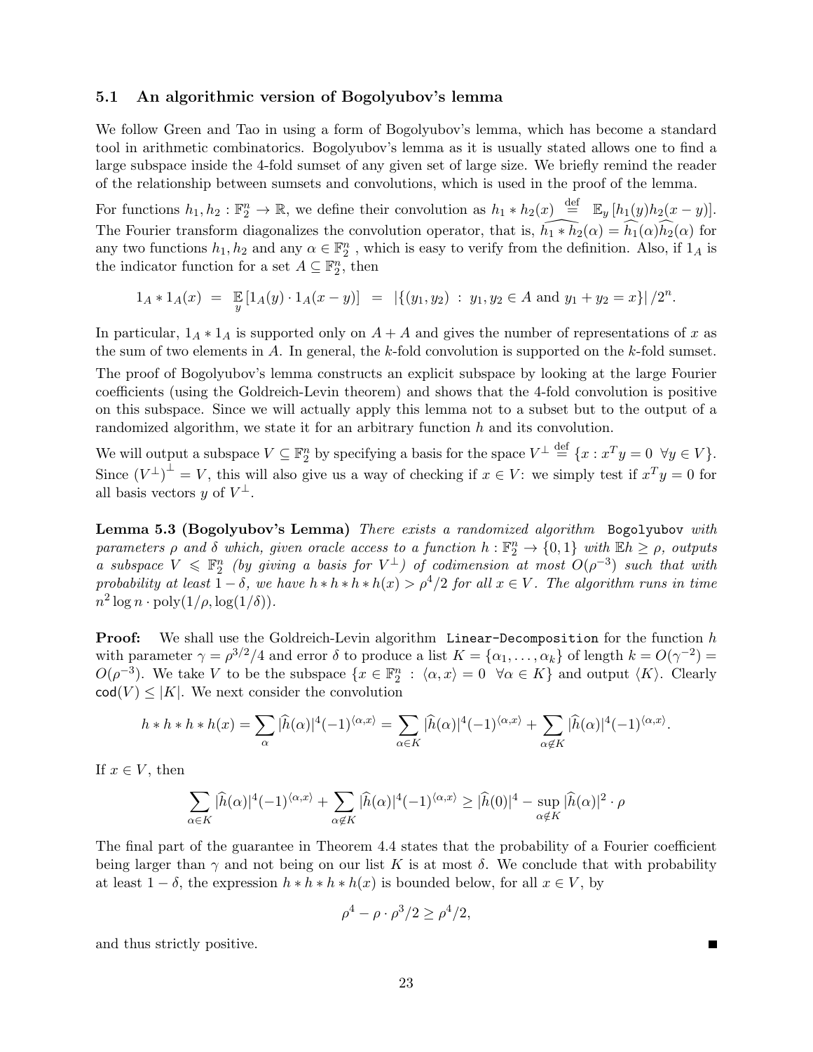### 5.1 An algorithmic version of Bogolyubov's lemma

We follow Green and Tao in using a form of Bogolyubov's lemma, which has become a standard tool in arithmetic combinatorics. Bogolyubov's lemma as it is usually stated allows one to find a large subspace inside the 4-fold sumset of any given set of large size. We briefly remind the reader of the relationship between sumsets and convolutions, which is used in the proof of the lemma.

For functions $h_1, h_2 : \mathbb{F}_2^n \to \mathbb{R}$, we define their convolution as $h_1 * h_2(x) \stackrel{\text{def}}{=} \mathbb{E}_y [h_1(y) h_2(x - y)]$. The Fourier transform diagonalizes the convolution operator, that is, $\widehat{h_1 * h_2}(\alpha) = \widehat{h_1}(\alpha)\widehat{h_2}(\alpha)$ for any two functions $h_1, h_2$ and any $\alpha \in \mathbb{F}_2^n$, which is easy to verify from the definition. Also, if $1_A$ is the indicator function for a set $A \subseteq \mathbb{F}_2^n$, then

$$1_A * 1_A(x) \;=\; \mathop{\mathbb{E}}_{y}[1_A(y) \cdot 1_A(x - y)] \;=\; |\{(y_1, y_2) \;:\; y_1, y_2 \in A \text{ and } y_1 + y_2 = x\}| / 2^n.$$

In particular, $1_A * 1_A$ is supported only on $A + A$ and gives the number of representations of $x$ as the sum of two elements in $A$. In general, the $k$-fold convolution is supported on the $k$-fold sumset.

The proof of Bogolyubov's lemma constructs an explicit subspace by looking at the large Fourier coefficients (using the Goldreich-Levin theorem) and shows that the 4-fold convolution is positive on this subspace. Since we will actually apply this lemma not to a subset but to the output of a randomized algorithm, we state it for an arbitrary function $h$ and its convolution.

We will output a subspace $V \subseteq \mathbb{F}_2^n$ by specifying a basis for the space $V^\perp \stackrel{\text{def}}{=} \{x : x^T y = 0 \;\; \forall y \in V\}$. Since $(V^\perp)^\perp = V$, this will also give us a way of checking if $x \in V$: we simply test if $x^T y = 0$ for all basis vectors $y$ of $V^\perp$.

**Lemma 5.3 (Bogolyubov's Lemma)** *There exists a randomized algorithm* `Bogolyubov` *with parameters $\rho$ and $\delta$ which, given oracle access to a function $h : \mathbb{F}_2^n \to \{0, 1\}$ with $\mathbb{E}h \geq \rho$, outputs a subspace $V \leqslant \mathbb{F}_2^n$ (by giving a basis for $V^\perp$) of codimension at most $O(\rho^{-3})$ such that with probability at least $1 - \delta$, we have $h * h * h * h(x) > \rho^4/2$ for all $x \in V$. The algorithm runs in time $n^2 \log n \cdot \mathrm{poly}(1/\rho, \log(1/\delta))$.*

**Proof:** We shall use the Goldreich-Levin algorithm `Linear-Decomposition` for the function $h$ with parameter $\gamma = \rho^{3/2}/4$ and error $\delta$ to produce a list $K = \{\alpha_1, \ldots, \alpha_k\}$ of length $k = O(\gamma^{-2}) = O(\rho^{-3})$. We take $V$ to be the subspace $\{x \in \mathbb{F}_2^n \;:\; \langle \alpha, x \rangle = 0 \;\; \forall \alpha \in K\}$ and output $\langle K \rangle$. Clearly $\mathsf{cod}(V) \leq |K|$. We next consider the convolution

$$h * h * h * h(x) = \sum_{\alpha} |\widehat{h}(\alpha)|^4 (-1)^{\langle \alpha, x \rangle} = \sum_{\alpha \in K} |\widehat{h}(\alpha)|^4 (-1)^{\langle \alpha, x \rangle} + \sum_{\alpha \notin K} |\widehat{h}(\alpha)|^4 (-1)^{\langle \alpha, x \rangle}.$$

If $x \in V$, then

$$\sum_{\alpha \in K} |\widehat{h}(\alpha)|^4 (-1)^{\langle \alpha, x \rangle} + \sum_{\alpha \notin K} |\widehat{h}(\alpha)|^4 (-1)^{\langle \alpha, x \rangle} \geq |\widehat{h}(0)|^4 - \sup_{\alpha \notin K} |\widehat{h}(\alpha)|^2 \cdot \rho$$

The final part of the guarantee in Theorem 4.4 states that the probability of a Fourier coefficient being larger than $\gamma$ and not being on our list $K$ is at most $\delta$. We conclude that with probability at least $1 - \delta$, the expression $h * h * h * h(x)$ is bounded below, for all $x \in V$, by

$$\rho^4 - \rho \cdot \rho^3/2 \geq \rho^4/2,$$

and thus strictly positive. ∎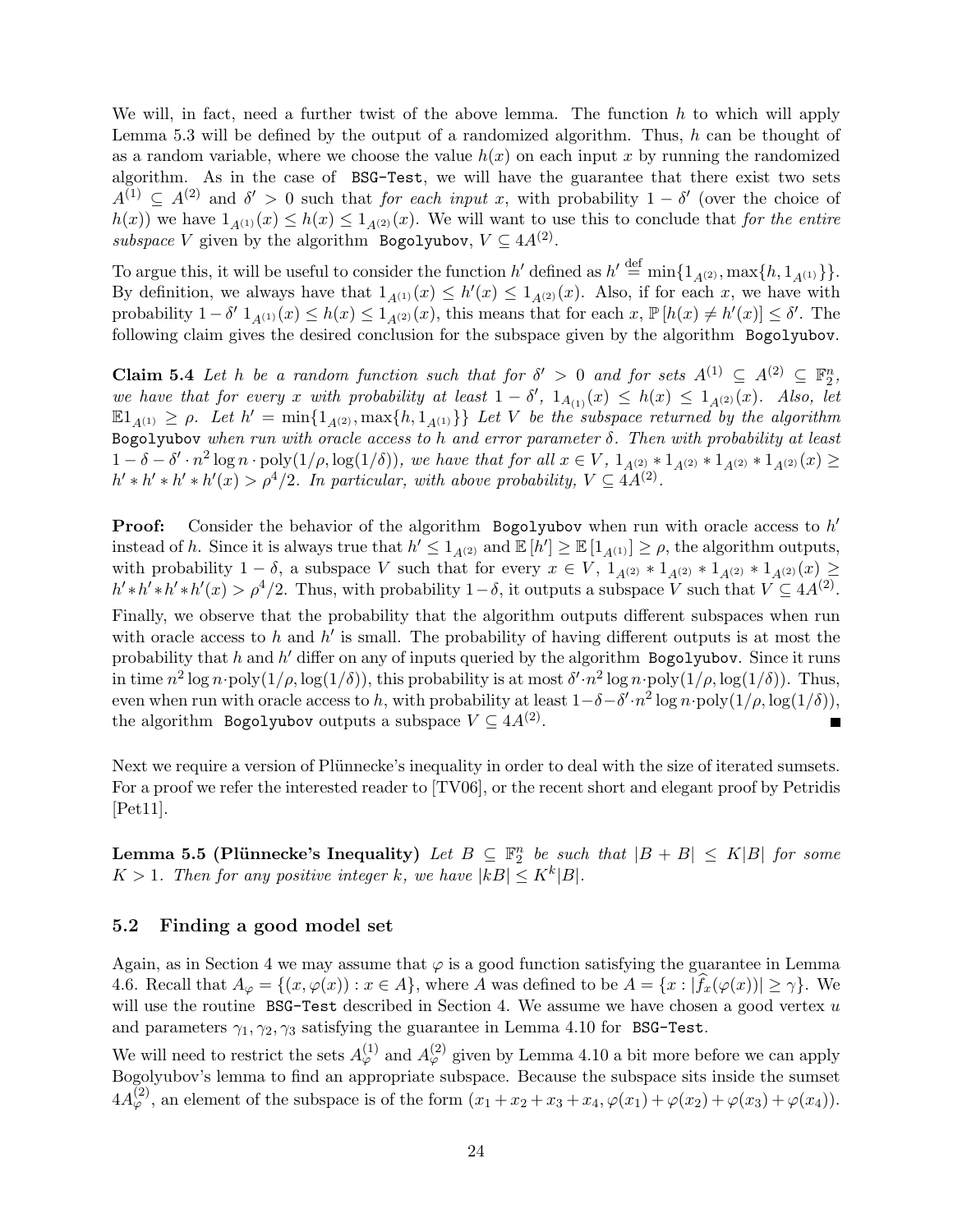We will, in fact, need a further twist of the above lemma. The function $h$ to which will apply Lemma 5.3 will be defined by the output of a randomized algorithm. Thus, $h$ can be thought of as a random variable, where we choose the value $h(x)$ on each input $x$ by running the randomized algorithm. As in the case of `BSG-Test`, we will have the guarantee that there exist two sets $A^{(1)} \subseteq A^{(2)}$ and $\delta' > 0$ such that *for each input* $x$, with probability $1 - \delta'$ (over the choice of $h(x)$) we have $1_{A^{(1)}}(x) \leq h(x) \leq 1_{A^{(2)}}(x)$. We will want to use this to conclude that *for the entire subspace* $V$ given by the algorithm `Bogolyubov`, $V \subseteq 4A^{(2)}$.

To argue this, it will be useful to consider the function $h'$ defined as $h' \stackrel{\text{def}}{=} \min\{1_{A^{(2)}}, \max\{h, 1_{A^{(1)}}\}\}$. By definition, we always have that $1_{A^{(1)}}(x) \leq h'(x) \leq 1_{A^{(2)}}(x)$. Also, if for each $x$, we have with probability $1-\delta'$ $1_{A^{(1)}}(x) \leq h(x) \leq 1_{A^{(2)}}(x)$, this means that for each $x$, $\mathbb{P}\left[h(x) \neq h'(x)\right] \leq \delta'$. The following claim gives the desired conclusion for the subspace given by the algorithm `Bogolyubov`.

**Claim 5.4** *Let $h$ be a random function such that for $\delta' > 0$ and for sets $A^{(1)} \subseteq A^{(2)} \subseteq \mathbb{F}_2^n$, we have that for every $x$ with probability at least $1 - \delta'$, $1_{A_{(1)}}(x) \leq h(x) \leq 1_{A^{(2)}}(x)$. Also, let $\mathbb{E}1_{A^{(1)}} \geq \rho$. Let $h' = \min\{1_{A^{(2)}}, \max\{h, 1_{A^{(1)}}\}\}$ Let $V$ be the subspace returned by the algorithm* `Bogolyubov` *when run with oracle access to $h$ and error parameter $\delta$. Then with probability at least $1 - \delta - \delta' \cdot n^2 \log n \cdot \text{poly}(1/\rho, \log(1/\delta))$, we have that for all $x \in V$, $1_{A^{(2)}} * 1_{A^{(2)}} * 1_{A^{(2)}} * 1_{A^{(2)}}(x) \geq h' * h' * h' * h'(x) > \rho^4/2$. In particular, with above probability, $V \subseteq 4A^{(2)}$.*

**Proof:** Consider the behavior of the algorithm `Bogolyubov` when run with oracle access to $h'$ instead of $h$. Since it is always true that $h' \leq 1_{A^{(2)}}$ and $\mathbb{E}\left[h'\right] \geq \mathbb{E}\left[1_{A^{(1)}}\right] \geq \rho$, the algorithm outputs, with probability $1 - \delta$, a subspace $V$ such that for every $x \in V$, $1_{A^{(2)}} * 1_{A^{(2)}} * 1_{A^{(2)}} * 1_{A^{(2)}}(x) \geq h' * h' * h' * h'(x) > \rho^4/2$. Thus, with probability $1-\delta$, it outputs a subspace $V$ such that $V \subseteq 4A^{(2)}$.

Finally, we observe that the probability that the algorithm outputs different subspaces when run with oracle access to $h$ and $h'$ is small. The probability of having different outputs is at most the probability that $h$ and $h'$ differ on any of inputs queried by the algorithm `Bogolyubov`. Since it runs in time $n^2 \log n \cdot \text{poly}(1/\rho, \log(1/\delta))$, this probability is at most $\delta' \cdot n^2 \log n \cdot \text{poly}(1/\rho, \log(1/\delta))$. Thus, even when run with oracle access to $h$, with probability at least $1 - \delta - \delta' \cdot n^2 \log n \cdot \text{poly}(1/\rho, \log(1/\delta))$, the algorithm `Bogolyubov` outputs a subspace $V \subseteq 4A^{(2)}$. ■

Next we require a version of Plünnecke's inequality in order to deal with the size of iterated sumsets. For a proof we refer the interested reader to [TV06], or the recent short and elegant proof by Petridis [Pet11].

**Lemma 5.5 (Plünnecke's Inequality)** *Let $B \subseteq \mathbb{F}_2^n$ be such that $|B + B| \leq K|B|$ for some $K > 1$. Then for any positive integer $k$, we have $|kB| \leq K^k|B|$.*

### 5.2 Finding a good model set

Again, as in Section 4 we may assume that $\varphi$ is a good function satisfying the guarantee in Lemma 4.6. Recall that $A_\varphi = \{(x, \varphi(x)) : x \in A\}$, where $A$ was defined to be $A = \{x : |\widehat{f_x}(\varphi(x))| \geq \gamma\}$. We will use the routine `BSG-Test` described in Section 4. We assume we have chosen a good vertex $u$ and parameters $\gamma_1, \gamma_2, \gamma_3$ satisfying the guarantee in Lemma 4.10 for `BSG-Test`.

We will need to restrict the sets $A_\varphi^{(1)}$ and $A_\varphi^{(2)}$ given by Lemma 4.10 a bit more before we can apply Bogolyubov's lemma to find an appropriate subspace. Because the subspace sits inside the sumset $4A_\varphi^{(2)}$, an element of the subspace is of the form $(x_1 + x_2 + x_3 + x_4, \varphi(x_1) + \varphi(x_2) + \varphi(x_3) + \varphi(x_4))$.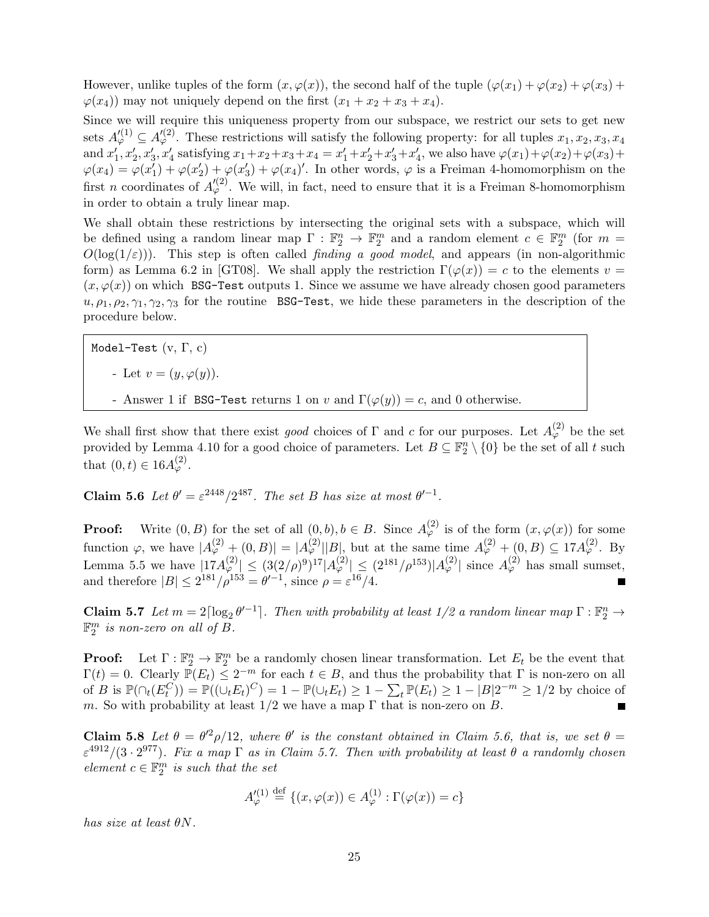However, unlike tuples of the form $(x, \varphi(x))$, the second half of the tuple $(\varphi(x_1) + \varphi(x_2) + \varphi(x_3) + \varphi(x_4))$ may not uniquely depend on the first $(x_1 + x_2 + x_3 + x_4)$.

Since we will require this uniqueness property from our subspace, we restrict our sets to get new sets $A'^{(1)}_\varphi \subseteq A'^{(2)}_\varphi$. These restrictions will satisfy the following property: for all tuples $x_1, x_2, x_3, x_4$ and $x'_1, x'_2, x'_3, x'_4$ satisfying $x_1+x_2+x_3+x_4 = x'_1+x'_2+x'_3+x'_4$, we also have $\varphi(x_1)+\varphi(x_2)+\varphi(x_3)+\varphi(x_4) = \varphi(x'_1) + \varphi(x'_2) + \varphi(x'_3) + \varphi(x_4)'$. In other words, $\varphi$ is a Freiman 4-homomorphism on the first $n$ coordinates of $A'^{(2)}_\varphi$. We will, in fact, need to ensure that it is a Freiman 8-homomorphism in order to obtain a truly linear map.

We shall obtain these restrictions by intersecting the original sets with a subspace, which will be defined using a random linear map $\Gamma : \mathbb{F}_2^n \to \mathbb{F}_2^m$ and a random element $c \in \mathbb{F}_2^m$ (for $m = O(\log(1/\varepsilon))$). This step is often called *finding a good model*, and appears (in non-algorithmic form) as Lemma 6.2 in [GT08]. We shall apply the restriction $\Gamma(\varphi(x)) = c$ to the elements $v = (x, \varphi(x))$ on which `BSG-Test` outputs 1. Since we assume we have already chosen good parameters $u, \rho_1, \rho_2, \gamma_1, \gamma_2, \gamma_3$ for the routine `BSG-Test`, we hide these parameters in the description of the procedure below.

> `Model-Test` (v, Γ, c)
>
> - Let $v = (y, \varphi(y))$.
> - Answer 1 if `BSG-Test` returns 1 on $v$ and $\Gamma(\varphi(y)) = c$, and 0 otherwise.

We shall first show that there exist *good* choices of $\Gamma$ and $c$ for our purposes. Let $A^{(2)}_\varphi$ be the set provided by Lemma 4.10 for a good choice of parameters. Let $B \subseteq \mathbb{F}_2^n \setminus \{0\}$ be the set of all $t$ such that $(0, t) \in 16A^{(2)}_\varphi$.

**Claim 5.6** *Let $\theta' = \varepsilon^{2448}/2^{487}$. The set $B$ has size at most $\theta'^{-1}$.*

**Proof:** Write $(0, B)$ for the set of all $(0, b), b \in B$. Since $A^{(2)}_\varphi$ is of the form $(x, \varphi(x))$ for some function $\varphi$, we have $|A^{(2)}_\varphi + (0, B)| = |A^{(2)}_\varphi||B|$, but at the same time $A^{(2)}_\varphi + (0, B) \subseteq 17A^{(2)}_\varphi$. By Lemma 5.5 we have $|17A^{(2)}_\varphi| \leq (3(2/\rho)^9)^{17}|A^{(2)}_\varphi| \leq (2^{181}/\rho^{153})|A^{(2)}_\varphi|$ since $A^{(2)}_\varphi$ has small sumset, and therefore $|B| \leq 2^{181}/\rho^{153} = \theta'^{-1}$, since $\rho = \varepsilon^{16}/4$. ■

**Claim 5.7** *Let $m = 2\lceil \log_2 \theta'^{-1} \rceil$. Then with probability at least 1/2 a random linear map $\Gamma : \mathbb{F}_2^n \to \mathbb{F}_2^m$ is non-zero on all of $B$.*

**Proof:** Let $\Gamma : \mathbb{F}_2^n \to \mathbb{F}_2^m$ be a randomly chosen linear transformation. Let $E_t$ be the event that $\Gamma(t) = 0$. Clearly $\mathbb{P}(E_t) \leq 2^{-m}$ for each $t \in B$, and thus the probability that $\Gamma$ is non-zero on all of $B$ is $\mathbb{P}(\cap_t(E_t^C)) = \mathbb{P}((\cup_t E_t)^C) = 1 - \mathbb{P}(\cup_t E_t) \geq 1 - \sum_t \mathbb{P}(E_t) \geq 1 - |B|2^{-m} \geq 1/2$ by choice of $m$. So with probability at least 1/2 we have a map $\Gamma$ that is non-zero on $B$. ■

**Claim 5.8** *Let $\theta = \theta'^2\rho/12$, where $\theta'$ is the constant obtained in Claim 5.6, that is, we set $\theta = \varepsilon^{4912}/(3 \cdot 2^{977})$. Fix a map $\Gamma$ as in Claim 5.7. Then with probability at least $\theta$ a randomly chosen element $c \in \mathbb{F}_2^m$ is such that the set*

$$A'^{(1)}_\varphi \stackrel{\text{def}}{=} \{(x, \varphi(x)) \in A^{(1)}_\varphi : \Gamma(\varphi(x)) = c\}$$

*has size at least $\theta N$.*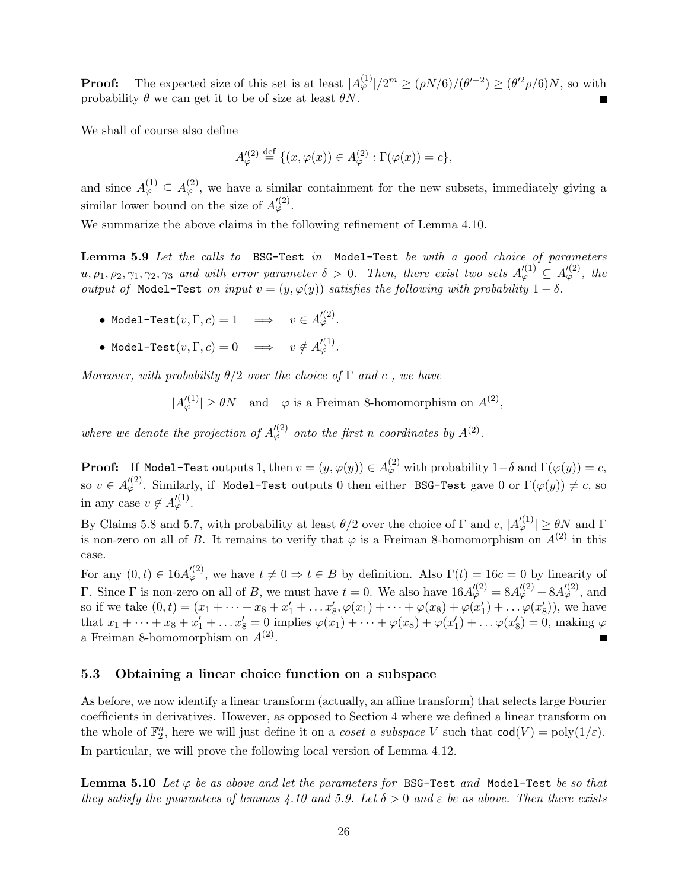**Proof:** The expected size of this set is at least $|A_\varphi^{(1)}|/2^m \geq (\rho N/6)/(\theta'^{-2}) \geq (\theta'^2\rho/6)N$, so with probability $\theta$ we can get it to be of size at least $\theta N$. ∎

We shall of course also define

$$A'^{(2)}_\varphi \stackrel{\text{def}}{=} \{(x, \varphi(x)) \in A_\varphi^{(2)} : \Gamma(\varphi(x)) = c\},$$

and since $A_\varphi^{(1)} \subseteq A_\varphi^{(2)}$, we have a similar containment for the new subsets, immediately giving a similar lower bound on the size of $A'^{(2)}_\varphi$.

We summarize the above claims in the following refinement of Lemma 4.10.

**Lemma 5.9** *Let the calls to* `BSG-Test` *in* `Model-Test` *be with a good choice of parameters* $u, \rho_1, \rho_2, \gamma_1, \gamma_2, \gamma_3$ *and with error parameter* $\delta > 0$. *Then, there exist two sets* $A'^{(1)}_\varphi \subseteq A'^{(2)}_\varphi$, *the output of* `Model-Test` *on input* $v = (y, \varphi(y))$ *satisfies the following with probability* $1 - \delta$.

- $\texttt{Model-Test}(v, \Gamma, c) = 1 \implies v \in A'^{(2)}_\varphi$.
- $\texttt{Model-Test}(v, \Gamma, c) = 0 \implies v \notin A'^{(1)}_\varphi$.

*Moreover, with probability* $\theta/2$ *over the choice of* $\Gamma$ *and* $c$ *, we have*

$$|A'^{(1)}_\varphi| \geq \theta N \quad \text{and} \quad \varphi \text{ is a Freiman 8-homomorphism on } A^{(2)},$$

*where we denote the projection of* $A'^{(2)}_\varphi$ *onto the first* $n$ *coordinates by* $A^{(2)}$.

**Proof:** If `Model-Test` outputs 1, then $v = (y, \varphi(y)) \in A_\varphi^{(2)}$ with probability $1-\delta$ and $\Gamma(\varphi(y)) = c$, so $v \in A'^{(2)}_\varphi$. Similarly, if `BSG-Test` outputs 0 then either `BSG-Test` gave 0 or $\Gamma(\varphi(y)) \neq c$, so in any case $v \notin A'^{(1)}_\varphi$.

By Claims 5.8 and 5.7, with probability at least $\theta/2$ over the choice of $\Gamma$ and $c$, $|A'^{(1)}_\varphi| \geq \theta N$ and $\Gamma$ is non-zero on all of $B$. It remains to verify that $\varphi$ is a Freiman 8-homomorphism on $A^{(2)}$ in this case.

For any $(0, t) \in 16A'^{(2)}_\varphi$, we have $t \neq 0 \Rightarrow t \in B$ by definition. Also $\Gamma(t) = 16c = 0$ by linearity of $\Gamma$. Since $\Gamma$ is non-zero on all of $B$, we must have $t = 0$. We also have $16A'^{(2)}_\varphi = 8A'^{(2)}_\varphi + 8A'^{(2)}_\varphi$, and so if we take $(0, t) = (x_1 + \cdots + x_8 + x'_1 + \ldots x'_8, \varphi(x_1) + \cdots + \varphi(x_8) + \varphi(x'_1) + \ldots \varphi(x'_8))$, we have that $x_1 + \cdots + x_8 + x'_1 + \ldots x'_8 = 0$ implies $\varphi(x_1) + \cdots + \varphi(x_8) + \varphi(x'_1) + \ldots \varphi(x'_8) = 0$, making $\varphi$ a Freiman 8-homomorphism on $A^{(2)}$. ∎

### 5.3 Obtaining a linear choice function on a subspace

As before, we now identify a linear transform (actually, an affine transform) that selects large Fourier coefficients in derivatives. However, as opposed to Section 4 where we defined a linear transform on the whole of $\mathbb{F}_2^n$, here we will just define it on a *coset a subspace* $V$ such that $\mathsf{cod}(V) = \text{poly}(1/\varepsilon)$. In particular, we will prove the following local version of Lemma 4.12.

**Lemma 5.10** *Let* $\varphi$ *be as above and let the parameters for* `BSG-Test` *and* `Model-Test` *be so that they satisfy the guarantees of lemmas 4.10 and 5.9. Let* $\delta > 0$ *and* $\varepsilon$ *be as above. Then there exists*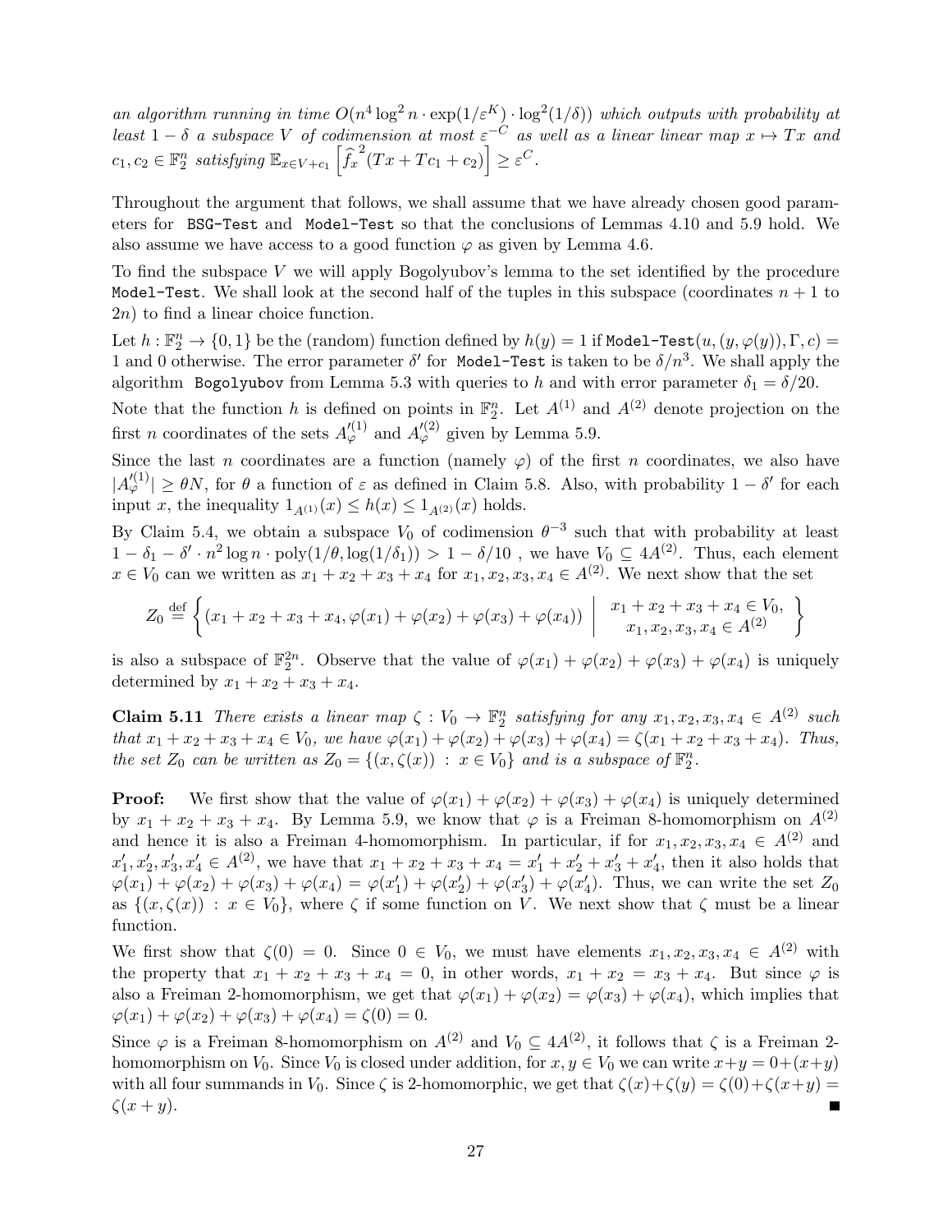*an algorithm running in time $O(n^4 \log^2 n \cdot \exp(1/\varepsilon^K) \cdot \log^2(1/\delta))$ which outputs with probability at least $1-\delta$ a subspace $V$ of codimension at most $\varepsilon^{-C}$ as well as a linear linear map $x \mapsto Tx$ and $c_1, c_2 \in \mathbb{F}_2^n$ satisfying $\mathbb{E}_{x \in V+c_1}\left[\widehat{f_x}^2(Tx + Tc_1 + c_2)\right] \geq \varepsilon^C$.*

Throughout the argument that follows, we shall assume that we have already chosen good parameters for `BSG-Test` and `Model-Test` so that the conclusions of Lemmas 4.10 and 5.9 hold. We also assume we have access to a good function $\varphi$ as given by Lemma 4.6.

To find the subspace $V$ we will apply Bogolyubov's lemma to the set identified by the procedure `Model-Test`. We shall look at the second half of the tuples in this subspace (coordinates $n+1$ to $2n$) to find a linear choice function.

Let $h : \mathbb{F}_2^n \to \{0,1\}$ be the (random) function defined by $h(y) = 1$ if `Model-Test`$(u, (y, \varphi(y)), \Gamma, c) = 1$ and 0 otherwise. The error parameter $\delta'$ for `Model-Test` is taken to be $\delta/n^3$. We shall apply the algorithm `Bogolyubov` from Lemma 5.3 with queries to $h$ and with error parameter $\delta_1 = \delta/20$.

Note that the function $h$ is defined on points in $\mathbb{F}_2^n$. Let $A^{(1)}$ and $A^{(2)}$ denote projection on the first $n$ coordinates of the sets $A'^{(1)}_{\varphi}$ and $A'^{(2)}_{\varphi}$ given by Lemma 5.9.

Since the last $n$ coordinates are a function (namely $\varphi$) of the first $n$ coordinates, we also have $|A'^{(1)}_{\varphi}| \geq \theta N$, for $\theta$ a function of $\varepsilon$ as defined in Claim 5.8. Also, with probability $1-\delta'$ for each input $x$, the inequality $1_{A^{(1)}}(x) \leq h(x) \leq 1_{A^{(2)}}(x)$ holds.

By Claim 5.4, we obtain a subspace $V_0$ of codimension $\theta^{-3}$ such that with probability at least $1 - \delta_1 - \delta' \cdot n^2 \log n \cdot \mathrm{poly}(1/\theta, \log(1/\delta_1)) > 1 - \delta/10$ , we have $V_0 \subseteq 4A^{(2)}$. Thus, each element $x \in V_0$ can we written as $x_1 + x_2 + x_3 + x_4$ for $x_1, x_2, x_3, x_4 \in A^{(2)}$. We next show that the set

$$Z_0 \stackrel{\text{def}}{=} \left\{ (x_1 + x_2 + x_3 + x_4, \varphi(x_1) + \varphi(x_2) + \varphi(x_3) + \varphi(x_4)) \;\middle|\; \begin{array}{c} x_1 + x_2 + x_3 + x_4 \in V_0, \\ x_1, x_2, x_3, x_4 \in A^{(2)} \end{array} \right\}$$

is also a subspace of $\mathbb{F}_2^{2n}$. Observe that the value of $\varphi(x_1) + \varphi(x_2) + \varphi(x_3) + \varphi(x_4)$ is uniquely determined by $x_1 + x_2 + x_3 + x_4$.

**Claim 5.11** *There exists a linear map $\zeta : V_0 \to \mathbb{F}_2^n$ satisfying for any $x_1, x_2, x_3, x_4 \in A^{(2)}$ such that $x_1 + x_2 + x_3 + x_4 \in V_0$, we have $\varphi(x_1) + \varphi(x_2) + \varphi(x_3) + \varphi(x_4) = \zeta(x_1 + x_2 + x_3 + x_4)$. Thus, the set $Z_0$ can be written as $Z_0 = \{(x, \zeta(x)) \,:\, x \in V_0\}$ and is a subspace of $\mathbb{F}_2^n$.*

**Proof:** We first show that the value of $\varphi(x_1) + \varphi(x_2) + \varphi(x_3) + \varphi(x_4)$ is uniquely determined by $x_1 + x_2 + x_3 + x_4$. By Lemma 5.9, we know that $\varphi$ is a Freiman 8-homomorphism on $A^{(2)}$ and hence it is also a Freiman 4-homomorphism. In particular, if for $x_1, x_2, x_3, x_4 \in A^{(2)}$ and $x'_1, x'_2, x'_3, x'_4 \in A^{(2)}$, we have that $x_1 + x_2 + x_3 + x_4 = x'_1 + x'_2 + x'_3 + x'_4$, then it also holds that $\varphi(x_1) + \varphi(x_2) + \varphi(x_3) + \varphi(x_4) = \varphi(x'_1) + \varphi(x'_2) + \varphi(x'_3) + \varphi(x'_4)$. Thus, we can write the set $Z_0$ as $\{(x, \zeta(x)) \,:\, x \in V_0\}$, where $\zeta$ if some function on $V$. We next show that $\zeta$ must be a linear function.

We first show that $\zeta(0) = 0$. Since $0 \in V_0$, we must have elements $x_1, x_2, x_3, x_4 \in A^{(2)}$ with the property that $x_1 + x_2 + x_3 + x_4 = 0$, in other words, $x_1 + x_2 = x_3 + x_4$. But since $\varphi$ is also a Freiman 2-homomorphism, we get that $\varphi(x_1) + \varphi(x_2) = \varphi(x_3) + \varphi(x_4)$, which implies that $\varphi(x_1) + \varphi(x_2) + \varphi(x_3) + \varphi(x_4) = \zeta(0) = 0$.

Since $\varphi$ is a Freiman 8-homomorphism on $A^{(2)}$ and $V_0 \subseteq 4A^{(2)}$, it follows that $\zeta$ is a Freiman 2-homomorphism on $V_0$. Since $V_0$ is closed under addition, for $x, y \in V_0$ we can write $x + y = 0 + (x+y)$ with all four summands in $V_0$. Since $\zeta$ is 2-homomorphic, we get that $\zeta(x) + \zeta(y) = \zeta(0) + \zeta(x+y) = \zeta(x+y)$. ∎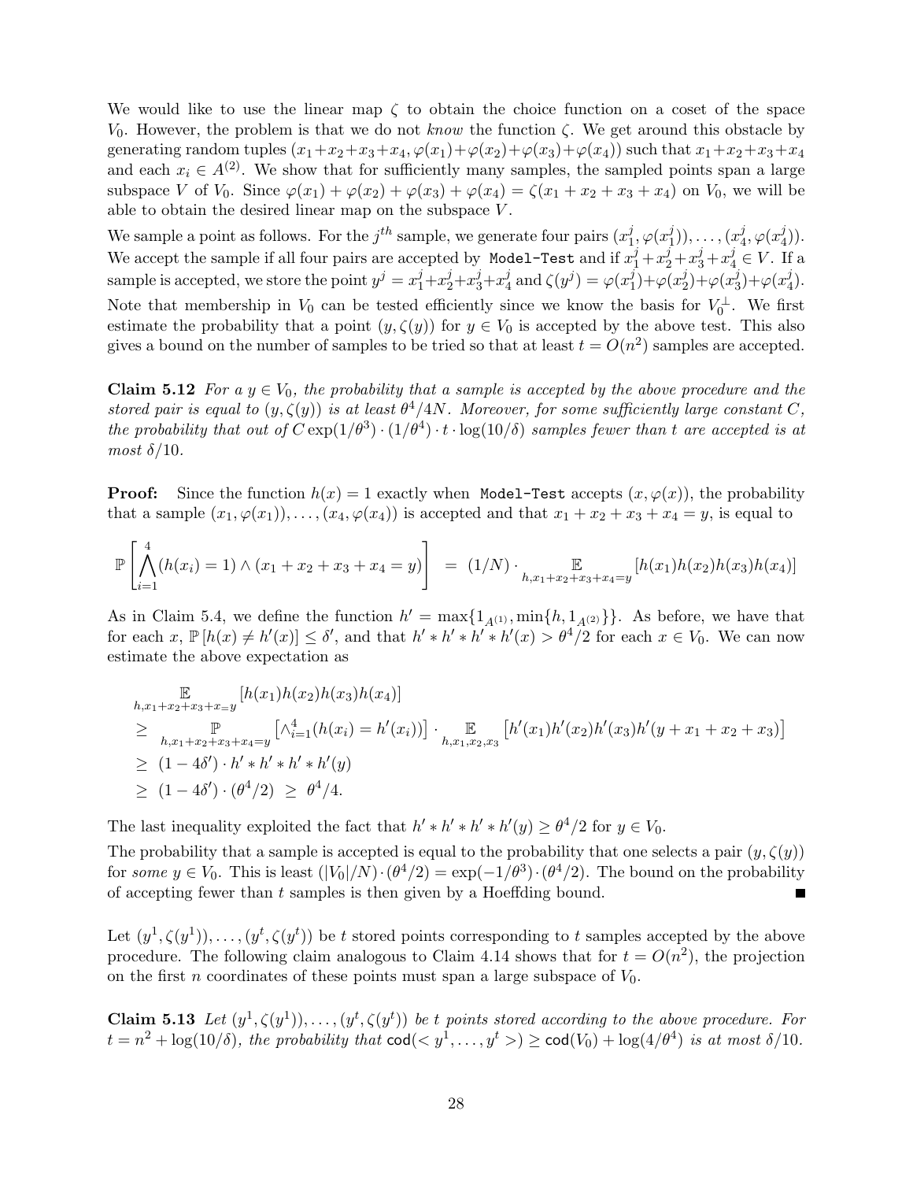We would like to use the linear map $\zeta$ to obtain the choice function on a coset of the space $V_0$. However, the problem is that we do not *know* the function $\zeta$. We get around this obstacle by generating random tuples $(x_1+x_2+x_3+x_4, \varphi(x_1)+\varphi(x_2)+\varphi(x_3)+\varphi(x_4))$ such that $x_1+x_2+x_3+x_4$ and each $x_i \in A^{(2)}$. We show that for sufficiently many samples, the sampled points span a large subspace $V$ of $V_0$. Since $\varphi(x_1)+\varphi(x_2)+\varphi(x_3)+\varphi(x_4) = \zeta(x_1+x_2+x_3+x_4)$ on $V_0$, we will be able to obtain the desired linear map on the subspace $V$.

We sample a point as follows. For the $j^{th}$ sample, we generate four pairs $(x_1^j, \varphi(x_1^j)), \ldots, (x_4^j, \varphi(x_4^j))$. We accept the sample if all four pairs are accepted by `Model-Test` and if $x_1^j+x_2^j+x_3^j+x_4^j \in V$. If a sample is accepted, we store the point $y^j = x_1^j+x_2^j+x_3^j+x_4^j$ and $\zeta(y^j) = \varphi(x_1^j)+\varphi(x_2^j)+\varphi(x_3^j)+\varphi(x_4^j)$. Note that membership in $V_0$ can be tested efficiently since we know the basis for $V_0^\perp$. We first estimate the probability that a point $(y, \zeta(y))$ for $y \in V_0$ is accepted by the above test. This also gives a bound on the number of samples to be tried so that at least $t = O(n^2)$ samples are accepted.

**Claim 5.12** *For a $y \in V_0$, the probability that a sample is accepted by the above procedure and the stored pair is equal to $(y, \zeta(y))$ is at least $\theta^4/4N$. Moreover, for some sufficiently large constant $C$, the probability that out of $C\exp(1/\theta^3) \cdot (1/\theta^4) \cdot t \cdot \log(10/\delta)$ samples fewer than $t$ are accepted is at most $\delta/10$.*

**Proof:** Since the function $h(x) = 1$ exactly when `Model-Test` accepts $(x, \varphi(x))$, the probability that a sample $(x_1, \varphi(x_1)), \ldots, (x_4, \varphi(x_4))$ is accepted and that $x_1+x_2+x_3+x_4 = y$, is equal to

$$\mathbb{P}\left[\bigwedge_{i=1}^{4}(h(x_i)=1) \wedge (x_1+x_2+x_3+x_4 = y)\right] \;=\; (1/N) \cdot \mathop{\mathbb{E}}_{h, x_1+x_2+x_3+x_4=y}\left[h(x_1)h(x_2)h(x_3)h(x_4)\right]$$

As in Claim 5.4, we define the function $h' = \max\{1_{A^{(1)}}, \min\{h, 1_{A^{(2)}}\}\}$. As before, we have that for each $x$, $\mathbb{P}[h(x) \neq h'(x)] \leq \delta'$, and that $h' * h' * h' * h'(x) > \theta^4/2$ for each $x \in V_0$. We can now estimate the above expectation as

$$\begin{aligned}
&\mathop{\mathbb{E}}_{h, x_1+x_2+x_3+x=y}\left[h(x_1)h(x_2)h(x_3)h(x_4)\right] \\
\geq\;& \mathop{\mathbb{P}}_{h, x_1+x_2+x_3+x_4=y}\left[\wedge_{i=1}^{4}(h(x_i) = h'(x_i))\right] \cdot \mathop{\mathbb{E}}_{h, x_1, x_2, x_3}\left[h'(x_1)h'(x_2)h'(x_3)h'(y+x_1+x_2+x_3)\right] \\
\geq\;& (1-4\delta') \cdot h' * h' * h' * h'(y) \\
\geq\;& (1-4\delta') \cdot (\theta^4/2) \;\geq\; \theta^4/4.
\end{aligned}$$

The last inequality exploited the fact that $h' * h' * h' * h'(y) \geq \theta^4/2$ for $y \in V_0$.

The probability that a sample is accepted is equal to the probability that one selects a pair $(y, \zeta(y))$ for *some* $y \in V_0$. This is least $(|V_0|/N) \cdot (\theta^4/2) = \exp(-1/\theta^3) \cdot (\theta^4/2)$. The bound on the probability of accepting fewer than $t$ samples is then given by a Hoeffding bound. ∎

Let $(y^1, \zeta(y^1)), \ldots, (y^t, \zeta(y^t))$ be $t$ stored points corresponding to $t$ samples accepted by the above procedure. The following claim analogous to Claim 4.14 shows that for $t = O(n^2)$, the projection on the first $n$ coordinates of these points must span a large subspace of $V_0$.

**Claim 5.13** *Let $(y^1, \zeta(y^1)), \ldots, (y^t, \zeta(y^t))$ be $t$ points stored according to the above procedure. For $t = n^2 + \log(10/\delta)$, the probability that $\mathsf{cod}(< y^1, \ldots, y^t >) \geq \mathsf{cod}(V_0) + \log(4/\theta^4)$ is at most $\delta/10$.*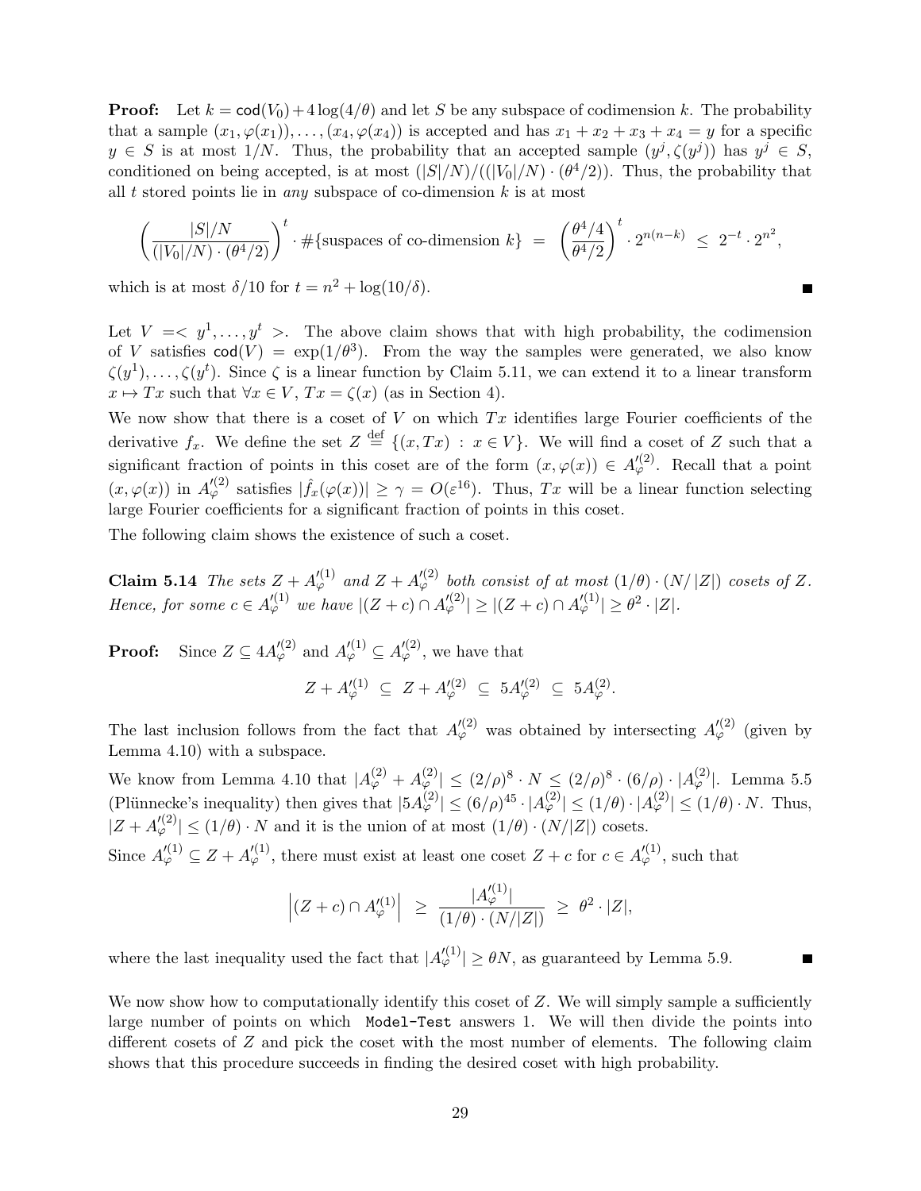**Proof:** Let $k = \mathsf{cod}(V_0) + 4\log(4/\theta)$ and let $S$ be any subspace of codimension $k$. The probability that a sample $(x_1, \varphi(x_1)), \ldots, (x_4, \varphi(x_4))$ is accepted and has $x_1 + x_2 + x_3 + x_4 = y$ for a specific $y \in S$ is at most $1/N$. Thus, the probability that an accepted sample $(y^j, \zeta(y^j))$ has $y^j \in S$, conditioned on being accepted, is at most $(|S|/N)/((|V_0|/N) \cdot (\theta^4/2))$. Thus, the probability that all $t$ stored points lie in *any* subspace of co-dimension $k$ is at most

$$\left(\frac{|S|/N}{(|V_0|/N) \cdot (\theta^4/2)}\right)^t \cdot \#\{\text{suspaces of co-dimension } k\} \;=\; \left(\frac{\theta^4/4}{\theta^4/2}\right)^t \cdot 2^{n(n-k)} \;\leq\; 2^{-t} \cdot 2^{n^2},$$

which is at most $\delta/10$ for $t = n^2 + \log(10/\delta)$. ■

Let $V = < y^1, \ldots, y^t >$. The above claim shows that with high probability, the codimension of $V$ satisfies $\mathsf{cod}(V) = \exp(1/\theta^3)$. From the way the samples were generated, we also know $\zeta(y^1), \ldots, \zeta(y^t)$. Since $\zeta$ is a linear function by Claim 5.11, we can extend it to a linear transform $x \mapsto Tx$ such that $\forall x \in V$, $Tx = \zeta(x)$ (as in Section 4).

We now show that there is a coset of $V$ on which $Tx$ identifies large Fourier coefficients of the derivative $f_x$. We define the set $Z \stackrel{\text{def}}{=} \{(x, Tx) \;:\; x \in V\}$. We will find a coset of $Z$ such that a significant fraction of points in this coset are of the form $(x, \varphi(x)) \in A'^{(2)}_\varphi$. Recall that a point $(x, \varphi(x))$ in $A'^{(2)}_\varphi$ satisfies $|\hat{f}_x(\varphi(x))| \geq \gamma = O(\varepsilon^{16})$. Thus, $Tx$ will be a linear function selecting large Fourier coefficients for a significant fraction of points in this coset.

The following claim shows the existence of such a coset.

**Claim 5.14** *The sets $Z + A'^{(1)}_\varphi$ and $Z + A'^{(2)}_\varphi$ both consist of at most $(1/\theta) \cdot (N/|Z|)$ cosets of $Z$. Hence, for some $c \in A'^{(1)}_\varphi$ we have $|(Z + c) \cap A'^{(2)}_\varphi| \geq |(Z + c) \cap A'^{(1)}_\varphi| \geq \theta^2 \cdot |Z|$.*

**Proof:** Since $Z \subseteq 4A'^{(2)}_\varphi$ and $A'^{(1)}_\varphi \subseteq A'^{(2)}_\varphi$, we have that

$$Z + A'^{(1)}_\varphi \;\subseteq\; Z + A'^{(2)}_\varphi \;\subseteq\; 5A'^{(2)}_\varphi \;\subseteq\; 5A^{(2)}_\varphi.$$

The last inclusion follows from the fact that $A'^{(2)}_\varphi$ was obtained by intersecting $A'^{(2)}_\varphi$ (given by Lemma 4.10) with a subspace.

We know from Lemma 4.10 that $|A^{(2)}_\varphi + A^{(2)}_\varphi| \leq (2/\rho)^8 \cdot N \leq (2/\rho)^8 \cdot (6/\rho) \cdot |A^{(2)}_\varphi|$. Lemma 5.5 (Plünnecke's inequality) then gives that $|5A^{(2)}_\varphi| \leq (6/\rho)^{45} \cdot |A^{(2)}_\varphi| \leq (1/\theta) \cdot |A^{(2)}_\varphi| \leq (1/\theta) \cdot N$. Thus, $|Z + A'^{(2)}_\varphi| \leq (1/\theta) \cdot N$ and it is the union of at most $(1/\theta) \cdot (N/|Z|)$ cosets.

Since $A'^{(1)}_\varphi \subseteq Z + A'^{(1)}_\varphi$, there must exist at least one coset $Z + c$ for $c \in A'^{(1)}_\varphi$, such that

$$\left|(Z + c) \cap A'^{(1)}_\varphi\right| \;\geq\; \frac{|A'^{(1)}_\varphi|}{(1/\theta) \cdot (N/|Z|)} \;\geq\; \theta^2 \cdot |Z|,$$

where the last inequality used the fact that $|A'^{(1)}_\varphi| \geq \theta N$, as guaranteed by Lemma 5.9. ■

We now show how to computationally identify this coset of $Z$. We will simply sample a sufficiently large number of points on which `Model-Test` answers 1. We will then divide the points into different cosets of $Z$ and pick the coset with the most number of elements. The following claim shows that this procedure succeeds in finding the desired coset with high probability.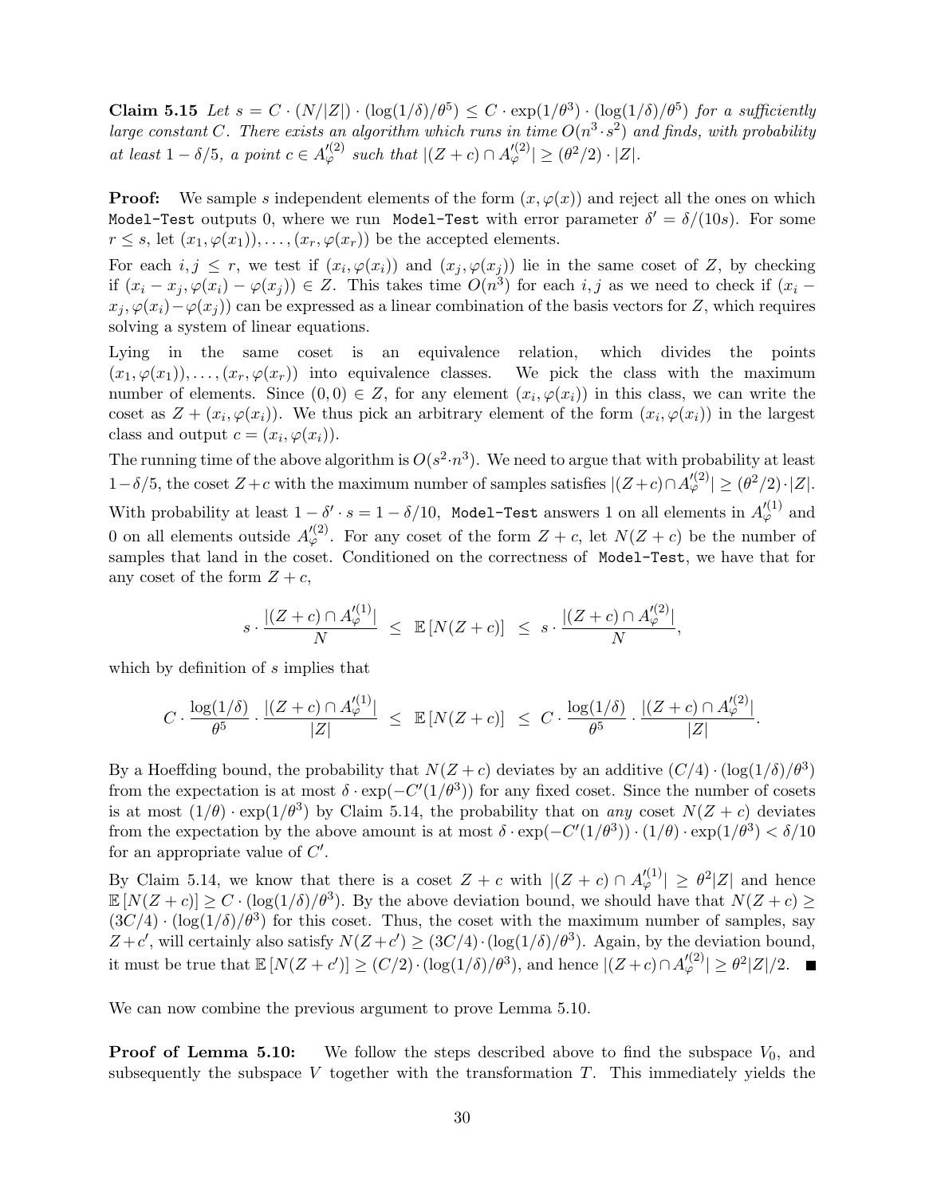**Claim 5.15** *Let $s = C \cdot (N/|Z|) \cdot (\log(1/\delta)/\theta^5) \leq C \cdot \exp(1/\theta^3) \cdot (\log(1/\delta)/\theta^5)$ for a sufficiently large constant $C$. There exists an algorithm which runs in time $O(n^3 \cdot s^2)$ and finds, with probability at least $1 - \delta/5$, a point $c \in A'^{(2)}_\varphi$ such that $|(Z + c) \cap A'^{(2)}_\varphi| \geq (\theta^2/2) \cdot |Z|$.*

**Proof:** We sample $s$ independent elements of the form $(x, \varphi(x))$ and reject all the ones on which `Model-Test` outputs 0, where we run `Model-Test` with error parameter $\delta' = \delta/(10s)$. For some $r \leq s$, let $(x_1, \varphi(x_1)), \ldots, (x_r, \varphi(x_r))$ be the accepted elements.

For each $i, j \leq r$, we test if $(x_i, \varphi(x_i))$ and $(x_j, \varphi(x_j))$ lie in the same coset of $Z$, by checking if $(x_i - x_j, \varphi(x_i) - \varphi(x_j)) \in Z$. This takes time $O(n^3)$ for each $i, j$ as we need to check if $(x_i - x_j, \varphi(x_i) - \varphi(x_j))$ can be expressed as a linear combination of the basis vectors for $Z$, which requires solving a system of linear equations.

Lying in the same coset is an equivalence relation, which divides the points $(x_1, \varphi(x_1)), \ldots, (x_r, \varphi(x_r))$ into equivalence classes. We pick the class with the maximum number of elements. Since $(0, 0) \in Z$, for any element $(x_i, \varphi(x_i))$ in this class, we can write the coset as $Z + (x_i, \varphi(x_i))$. We thus pick an arbitrary element of the form $(x_i, \varphi(x_i))$ in the largest class and output $c = (x_i, \varphi(x_i))$.

The running time of the above algorithm is $O(s^2 \cdot n^3)$. We need to argue that with probability at least $1 - \delta/5$, the coset $Z + c$ with the maximum number of samples satisfies $|(Z + c) \cap A'^{(2)}_\varphi| \geq (\theta^2/2) \cdot |Z|$. With probability at least $1 - \delta' \cdot s = 1 - \delta/10$, `Model-Test` answers 1 on all elements in $A'^{(1)}_\varphi$ and 0 on all elements outside $A'^{(2)}_\varphi$. For any coset of the form $Z + c$, let $N(Z + c)$ be the number of samples that land in the coset. Conditioned on the correctness of `Model-Test`, we have that for any coset of the form $Z + c$,

$$s \cdot \frac{|(Z + c) \cap A'^{(1)}_\varphi|}{N} \leq \mathbb{E}[N(Z + c)] \leq s \cdot \frac{|(Z + c) \cap A'^{(2)}_\varphi|}{N},$$

which by definition of $s$ implies that

$$C \cdot \frac{\log(1/\delta)}{\theta^5} \cdot \frac{|(Z + c) \cap A'^{(1)}_\varphi|}{|Z|} \leq \mathbb{E}[N(Z + c)] \leq C \cdot \frac{\log(1/\delta)}{\theta^5} \cdot \frac{|(Z + c) \cap A'^{(2)}_\varphi|}{|Z|}.$$

By a Hoeffding bound, the probability that $N(Z + c)$ deviates by an additive $(C/4) \cdot (\log(1/\delta)/\theta^3)$ from the expectation is at most $\delta \cdot \exp(-C'(1/\theta^3))$ for any fixed coset. Since the number of cosets is at most $(1/\theta) \cdot \exp(1/\theta^3)$ by Claim 5.14, the probability that on *any* coset $N(Z + c)$ deviates from the expectation by the above amount is at most $\delta \cdot \exp(-C'(1/\theta^3)) \cdot (1/\theta) \cdot \exp(1/\theta^3) < \delta/10$ for an appropriate value of $C'$.

By Claim 5.14, we know that there is a coset $Z + c$ with $|(Z + c) \cap A'^{(1)}_\varphi| \geq \theta^2|Z|$ and hence $\mathbb{E}[N(Z + c)] \geq C \cdot (\log(1/\delta)/\theta^3)$. By the above deviation bound, we should have that $N(Z + c) \geq (3C/4) \cdot (\log(1/\delta)/\theta^3)$ for this coset. Thus, the coset with the maximum number of samples, say $Z + c'$, will certainly also satisfy $N(Z + c') \geq (3C/4) \cdot (\log(1/\delta)/\theta^3)$. Again, by the deviation bound, it must be true that $\mathbb{E}[N(Z + c')] \geq (C/2) \cdot (\log(1/\delta)/\theta^3)$, and hence $|(Z + c) \cap A'^{(2)}_\varphi| \geq \theta^2|Z|/2$. ■

We can now combine the previous argument to prove Lemma 5.10.

**Proof of Lemma 5.10:** We follow the steps described above to find the subspace $V_0$, and subsequently the subspace $V$ together with the transformation $T$. This immediately yields the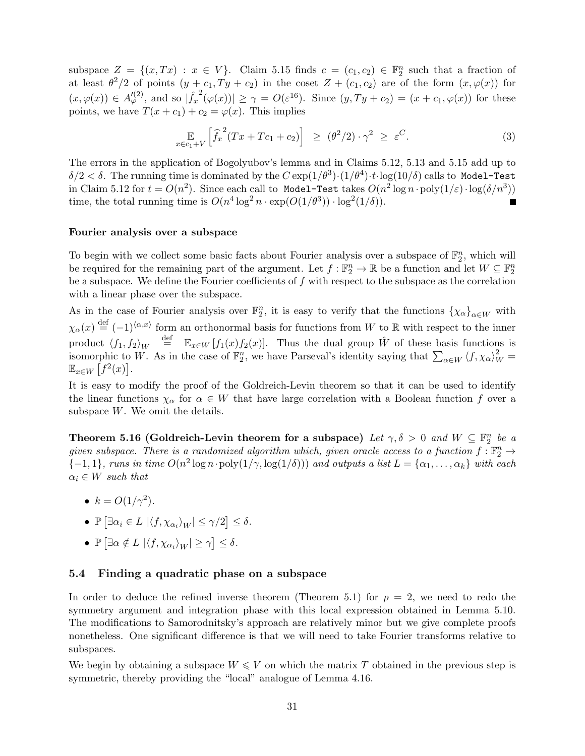subspace $Z = \{(x, Tx) : x \in V\}$. Claim 5.15 finds $c = (c_1, c_2) \in \mathbb{F}_2^n$ such that a fraction of at least $\theta^2/2$ of points $(y + c_1, Ty + c_2)$ in the coset $Z + (c_1, c_2)$ are of the form $(x, \varphi(x))$ for $(x, \varphi(x)) \in A_\varphi'^{(2)}$, and so $|\hat{f}_x^{\,2}(\varphi(x))| \geq \gamma = O(\varepsilon^{16})$. Since $(y, Ty + c_2) = (x + c_1, \varphi(x))$ for these points, we have $T(x + c_1) + c_2 = \varphi(x)$. This implies

$$\mathop{\mathbb{E}}_{x \in c_1 + V}\left[\widehat{f}_x^{\,2}(Tx + Tc_1 + c_2)\right] \;\geq\; (\theta^2/2) \cdot \gamma^2 \;\geq\; \varepsilon^C. \tag{3}$$

The errors in the application of Bogolyubov's lemma and in Claims 5.12, 5.13 and 5.15 add up to $\delta/2 < \delta$. The running time is dominated by the $C \exp(1/\theta^3) \cdot (1/\theta^4) \cdot t \cdot \log(10/\delta)$ calls to `Model-Test` in Claim 5.12 for $t = O(n^2)$. Since each call to `Model-Test` takes $O(n^2 \log n \cdot \mathrm{poly}(1/\varepsilon) \cdot \log(\delta/n^3))$ time, the total running time is $O(n^4 \log^2 n \cdot \exp(O(1/\theta^3)) \cdot \log^2(1/\delta))$. ∎

**Fourier analysis over a subspace**

To begin with we collect some basic facts about Fourier analysis over a subspace of $\mathbb{F}_2^n$, which will be required for the remaining part of the argument. Let $f : \mathbb{F}_2^n \to \mathbb{R}$ be a function and let $W \subseteq \mathbb{F}_2^n$ be a subspace. We define the Fourier coefficients of $f$ with respect to the subspace as the correlation with a linear phase over the subspace.

As in the case of Fourier analysis over $\mathbb{F}_2^n$, it is easy to verify that the functions $\{\chi_\alpha\}_{\alpha \in W}$ with $\chi_\alpha(x) \stackrel{\text{def}}{=} (-1)^{\langle \alpha, x \rangle}$ form an orthonormal basis for functions from $W$ to $\mathbb{R}$ with respect to the inner product $\langle f_1, f_2 \rangle_W \stackrel{\text{def}}{=} \mathbb{E}_{x \in W}[f_1(x) f_2(x)]$. Thus the dual group $\hat{W}$ of these basis functions is isomorphic to $W$. As in the case of $\mathbb{F}_2^n$, we have Parseval's identity saying that $\sum_{\alpha \in W} \langle f, \chi_\alpha \rangle_W^2 = \mathbb{E}_{x \in W}\left[f^2(x)\right]$.

It is easy to modify the proof of the Goldreich-Levin theorem so that it can be used to identify the linear functions $\chi_\alpha$ for $\alpha \in W$ that have large correlation with a Boolean function $f$ over a subspace $W$. We omit the details.

**Theorem 5.16 (Goldreich-Levin theorem for a subspace)** *Let $\gamma, \delta > 0$ and $W \subseteq \mathbb{F}_2^n$ be a given subspace. There is a randomized algorithm which, given oracle access to a function $f : \mathbb{F}_2^n \to \{-1, 1\}$, runs in time $O(n^2 \log n \cdot \mathrm{poly}(1/\gamma, \log(1/\delta)))$ and outputs a list $L = \{\alpha_1, \ldots, \alpha_k\}$ with each $\alpha_i \in W$ such that*

- $k = O(1/\gamma^2)$.
- $\mathbb{P}\left[\exists \alpha_i \in L \; |\langle f, \chi_{\alpha_i} \rangle_W| \leq \gamma/2\right] \leq \delta$.
- $\mathbb{P}\left[\exists \alpha \notin L \; |\langle f, \chi_{\alpha_i} \rangle_W| \geq \gamma\right] \leq \delta$.

## 5.4 Finding a quadratic phase on a subspace

In order to deduce the refined inverse theorem (Theorem 5.1) for $p = 2$, we need to redo the symmetry argument and integration phase with this local expression obtained in Lemma 5.10. The modifications to Samorodnitsky's approach are relatively minor but we give complete proofs nonetheless. One significant difference is that we will need to take Fourier transforms relative to subspaces.

We begin by obtaining a subspace $W \leqslant V$ on which the matrix $T$ obtained in the previous step is symmetric, thereby providing the "local" analogue of Lemma 4.16.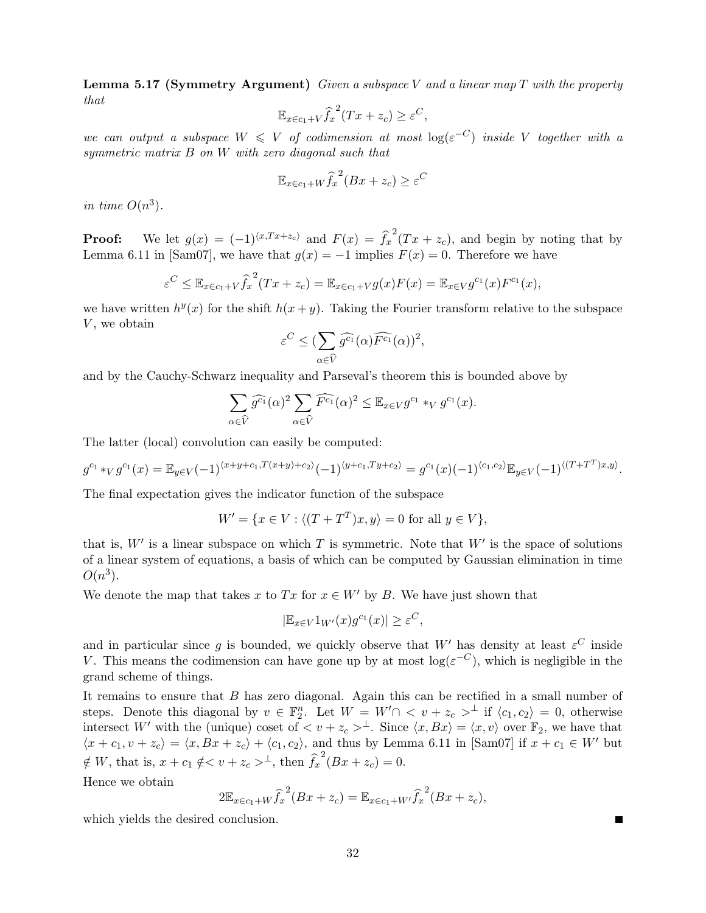**Lemma 5.17 (Symmetry Argument)** *Given a subspace $V$ and a linear map $T$ with the property that*

$$\mathbb{E}_{x\in c_1+V}\widehat{f_x}^2(Tx+z_c) \geq \varepsilon^C,$$

*we can output a subspace $W \leqslant V$ of codimension at most $\log(\varepsilon^{-C})$ inside $V$ together with a symmetric matrix $B$ on $W$ with zero diagonal such that*

$$\mathbb{E}_{x\in c_1+W}\widehat{f_x}^2(Bx+z_c) \geq \varepsilon^C$$

*in time $O(n^3)$.*

**Proof:** We let $g(x) = (-1)^{\langle x, Tx+z_c\rangle}$ and $F(x) = \widehat{f_x}^2(Tx+z_c)$, and begin by noting that by Lemma 6.11 in [Sam07], we have that $g(x) = -1$ implies $F(x) = 0$. Therefore we have

$$\varepsilon^C \leq \mathbb{E}_{x\in c_1+V}\widehat{f_x}^2(Tx+z_c) = \mathbb{E}_{x\in c_1+V}g(x)F(x) = \mathbb{E}_{x\in V}g^{c_1}(x)F^{c_1}(x),$$

we have written $h^y(x)$ for the shift $h(x+y)$. Taking the Fourier transform relative to the subspace $V$, we obtain

$$\varepsilon^C \leq (\sum_{\alpha\in\widehat{V}}\widehat{g^{c_1}}(\alpha)\widehat{F^{c_1}}(\alpha))^2,$$

and by the Cauchy-Schwarz inequality and Parseval's theorem this is bounded above by

$$\sum_{\alpha\in\widehat{V}}\widehat{g^{c_1}}(\alpha)^2\sum_{\alpha\in\widehat{V}}\widehat{F^{c_1}}(\alpha)^2 \leq \mathbb{E}_{x\in V}g^{c_1} *_V g^{c_1}(x).$$

The latter (local) convolution can easily be computed:

$$g^{c_1} *_V g^{c_1}(x) = \mathbb{E}_{y\in V}(-1)^{\langle x+y+c_1, T(x+y)+c_2\rangle}(-1)^{\langle y+c_1, Ty+c_2\rangle} = g^{c_1}(x)(-1)^{\langle c_1,c_2\rangle}\mathbb{E}_{y\in V}(-1)^{\langle (T+T^T)x,y\rangle}.$$

The final expectation gives the indicator function of the subspace

$$W' = \{x \in V : \langle (T+T^T)x, y\rangle = 0 \text{ for all } y \in V\},$$

that is, $W'$ is a linear subspace on which $T$ is symmetric. Note that $W'$ is the space of solutions of a linear system of equations, a basis of which can be computed by Gaussian elimination in time $O(n^3)$.

We denote the map that takes $x$ to $Tx$ for $x \in W'$ by $B$. We have just shown that

$$|\mathbb{E}_{x\in V}1_{W'}(x)g^{c_1}(x)| \geq \varepsilon^C,$$

and in particular since $g$ is bounded, we quickly observe that $W'$ has density at least $\varepsilon^C$ inside $V$. This means the codimension can have gone up by at most $\log(\varepsilon^{-C})$, which is negligible in the grand scheme of things.

It remains to ensure that $B$ has zero diagonal. Again this can be rectified in a small number of steps. Denote this diagonal by $v \in \mathbb{F}_2^n$. Let $W = W' \cap < v+z_c >^\perp$ if $\langle c_1, c_2\rangle = 0$, otherwise intersect $W'$ with the (unique) coset of $< v+z_c >^\perp$. Since $\langle x, Bx\rangle = \langle x, v\rangle$ over $\mathbb{F}_2$, we have that $\langle x+c_1, v+z_c\rangle = \langle x, Bx+z_c\rangle + \langle c_1, c_2\rangle$, and thus by Lemma 6.11 in [Sam07] if $x+c_1 \in W'$ but $\notin W$, that is, $x+c_1 \notin < v+z_c >^\perp$, then $\widehat{f_x}^2(Bx+z_c) = 0$.

Hence we obtain

$$2\mathbb{E}_{x\in c_1+W}\widehat{f_x}^2(Bx+z_c) = \mathbb{E}_{x\in c_1+W'}\widehat{f_x}^2(Bx+z_c),$$

which yields the desired conclusion. ∎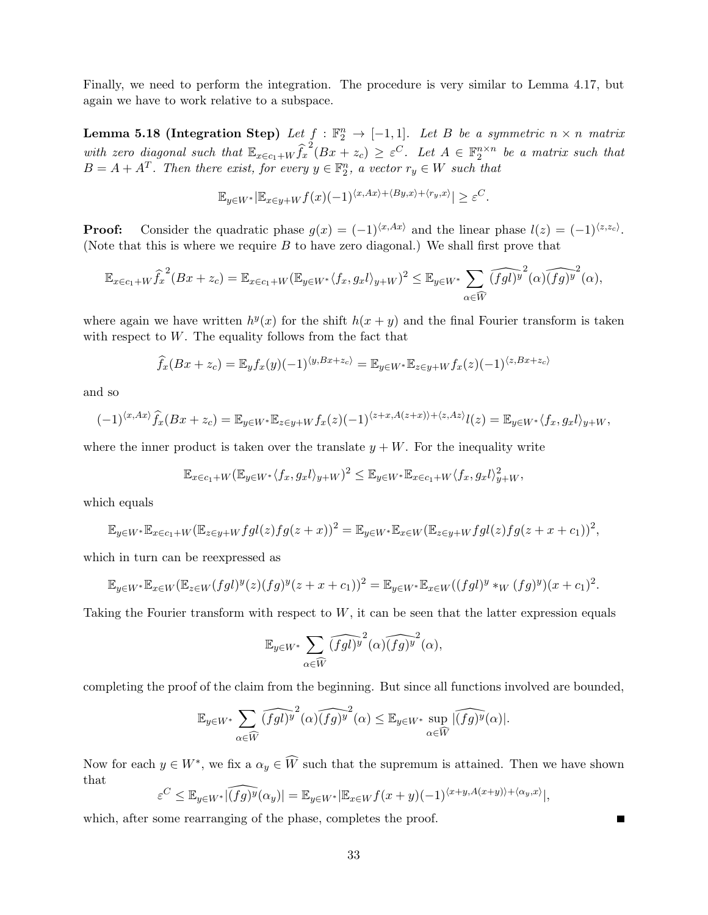Finally, we need to perform the integration. The procedure is very similar to Lemma 4.17, but again we have to work relative to a subspace.

**Lemma 5.18 (Integration Step)** *Let $f : \mathbb{F}_2^n \to [-1,1]$. Let $B$ be a symmetric $n \times n$ matrix with zero diagonal such that $\mathbb{E}_{x\in c_1+W}\widehat{f_x}^2(Bx+z_c) \geq \varepsilon^C$. Let $A \in \mathbb{F}_2^{n\times n}$ be a matrix such that $B = A + A^T$. Then there exist, for every $y \in \mathbb{F}_2^n$, a vector $r_y \in W$ such that*

$$\mathbb{E}_{y\in W^*}|\mathbb{E}_{x\in y+W} f(x)(-1)^{\langle x,Ax\rangle + \langle By,x\rangle + \langle r_y,x\rangle}| \geq \varepsilon^C.$$

**Proof:** Consider the quadratic phase $g(x) = (-1)^{\langle x,Ax\rangle}$ and the linear phase $l(z) = (-1)^{\langle z,z_c\rangle}$. (Note that this is where we require $B$ to have zero diagonal.) We shall first prove that

$$\mathbb{E}_{x\in c_1+W}\widehat{f_x}^2(Bx+z_c) = \mathbb{E}_{x\in c_1+W}(\mathbb{E}_{y\in W^*}\langle f_x, g_x l\rangle_{y+W})^2 \leq \mathbb{E}_{y\in W^*}\sum_{\alpha\in\widehat{W}}\widehat{(fgl)^y}^2(\alpha)\widehat{(fg)^y}^2(\alpha),$$

where again we have written $h^y(x)$ for the shift $h(x+y)$ and the final Fourier transform is taken with respect to $W$. The equality follows from the fact that

$$\widehat{f_x}(Bx+z_c) = \mathbb{E}_y f_x(y)(-1)^{\langle y,Bx+z_c\rangle} = \mathbb{E}_{y\in W^*}\mathbb{E}_{z\in y+W} f_x(z)(-1)^{\langle z,Bx+z_c\rangle}$$

and so

$$(-1)^{\langle x,Ax\rangle}\widehat{f_x}(Bx+z_c) = \mathbb{E}_{y\in W^*}\mathbb{E}_{z\in y+W} f_x(z)(-1)^{\langle z+x,A(z+x)\rangle + \langle z,Az\rangle} l(z) = \mathbb{E}_{y\in W^*}\langle f_x, g_x l\rangle_{y+W},$$

where the inner product is taken over the translate $y + W$. For the inequality write

$$\mathbb{E}_{x\in c_1+W}(\mathbb{E}_{y\in W^*}\langle f_x, g_x l\rangle_{y+W})^2 \leq \mathbb{E}_{y\in W^*}\mathbb{E}_{x\in c_1+W}\langle f_x, g_x l\rangle_{y+W}^2,$$

which equals

$$\mathbb{E}_{y\in W^*}\mathbb{E}_{x\in c_1+W}(\mathbb{E}_{z\in y+W} fgl(z)fg(z+x))^2 = \mathbb{E}_{y\in W^*}\mathbb{E}_{x\in W}(\mathbb{E}_{z\in y+W} fgl(z)fg(z+x+c_1))^2,$$

which in turn can be reexpressed as

$$\mathbb{E}_{y\in W^*}\mathbb{E}_{x\in W}(\mathbb{E}_{z\in W}(fgl)^y(z)(fg)^y(z+x+c_1))^2 = \mathbb{E}_{y\in W^*}\mathbb{E}_{x\in W}((fgl)^y *_W (fg)^y)(x+c_1)^2.$$

Taking the Fourier transform with respect to $W$, it can be seen that the latter expression equals

$$\mathbb{E}_{y\in W^*}\sum_{\alpha\in\widehat{W}}\widehat{(fgl)^y}^2(\alpha)\widehat{(fg)^y}^2(\alpha),$$

completing the proof of the claim from the beginning. But since all functions involved are bounded,

$$\mathbb{E}_{y\in W^*}\sum_{\alpha\in\widehat{W}}\widehat{(fgl)^y}^2(\alpha)\widehat{(fg)^y}^2(\alpha) \leq \mathbb{E}_{y\in W^*}\sup_{\alpha\in\widehat{W}}|\widehat{(fg)^y}(\alpha)|.$$

Now for each $y \in W^*$, we fix a $\alpha_y \in \widehat{W}$ such that the supremum is attained. Then we have shown that

$$\varepsilon^C \leq \mathbb{E}_{y\in W^*}|\widehat{(fg)^y}(\alpha_y)| = \mathbb{E}_{y\in W^*}|\mathbb{E}_{x\in W} f(x+y)(-1)^{\langle x+y,A(x+y)\rangle + \langle \alpha_y,x\rangle}|,$$

which, after some rearranging of the phase, completes the proof. ■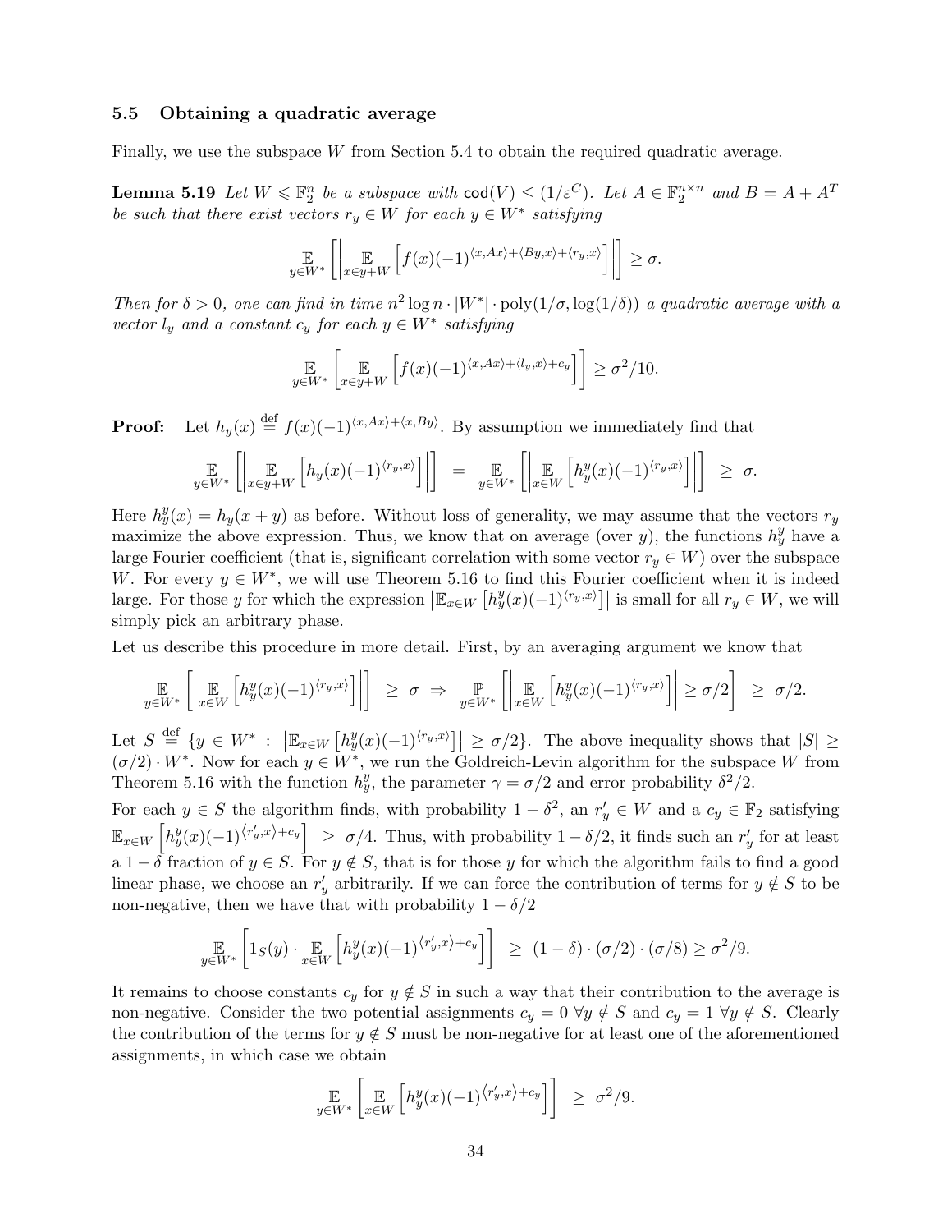### 5.5 Obtaining a quadratic average

Finally, we use the subspace $W$ from Section 5.4 to obtain the required quadratic average.

**Lemma 5.19** *Let $W \leqslant \mathbb{F}_2^n$ be a subspace with $\mathsf{cod}(V) \leq (1/\varepsilon^C)$. Let $A \in \mathbb{F}_2^{n\times n}$ and $B = A + A^T$ be such that there exist vectors $r_y \in W$ for each $y \in W^*$ satisfying*

$$\mathop{\mathbb{E}}_{y\in W^*}\left[\left|\mathop{\mathbb{E}}_{x\in y+W}\left[f(x)(-1)^{\langle x,Ax\rangle+\langle By,x\rangle+\langle r_y,x\rangle}\right]\right|\right] \geq \sigma.$$

*Then for $\delta > 0$, one can find in time $n^2 \log n \cdot |W^*| \cdot \mathrm{poly}(1/\sigma, \log(1/\delta))$ a quadratic average with a vector $l_y$ and a constant $c_y$ for each $y \in W^*$ satisfying*

$$\mathop{\mathbb{E}}_{y\in W^*}\left[\mathop{\mathbb{E}}_{x\in y+W}\left[f(x)(-1)^{\langle x,Ax\rangle+\langle l_y,x\rangle+c_y}\right]\right] \geq \sigma^2/10.$$

**Proof:** Let $h_y(x) \stackrel{\text{def}}{=} f(x)(-1)^{\langle x,Ax\rangle+\langle x,By\rangle}$. By assumption we immediately find that

$$\mathop{\mathbb{E}}_{y\in W^*}\left[\left|\mathop{\mathbb{E}}_{x\in y+W}\left[h_y(x)(-1)^{\langle r_y,x\rangle}\right]\right|\right] \;=\; \mathop{\mathbb{E}}_{y\in W^*}\left[\left|\mathop{\mathbb{E}}_{x\in W}\left[h_y^y(x)(-1)^{\langle r_y,x\rangle}\right]\right|\right] \;\geq\; \sigma.$$

Here $h_y^y(x) = h_y(x+y)$ as before. Without loss of generality, we may assume that the vectors $r_y$ maximize the above expression. Thus, we know that on average (over $y$), the functions $h_y^y$ have a large Fourier coefficient (that is, significant correlation with some vector $r_y \in W$) over the subspace $W$. For every $y \in W^*$, we will use Theorem 5.16 to find this Fourier coefficient when it is indeed large. For those $y$ for which the expression $\left|\mathbb{E}_{x\in W}\left[h_y^y(x)(-1)^{\langle r_y,x\rangle}\right]\right|$ is small for all $r_y \in W$, we will simply pick an arbitrary phase.

Let us describe this procedure in more detail. First, by an averaging argument we know that

$$\mathop{\mathbb{E}}_{y\in W^*}\left[\left|\mathop{\mathbb{E}}_{x\in W}\left[h_y^y(x)(-1)^{\langle r_y,x\rangle}\right]\right|\right] \;\geq\; \sigma \;\Rightarrow\; \mathop{\mathbb{P}}_{y\in W^*}\left[\left|\mathop{\mathbb{E}}_{x\in W}\left[h_y^y(x)(-1)^{\langle r_y,x\rangle}\right]\right| \geq \sigma/2\right] \;\geq\; \sigma/2.$$

Let $S \stackrel{\text{def}}{=} \{y \in W^* : \left|\mathbb{E}_{x\in W}\left[h_y^y(x)(-1)^{\langle r_y,x\rangle}\right]\right| \geq \sigma/2\}$. The above inequality shows that $|S| \geq (\sigma/2)\cdot W^*$. Now for each $y \in W^*$, we run the Goldreich-Levin algorithm for the subspace $W$ from Theorem 5.16 with the function $h_y^y$, the parameter $\gamma = \sigma/2$ and error probability $\delta^2/2$.

For each $y \in S$ the algorithm finds, with probability $1-\delta^2$, an $r'_y \in W$ and a $c_y \in \mathbb{F}_2$ satisfying $\mathbb{E}_{x\in W}\left[h_y^y(x)(-1)^{\langle r'_y,x\rangle+c_y}\right] \;\geq\; \sigma/4$. Thus, with probability $1-\delta/2$, it finds such an $r'_y$ for at least a $1-\delta$ fraction of $y \in S$. For $y \notin S$, that is for those $y$ for which the algorithm fails to find a good linear phase, we choose an $r'_y$ arbitrarily. If we can force the contribution of terms for $y \notin S$ to be non-negative, then we have that with probability $1-\delta/2$

$$\mathop{\mathbb{E}}_{y\in W^*}\left[1_S(y)\cdot \mathop{\mathbb{E}}_{x\in W}\left[h_y^y(x)(-1)^{\langle r'_y,x\rangle+c_y}\right]\right] \;\geq\; (1-\delta)\cdot(\sigma/2)\cdot(\sigma/8) \geq \sigma^2/9.$$

It remains to choose constants $c_y$ for $y \notin S$ in such a way that their contribution to the average is non-negative. Consider the two potential assignments $c_y = 0\ \forall y \notin S$ and $c_y = 1\ \forall y \notin S$. Clearly the contribution of the terms for $y \notin S$ must be non-negative for at least one of the aforementioned assignments, in which case we obtain

$$\mathop{\mathbb{E}}_{y\in W^*}\left[\mathop{\mathbb{E}}_{x\in W}\left[h_y^y(x)(-1)^{\langle r'_y,x\rangle+c_y}\right]\right] \;\geq\; \sigma^2/9.$$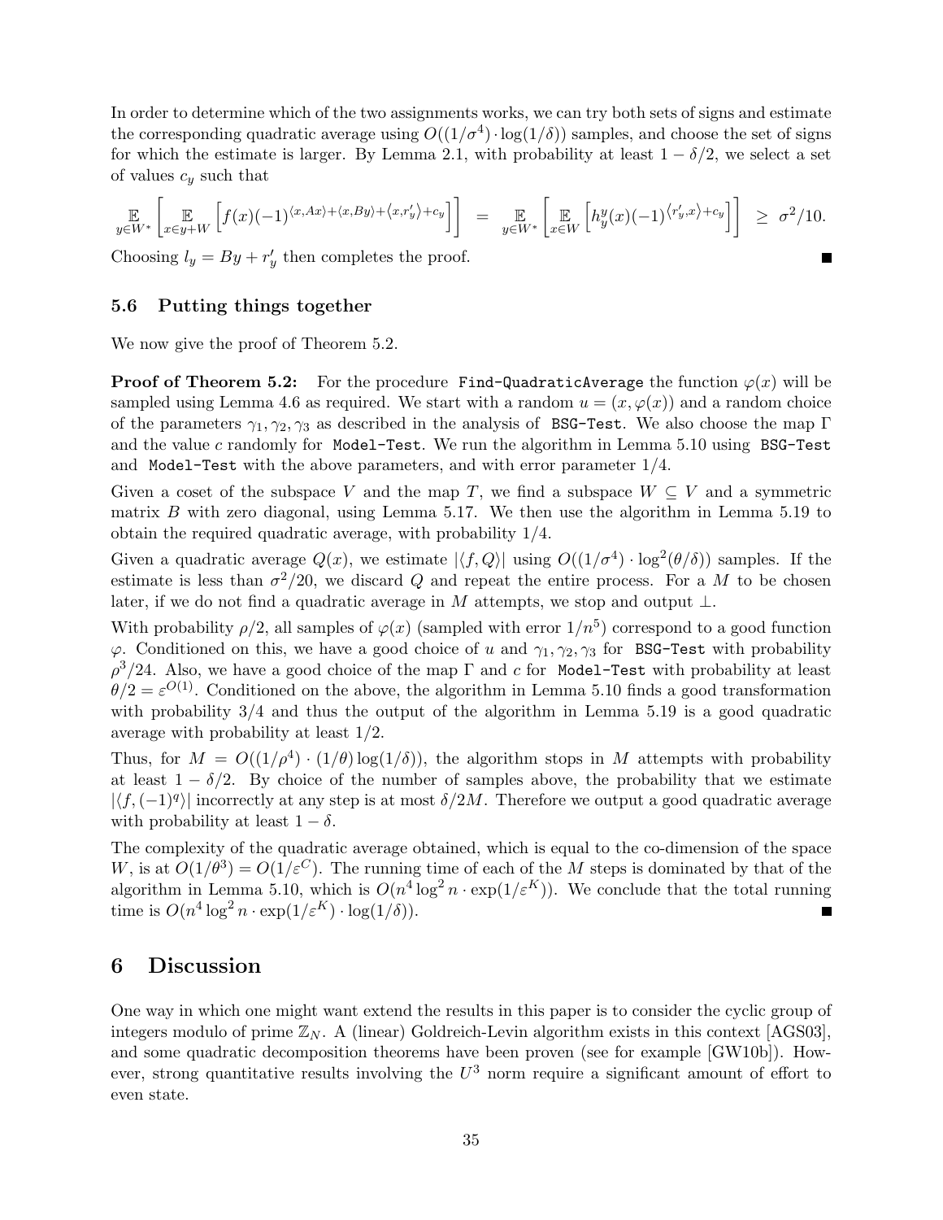In order to determine which of the two assignments works, we can try both sets of signs and estimate the corresponding quadratic average using $O((1/\sigma^4) \cdot \log(1/\delta))$ samples, and choose the set of signs for which the estimate is larger. By Lemma 2.1, with probability at least $1 - \delta/2$, we select a set of values $c_y$ such that

$$\mathop{\mathbb{E}}_{y \in W^*} \left[ \mathop{\mathbb{E}}_{x \in y+W} \left[ f(x)(-1)^{\langle x,Ax\rangle + \langle x,By\rangle + \langle x,r'_y\rangle + c_y} \right] \right] \;=\; \mathop{\mathbb{E}}_{y \in W^*} \left[ \mathop{\mathbb{E}}_{x \in W} \left[ h^y_y(x)(-1)^{\langle r'_y,x\rangle + c_y} \right] \right] \;\geq\; \sigma^2/10.$$

Choosing $l_y = By + r'_y$ then completes the proof. ∎

### 5.6 Putting things together

We now give the proof of Theorem 5.2.

**Proof of Theorem 5.2:** For the procedure `Find-QuadraticAverage` the function $\varphi(x)$ will be sampled using Lemma 4.6 as required. We start with a random $u = (x, \varphi(x))$ and a random choice of the parameters $\gamma_1, \gamma_2, \gamma_3$ as described in the analysis of `BSG-Test`. We also choose the map $\Gamma$ and the value $c$ randomly for `Model-Test`. We run the algorithm in Lemma 5.10 using `BSG-Test` and `Model-Test` with the above parameters, and with error parameter $1/4$.

Given a coset of the subspace $V$ and the map $T$, we find a subspace $W \subseteq V$ and a symmetric matrix $B$ with zero diagonal, using Lemma 5.17. We then use the algorithm in Lemma 5.19 to obtain the required quadratic average, with probability $1/4$.

Given a quadratic average $Q(x)$, we estimate $|\langle f, Q\rangle|$ using $O((1/\sigma^4) \cdot \log^2(\theta/\delta))$ samples. If the estimate is less than $\sigma^2/20$, we discard $Q$ and repeat the entire process. For a $M$ to be chosen later, if we do not find a quadratic average in $M$ attempts, we stop and output $\perp$.

With probability $\rho/2$, all samples of $\varphi(x)$ (sampled with error $1/n^5$) correspond to a good function $\varphi$. Conditioned on this, we have a good choice of $u$ and $\gamma_1, \gamma_2, \gamma_3$ for `BSG-Test` with probability $\rho^3/24$. Also, we have a good choice of the map $\Gamma$ and $c$ for `Model-Test` with probability at least $\theta/2 = \varepsilon^{O(1)}$. Conditioned on the above, the algorithm in Lemma 5.10 finds a good transformation with probability $3/4$ and thus the output of the algorithm in Lemma 5.19 is a good quadratic average with probability at least $1/2$.

Thus, for $M = O((1/\rho^4) \cdot (1/\theta)\log(1/\delta))$, the algorithm stops in $M$ attempts with probability at least $1 - \delta/2$. By choice of the number of samples above, the probability that we estimate $|\langle f, (-1)^q\rangle|$ incorrectly at any step is at most $\delta/2M$. Therefore we output a good quadratic average with probability at least $1 - \delta$.

The complexity of the quadratic average obtained, which is equal to the co-dimension of the space $W$, is at $O(1/\theta^3) = O(1/\varepsilon^C)$. The running time of each of the $M$ steps is dominated by that of the algorithm in Lemma 5.10, which is $O(n^4 \log^2 n \cdot \exp(1/\varepsilon^K))$. We conclude that the total running time is $O(n^4 \log^2 n \cdot \exp(1/\varepsilon^K) \cdot \log(1/\delta))$. ∎

## 6 Discussion

One way in which one might want extend the results in this paper is to consider the cyclic group of integers modulo of prime $\mathbb{Z}_N$. A (linear) Goldreich-Levin algorithm exists in this context [AGS03], and some quadratic decomposition theorems have been proven (see for example [GW10b]). However, strong quantitative results involving the $U^3$ norm require a significant amount of effort to even state.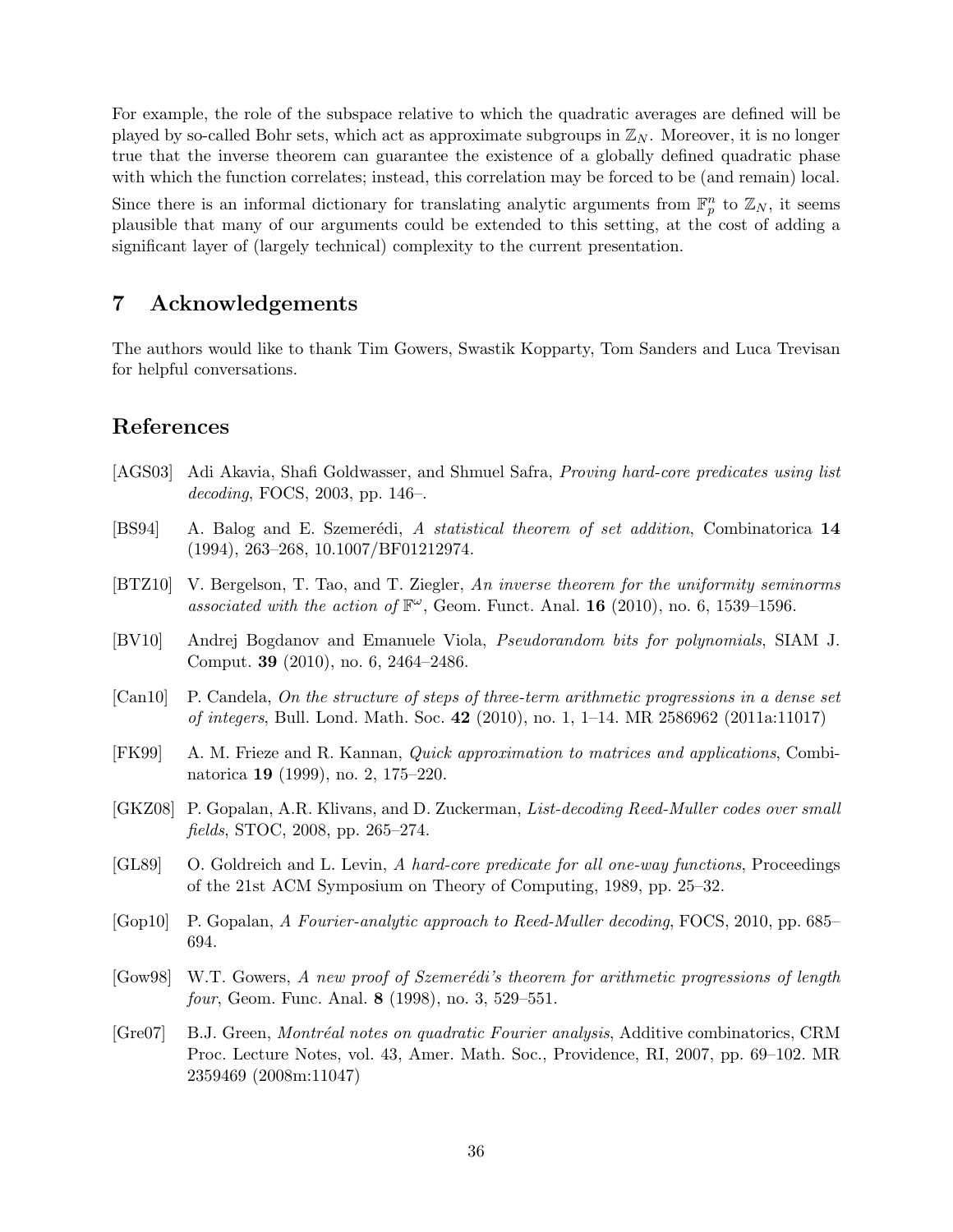For example, the role of the subspace relative to which the quadratic averages are defined will be played by so-called Bohr sets, which act as approximate subgroups in $\mathbb{Z}_N$. Moreover, it is no longer true that the inverse theorem can guarantee the existence of a globally defined quadratic phase with which the function correlates; instead, this correlation may be forced to be (and remain) local.

Since there is an informal dictionary for translating analytic arguments from $\mathbb{F}_p^n$ to $\mathbb{Z}_N$, it seems plausible that many of our arguments could be extended to this setting, at the cost of adding a significant layer of (largely technical) complexity to the current presentation.

# 7 Acknowledgements

The authors would like to thank Tim Gowers, Swastik Kopparty, Tom Sanders and Luca Trevisan for helpful conversations.

# References

[AGS03] Adi Akavia, Shafi Goldwasser, and Shmuel Safra, *Proving hard-core predicates using list decoding*, FOCS, 2003, pp. 146–.

[BS94] A. Balog and E. Szemerédi, *A statistical theorem of set addition*, Combinatorica **14** (1994), 263–268, 10.1007/BF01212974.

[BTZ10] V. Bergelson, T. Tao, and T. Ziegler, *An inverse theorem for the uniformity seminorms associated with the action of* $\mathbb{F}^{\omega}$, Geom. Funct. Anal. **16** (2010), no. 6, 1539–1596.

[BV10] Andrej Bogdanov and Emanuele Viola, *Pseudorandom bits for polynomials*, SIAM J. Comput. **39** (2010), no. 6, 2464–2486.

[Can10] P. Candela, *On the structure of steps of three-term arithmetic progressions in a dense set of integers*, Bull. Lond. Math. Soc. **42** (2010), no. 1, 1–14. MR 2586962 (2011a:11017)

[FK99] A. M. Frieze and R. Kannan, *Quick approximation to matrices and applications*, Combinatorica **19** (1999), no. 2, 175–220.

[GKZ08] P. Gopalan, A.R. Klivans, and D. Zuckerman, *List-decoding Reed-Muller codes over small fields*, STOC, 2008, pp. 265–274.

[GL89] O. Goldreich and L. Levin, *A hard-core predicate for all one-way functions*, Proceedings of the 21st ACM Symposium on Theory of Computing, 1989, pp. 25–32.

[Gop10] P. Gopalan, *A Fourier-analytic approach to Reed-Muller decoding*, FOCS, 2010, pp. 685–694.

[Gow98] W.T. Gowers, *A new proof of Szemerédi's theorem for arithmetic progressions of length four*, Geom. Func. Anal. **8** (1998), no. 3, 529–551.

[Gre07] B.J. Green, *Montréal notes on quadratic Fourier analysis*, Additive combinatorics, CRM Proc. Lecture Notes, vol. 43, Amer. Math. Soc., Providence, RI, 2007, pp. 69–102. MR 2359469 (2008m:11047)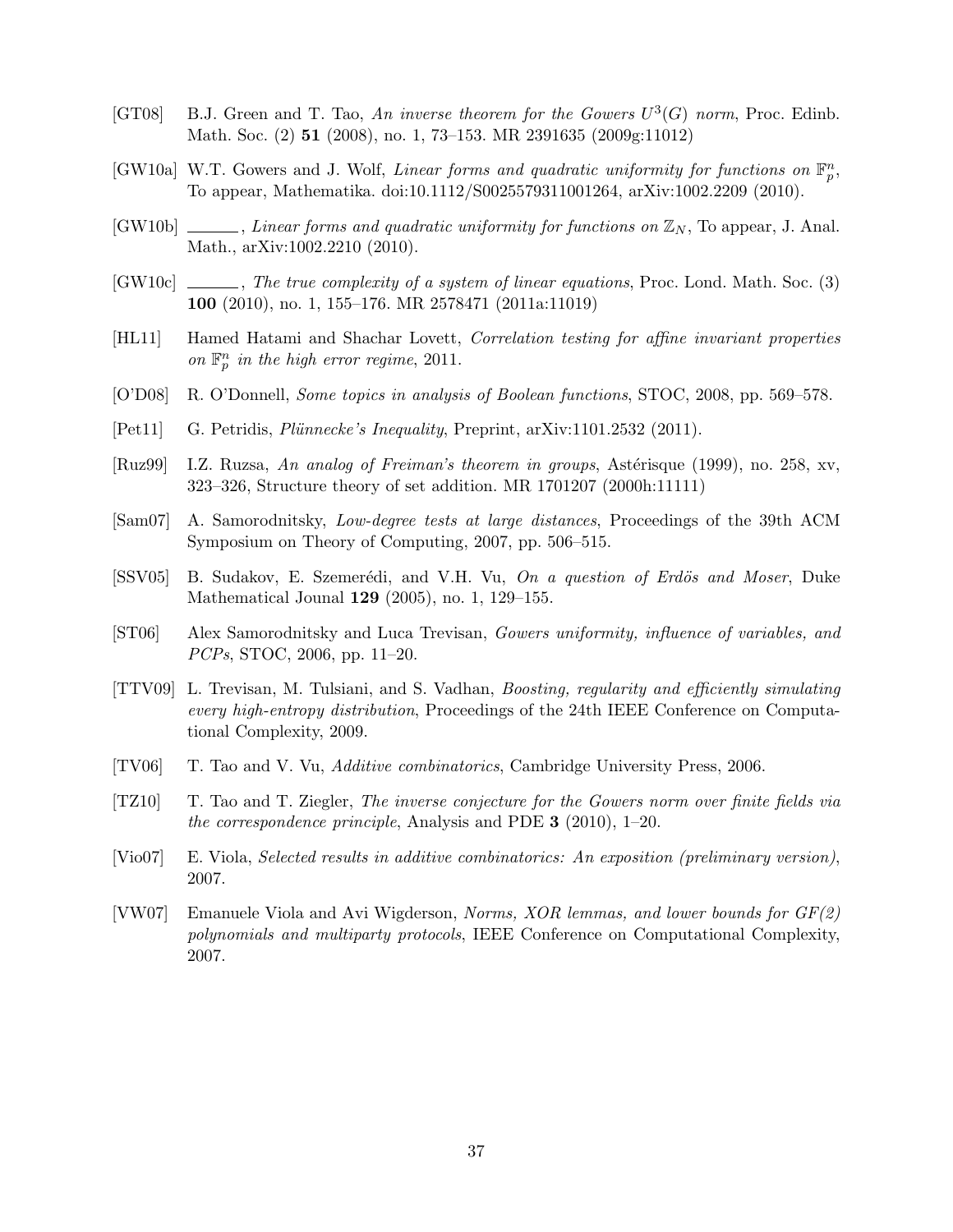[GT08] B.J. Green and T. Tao, *An inverse theorem for the Gowers $U^3(G)$ norm*, Proc. Edinb. Math. Soc. (2) **51** (2008), no. 1, 73–153. MR 2391635 (2009g:11012)

[GW10a] W.T. Gowers and J. Wolf, *Linear forms and quadratic uniformity for functions on $\mathbb{F}_p^n$*, To appear, Mathematika. doi:10.1112/S0025579311001264, arXiv:1002.2209 (2010).

[GW10b] ______, *Linear forms and quadratic uniformity for functions on $\mathbb{Z}_N$*, To appear, J. Anal. Math., arXiv:1002.2210 (2010).

[GW10c] ______, *The true complexity of a system of linear equations*, Proc. Lond. Math. Soc. (3) **100** (2010), no. 1, 155–176. MR 2578471 (2011a:11019)

[HL11] Hamed Hatami and Shachar Lovett, *Correlation testing for affine invariant properties on $\mathbb{F}_p^n$ in the high error regime*, 2011.

[O'D08] R. O'Donnell, *Some topics in analysis of Boolean functions*, STOC, 2008, pp. 569–578.

[Pet11] G. Petridis, *Plünnecke's Inequality*, Preprint, arXiv:1101.2532 (2011).

[Ruz99] I.Z. Ruzsa, *An analog of Freiman's theorem in groups*, Astérisque (1999), no. 258, xv, 323–326, Structure theory of set addition. MR 1701207 (2000h:11111)

[Sam07] A. Samorodnitsky, *Low-degree tests at large distances*, Proceedings of the 39th ACM Symposium on Theory of Computing, 2007, pp. 506–515.

[SSV05] B. Sudakov, E. Szemerédi, and V.H. Vu, *On a question of Erdös and Moser*, Duke Mathematical Jounal **129** (2005), no. 1, 129–155.

[ST06] Alex Samorodnitsky and Luca Trevisan, *Gowers uniformity, influence of variables, and PCPs*, STOC, 2006, pp. 11–20.

[TTV09] L. Trevisan, M. Tulsiani, and S. Vadhan, *Boosting, regularity and efficiently simulating every high-entropy distribution*, Proceedings of the 24th IEEE Conference on Computational Complexity, 2009.

[TV06] T. Tao and V. Vu, *Additive combinatorics*, Cambridge University Press, 2006.

[TZ10] T. Tao and T. Ziegler, *The inverse conjecture for the Gowers norm over finite fields via the correspondence principle*, Analysis and PDE **3** (2010), 1–20.

[Vio07] E. Viola, *Selected results in additive combinatorics: An exposition (preliminary version)*, 2007.

[VW07] Emanuele Viola and Avi Wigderson, *Norms, XOR lemmas, and lower bounds for GF(2) polynomials and multiparty protocols*, IEEE Conference on Computational Complexity, 2007.